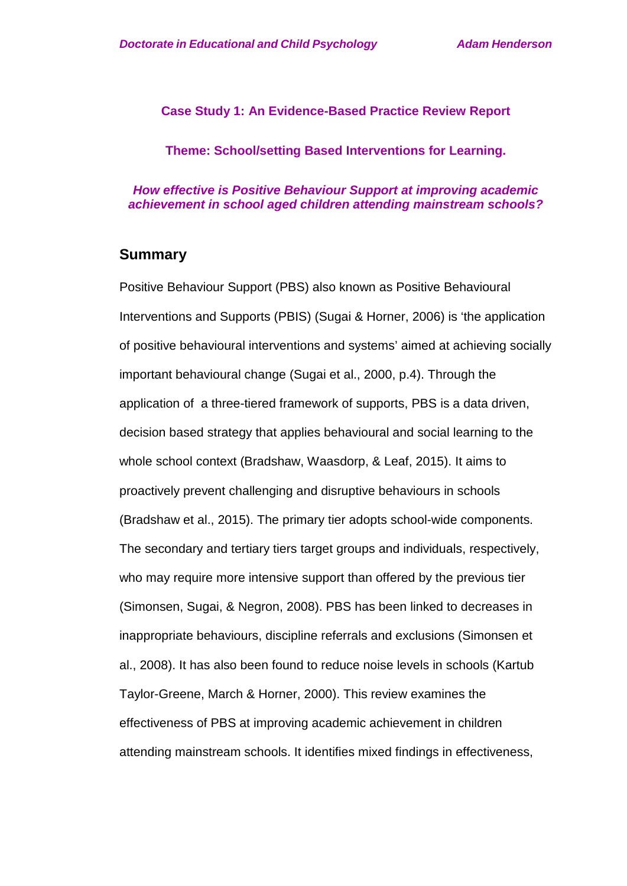**Case Study 1: An Evidence-Based Practice Review Report**

**Theme: School/setting Based Interventions for Learning.**

***How effective is Positive Behaviour Support at improving academic achievement in school aged children attending mainstream schools?***

## Summary

Positive Behaviour Support (PBS) also known as Positive Behavioural Interventions and Supports (PBIS) (Sugai & Horner, 2006) is 'the application of positive behavioural interventions and systems' aimed at achieving socially important behavioural change (Sugai et al., 2000, p.4). Through the application of a three-tiered framework of supports, PBS is a data driven, decision based strategy that applies behavioural and social learning to the whole school context (Bradshaw, Waasdorp, & Leaf, 2015). It aims to proactively prevent challenging and disruptive behaviours in schools (Bradshaw et al., 2015). The primary tier adopts school-wide components. The secondary and tertiary tiers target groups and individuals, respectively, who may require more intensive support than offered by the previous tier (Simonsen, Sugai, & Negron, 2008). PBS has been linked to decreases in inappropriate behaviours, discipline referrals and exclusions (Simonsen et al., 2008). It has also been found to reduce noise levels in schools (Kartub Taylor-Greene, March & Horner, 2000). This review examines the effectiveness of PBS at improving academic achievement in children attending mainstream schools. It identifies mixed findings in effectiveness,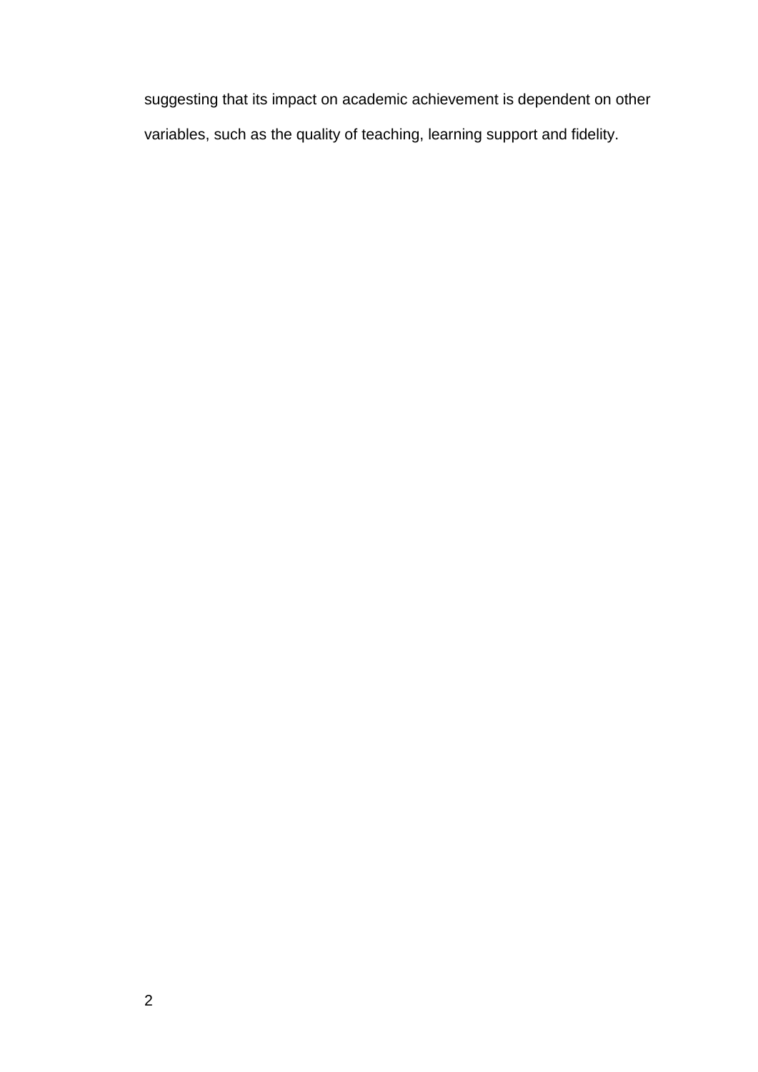suggesting that its impact on academic achievement is dependent on other variables, such as the quality of teaching, learning support and fidelity.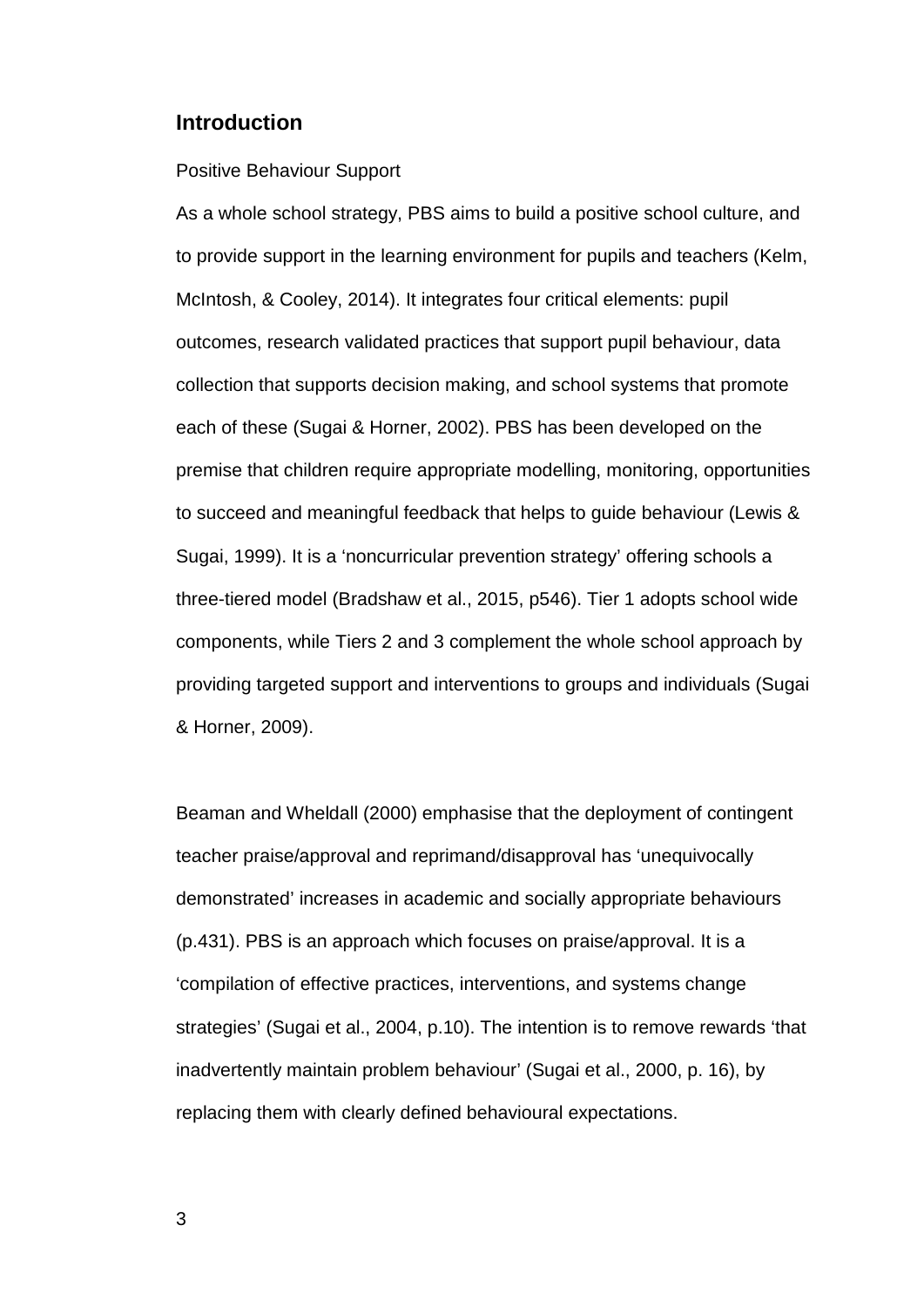## Introduction

Positive Behaviour Support

As a whole school strategy, PBS aims to build a positive school culture, and to provide support in the learning environment for pupils and teachers (Kelm, McIntosh, & Cooley, 2014). It integrates four critical elements: pupil outcomes, research validated practices that support pupil behaviour, data collection that supports decision making, and school systems that promote each of these (Sugai & Horner, 2002). PBS has been developed on the premise that children require appropriate modelling, monitoring, opportunities to succeed and meaningful feedback that helps to guide behaviour (Lewis & Sugai, 1999). It is a 'noncurricular prevention strategy' offering schools a three-tiered model (Bradshaw et al., 2015, p546). Tier 1 adopts school wide components, while Tiers 2 and 3 complement the whole school approach by providing targeted support and interventions to groups and individuals (Sugai & Horner, 2009).

Beaman and Wheldall (2000) emphasise that the deployment of contingent teacher praise/approval and reprimand/disapproval has 'unequivocally demonstrated' increases in academic and socially appropriate behaviours (p.431). PBS is an approach which focuses on praise/approval. It is a 'compilation of effective practices, interventions, and systems change strategies' (Sugai et al., 2004, p.10). The intention is to remove rewards 'that inadvertently maintain problem behaviour' (Sugai et al., 2000, p. 16), by replacing them with clearly defined behavioural expectations.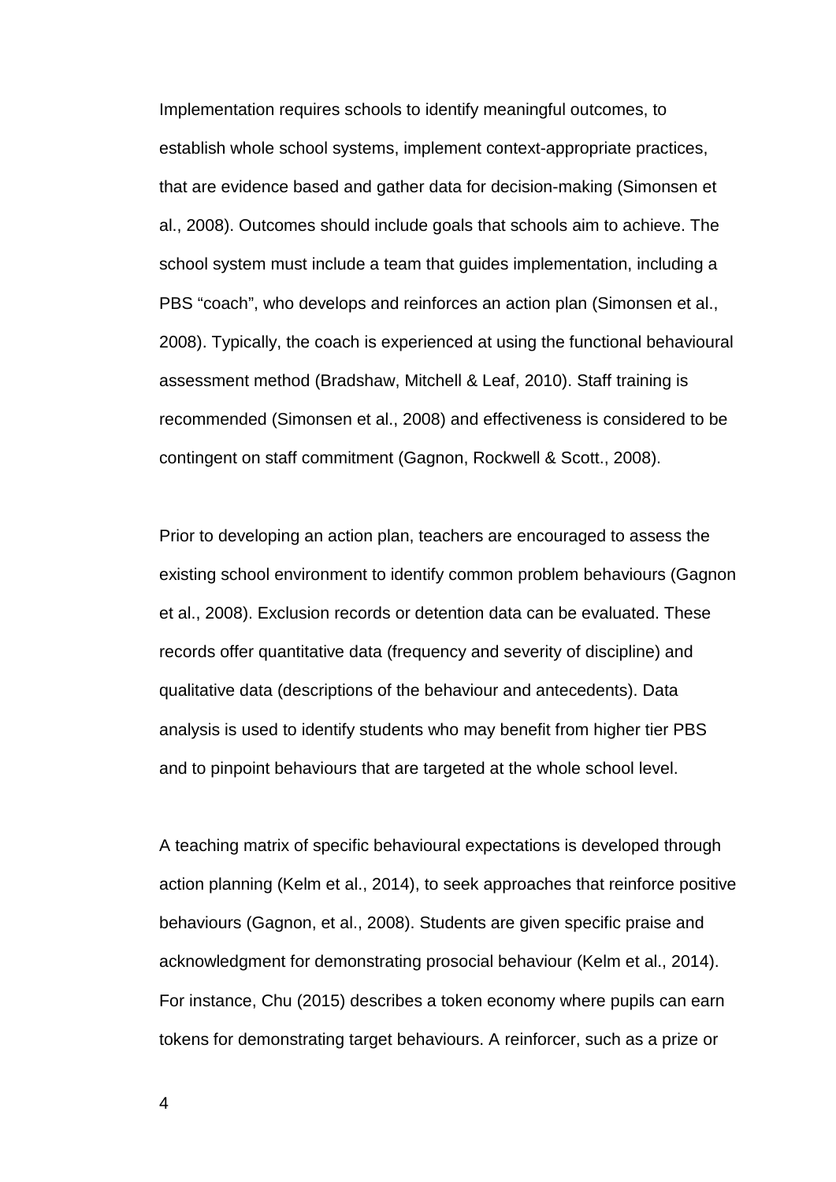Implementation requires schools to identify meaningful outcomes, to establish whole school systems, implement context-appropriate practices, that are evidence based and gather data for decision-making (Simonsen et al., 2008). Outcomes should include goals that schools aim to achieve. The school system must include a team that guides implementation, including a PBS "coach", who develops and reinforces an action plan (Simonsen et al., 2008). Typically, the coach is experienced at using the functional behavioural assessment method (Bradshaw, Mitchell & Leaf, 2010). Staff training is recommended (Simonsen et al., 2008) and effectiveness is considered to be contingent on staff commitment (Gagnon, Rockwell & Scott., 2008).

Prior to developing an action plan, teachers are encouraged to assess the existing school environment to identify common problem behaviours (Gagnon et al., 2008). Exclusion records or detention data can be evaluated. These records offer quantitative data (frequency and severity of discipline) and qualitative data (descriptions of the behaviour and antecedents). Data analysis is used to identify students who may benefit from higher tier PBS and to pinpoint behaviours that are targeted at the whole school level.

A teaching matrix of specific behavioural expectations is developed through action planning (Kelm et al., 2014), to seek approaches that reinforce positive behaviours (Gagnon, et al., 2008). Students are given specific praise and acknowledgment for demonstrating prosocial behaviour (Kelm et al., 2014). For instance, Chu (2015) describes a token economy where pupils can earn tokens for demonstrating target behaviours. A reinforcer, such as a prize or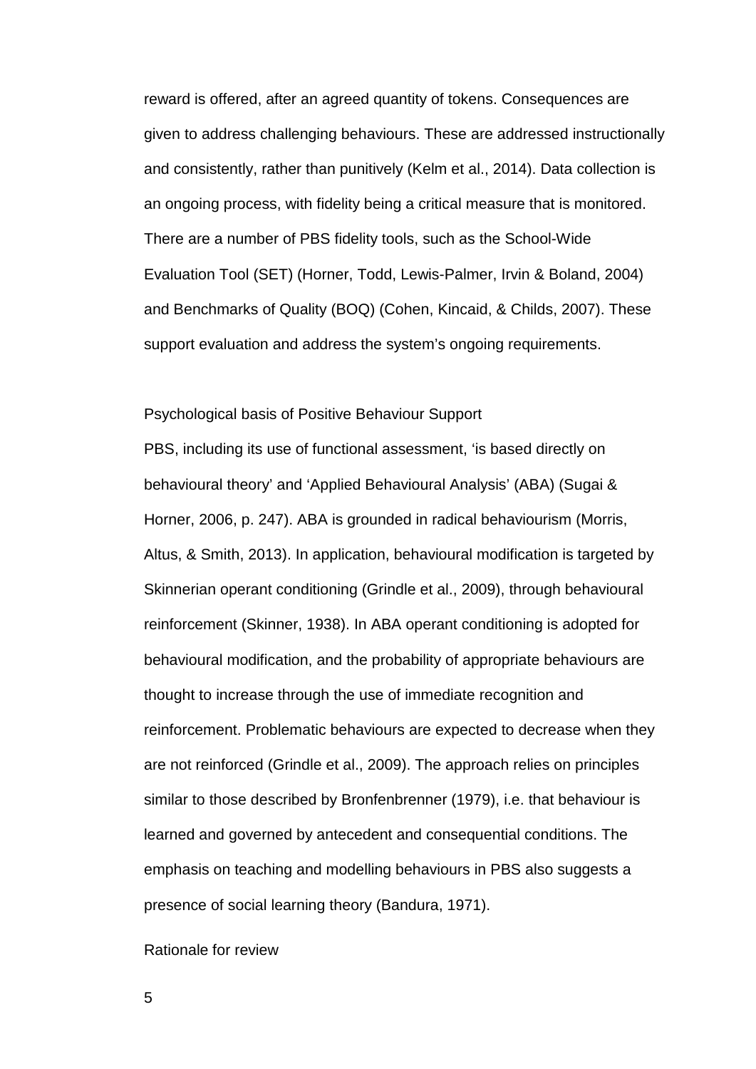reward is offered, after an agreed quantity of tokens. Consequences are given to address challenging behaviours. These are addressed instructionally and consistently, rather than punitively (Kelm et al., 2014). Data collection is an ongoing process, with fidelity being a critical measure that is monitored. There are a number of PBS fidelity tools, such as the School-Wide Evaluation Tool (SET) (Horner, Todd, Lewis-Palmer, Irvin & Boland, 2004) and Benchmarks of Quality (BOQ) (Cohen, Kincaid, & Childs, 2007). These support evaluation and address the system's ongoing requirements.

## Psychological basis of Positive Behaviour Support

PBS, including its use of functional assessment, 'is based directly on behavioural theory' and 'Applied Behavioural Analysis' (ABA) (Sugai & Horner, 2006, p. 247). ABA is grounded in radical behaviourism (Morris, Altus, & Smith, 2013). In application, behavioural modification is targeted by Skinnerian operant conditioning (Grindle et al., 2009), through behavioural reinforcement (Skinner, 1938). In ABA operant conditioning is adopted for behavioural modification, and the probability of appropriate behaviours are thought to increase through the use of immediate recognition and reinforcement. Problematic behaviours are expected to decrease when they are not reinforced (Grindle et al., 2009). The approach relies on principles similar to those described by Bronfenbrenner (1979), i.e. that behaviour is learned and governed by antecedent and consequential conditions. The emphasis on teaching and modelling behaviours in PBS also suggests a presence of social learning theory (Bandura, 1971).

## Rationale for review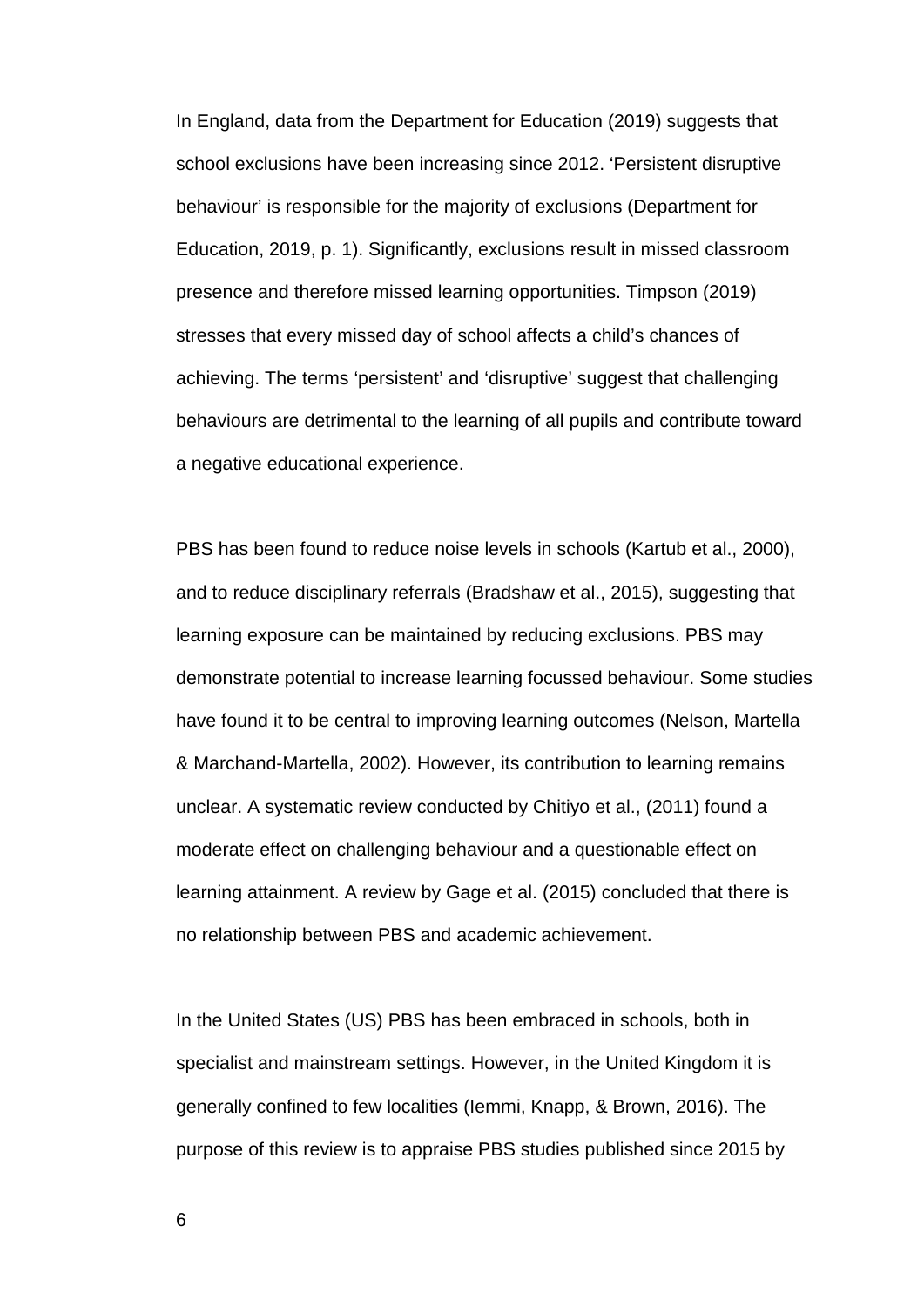In England, data from the Department for Education (2019) suggests that school exclusions have been increasing since 2012. ‘Persistent disruptive behaviour’ is responsible for the majority of exclusions (Department for Education, 2019, p. 1). Significantly, exclusions result in missed classroom presence and therefore missed learning opportunities. Timpson (2019) stresses that every missed day of school affects a child’s chances of achieving. The terms ‘persistent’ and ‘disruptive’ suggest that challenging behaviours are detrimental to the learning of all pupils and contribute toward a negative educational experience.

PBS has been found to reduce noise levels in schools (Kartub et al., 2000), and to reduce disciplinary referrals (Bradshaw et al., 2015), suggesting that learning exposure can be maintained by reducing exclusions. PBS may demonstrate potential to increase learning focussed behaviour. Some studies have found it to be central to improving learning outcomes (Nelson, Martella & Marchand-Martella, 2002). However, its contribution to learning remains unclear. A systematic review conducted by Chitiyo et al., (2011) found a moderate effect on challenging behaviour and a questionable effect on learning attainment. A review by Gage et al. (2015) concluded that there is no relationship between PBS and academic achievement.

In the United States (US) PBS has been embraced in schools, both in specialist and mainstream settings. However, in the United Kingdom it is generally confined to few localities (Iemmi, Knapp, & Brown, 2016). The purpose of this review is to appraise PBS studies published since 2015 by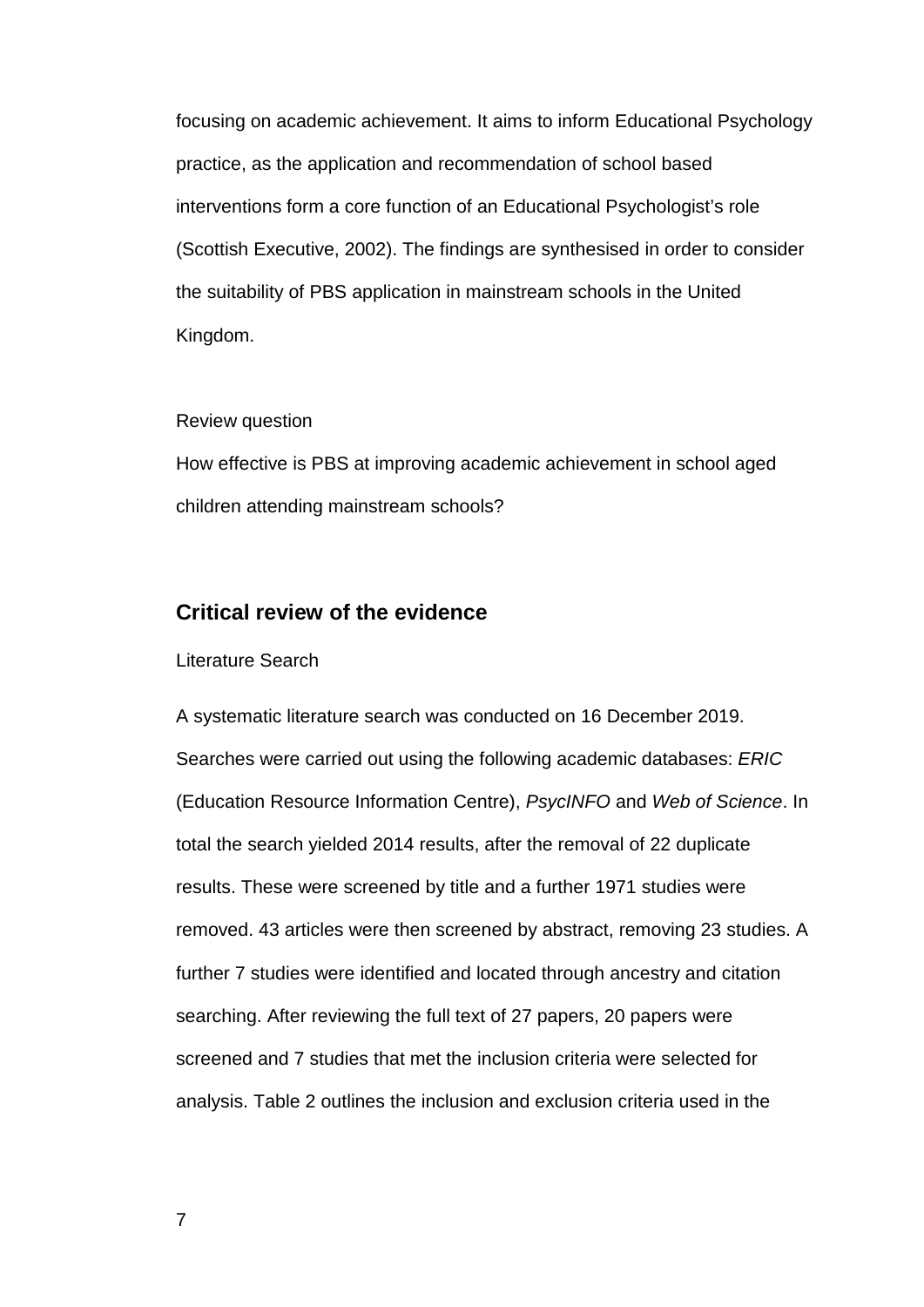focusing on academic achievement. It aims to inform Educational Psychology practice, as the application and recommendation of school based interventions form a core function of an Educational Psychologist's role (Scottish Executive, 2002). The findings are synthesised in order to consider the suitability of PBS application in mainstream schools in the United Kingdom.

Review question

How effective is PBS at improving academic achievement in school aged children attending mainstream schools?

## Critical review of the evidence

Literature Search

A systematic literature search was conducted on 16 December 2019. Searches were carried out using the following academic databases: *ERIC* (Education Resource Information Centre), *PsycINFO* and *Web of Science*. In total the search yielded 2014 results, after the removal of 22 duplicate results. These were screened by title and a further 1971 studies were removed. 43 articles were then screened by abstract, removing 23 studies. A further 7 studies were identified and located through ancestry and citation searching. After reviewing the full text of 27 papers, 20 papers were screened and 7 studies that met the inclusion criteria were selected for analysis. Table 2 outlines the inclusion and exclusion criteria used in the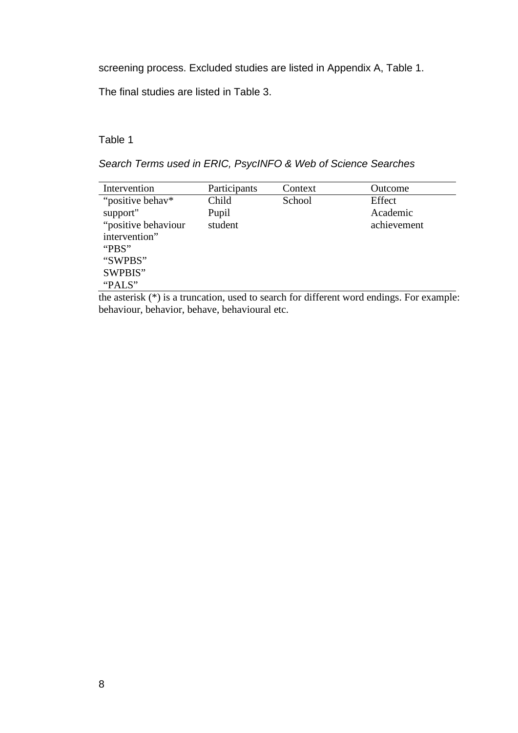screening process. Excluded studies are listed in Appendix A, Table 1.

The final studies are listed in Table 3.

Table 1

*Search Terms used in ERIC, PsycINFO & Web of Science Searches*

| Intervention | Participants | Context | Outcome |
|---|---|---|---|
| “positive behav* support" | Child | School | Effect |
| “positive behaviour intervention” | Pupil | | Academic achievement |
| “PBS” | student | | |
| “SWPBS” | | | |
| SWPBIS” | | | |
| “PALS” | | | |

the asterisk (*) is a truncation, used to search for different word endings. For example: behaviour, behavior, behave, behavioural etc.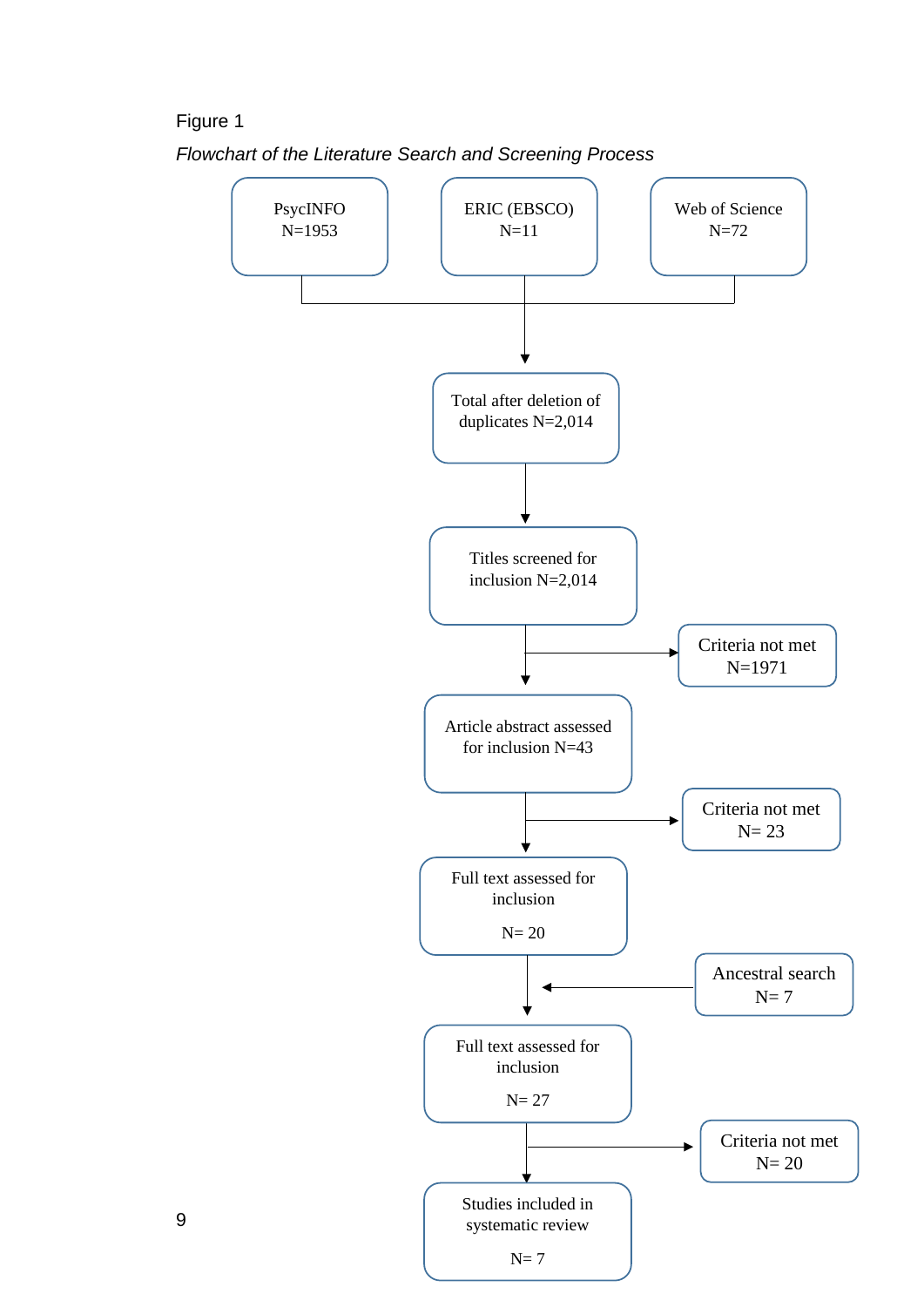Figure 1

*Flowchart of the Literature Search and Screening Process*

PsycINFO N=1953

ERIC (EBSCO) N=11

Web of Science N=72

Total after deletion of duplicates N=2,014

Titles screened for inclusion N=2,014

Criteria not met N=1971

Article abstract assessed for inclusion N=43

Criteria not met N= 23

Full text assessed for inclusion

N= 20

Ancestral search N= 7

Full text assessed for inclusion

N= 27

Criteria not met N= 20

Studies included in systematic review

N= 7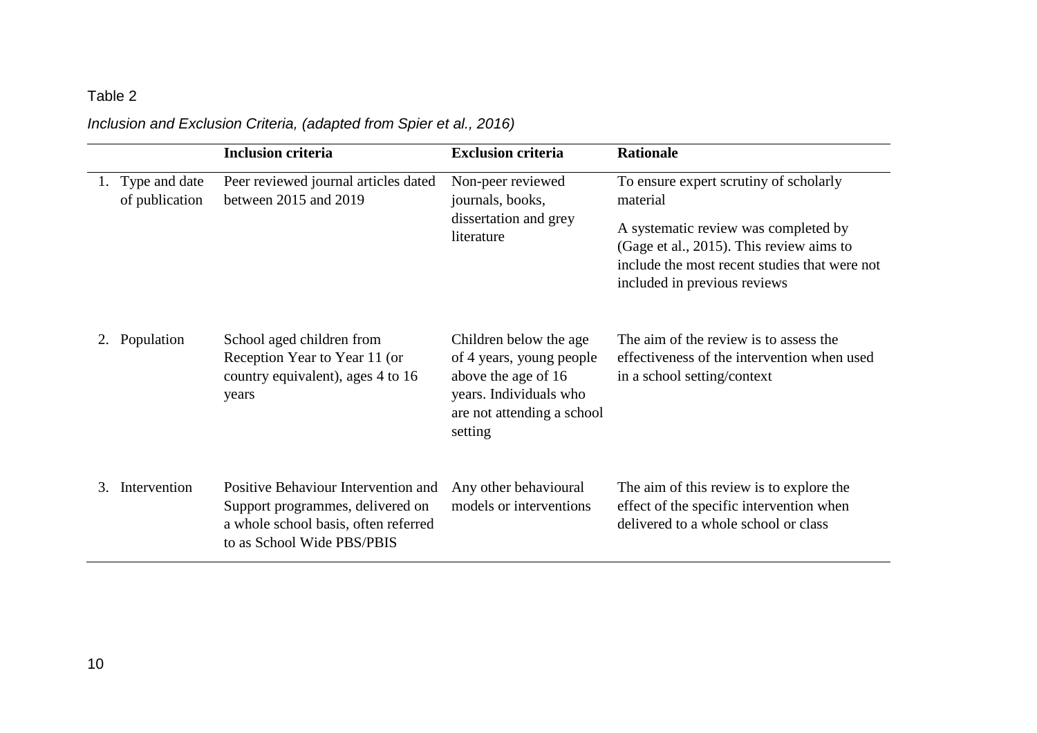Table 2

*Inclusion and Exclusion Criteria, (adapted from Spier et al., 2016)*

| | Inclusion criteria | Exclusion criteria | Rationale |
|---|---|---|---|
| 1. Type and date of publication | Peer reviewed journal articles dated between 2015 and 2019 | Non-peer reviewed journals, books, dissertation and grey literature | To ensure expert scrutiny of scholarly material<br><br>A systematic review was completed by (Gage et al., 2015). This review aims to include the most recent studies that were not included in previous reviews |
| 2. Population | School aged children from Reception Year to Year 11 (or country equivalent), ages 4 to 16 years | Children below the age of 4 years, young people above the age of 16 years. Individuals who are not attending a school setting | The aim of the review is to assess the effectiveness of the intervention when used in a school setting/context |
| 3. Intervention | Positive Behaviour Intervention and Support programmes, delivered on a whole school basis, often referred to as School Wide PBS/PBIS | Any other behavioural models or interventions | The aim of this review is to explore the effect of the specific intervention when delivered to a whole school or class |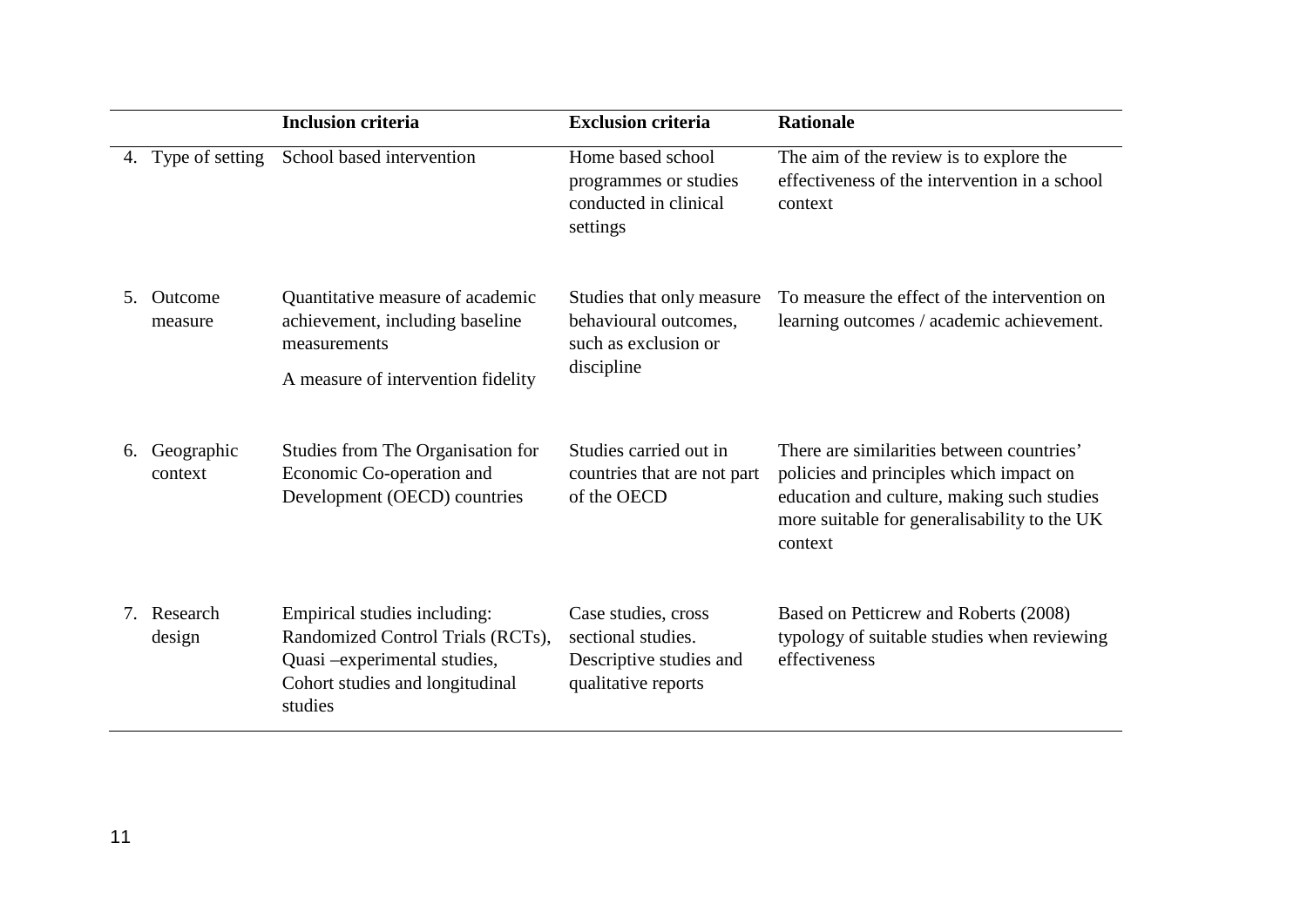| | Inclusion criteria | Exclusion criteria | Rationale |
|---|---|---|---|
| 4. Type of setting | School based intervention | Home based school programmes or studies conducted in clinical settings | The aim of the review is to explore the effectiveness of the intervention in a school context |
| 5. Outcome measure | Quantitative measure of academic achievement, including baseline measurements<br><br>A measure of intervention fidelity | Studies that only measure behavioural outcomes, such as exclusion or discipline | To measure the effect of the intervention on learning outcomes / academic achievement. |
| 6. Geographic context | Studies from The Organisation for Economic Co-operation and Development (OECD) countries | Studies carried out in countries that are not part of the OECD | There are similarities between countries' policies and principles which impact on education and culture, making such studies more suitable for generalisability to the UK context |
| 7. Research design | Empirical studies including: Randomized Control Trials (RCTs), Quasi –experimental studies, Cohort studies and longitudinal studies | Case studies, cross sectional studies. Descriptive studies and qualitative reports | Based on Petticrew and Roberts (2008) typology of suitable studies when reviewing effectiveness |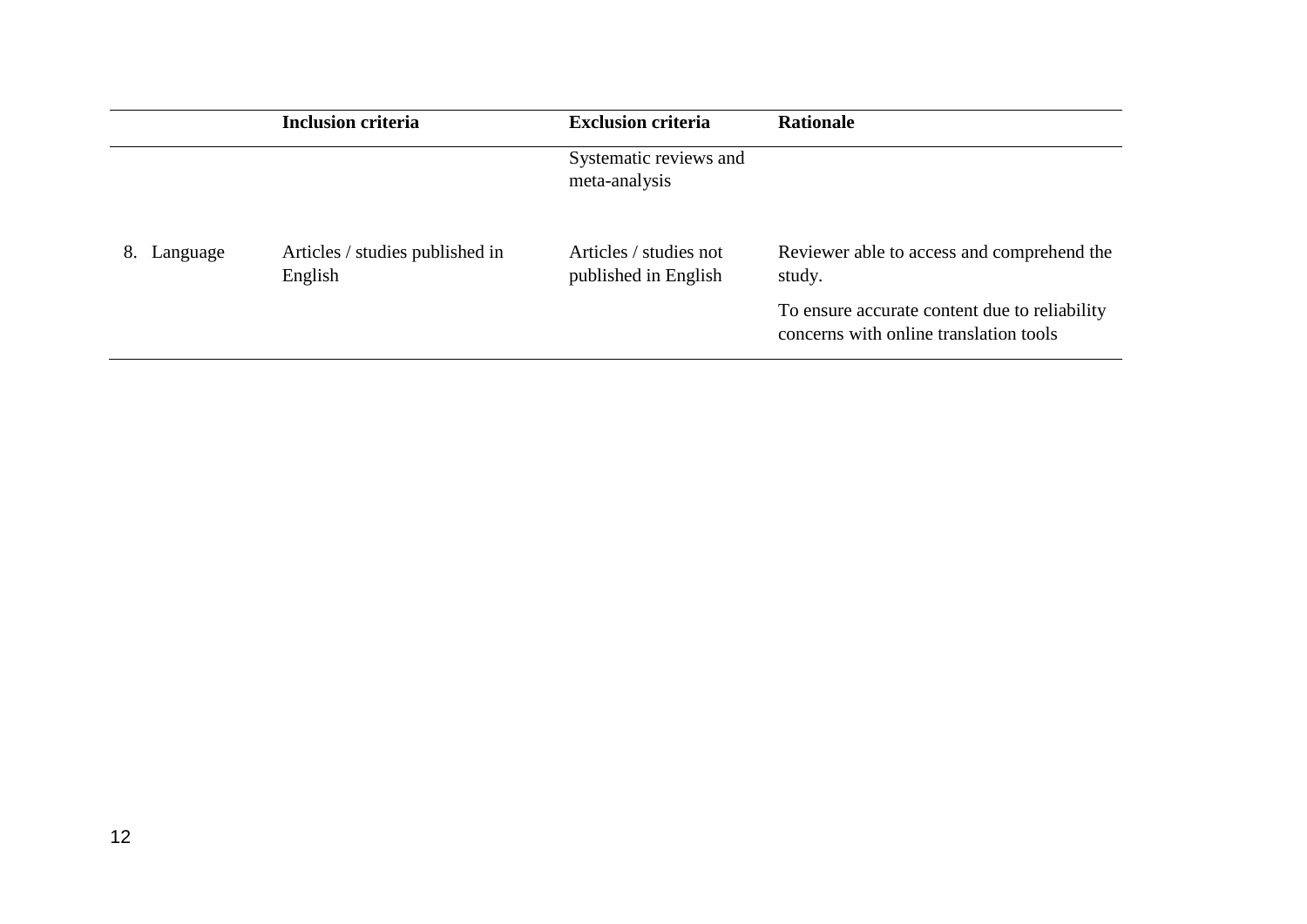| | Inclusion criteria | Exclusion criteria | Rationale |
|---|---|---|---|
| | | Systematic reviews and meta-analysis | |
| 8. Language | Articles / studies published in English | Articles / studies not published in English | Reviewer able to access and comprehend the study.<br><br>To ensure accurate content due to reliability concerns with online translation tools |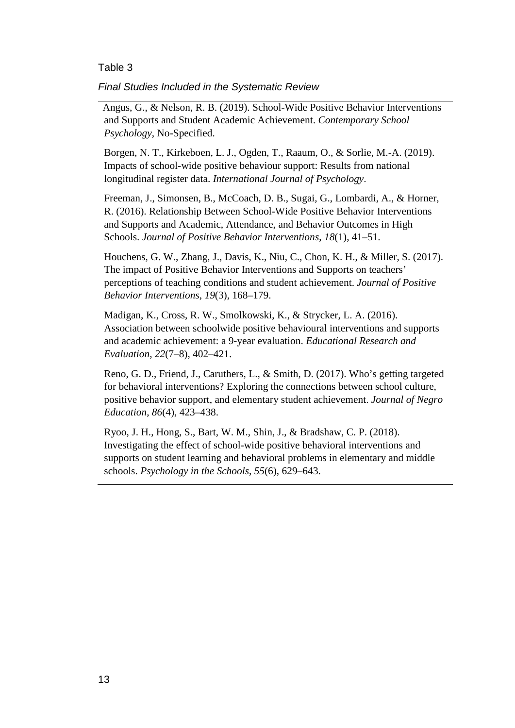Table 3

*Final Studies Included in the Systematic Review*

Angus, G., & Nelson, R. B. (2019). School-Wide Positive Behavior Interventions and Supports and Student Academic Achievement. *Contemporary School Psychology*, No-Specified.

Borgen, N. T., Kirkeboen, L. J., Ogden, T., Raaum, O., & Sorlie, M.-A. (2019). Impacts of school-wide positive behaviour support: Results from national longitudinal register data. *International Journal of Psychology*.

Freeman, J., Simonsen, B., McCoach, D. B., Sugai, G., Lombardi, A., & Horner, R. (2016). Relationship Between School-Wide Positive Behavior Interventions and Supports and Academic, Attendance, and Behavior Outcomes in High Schools. *Journal of Positive Behavior Interventions, 18*(1), 41–51.

Houchens, G. W., Zhang, J., Davis, K., Niu, C., Chon, K. H., & Miller, S. (2017). The impact of Positive Behavior Interventions and Supports on teachers' perceptions of teaching conditions and student achievement. *Journal of Positive Behavior Interventions*, *19*(3), 168–179.

Madigan, K., Cross, R. W., Smolkowski, K., & Strycker, L. A. (2016). Association between schoolwide positive behavioural interventions and supports and academic achievement: a 9-year evaluation. *Educational Research and Evaluation*, *22*(7–8), 402–421.

Reno, G. D., Friend, J., Caruthers, L., & Smith, D. (2017). Who's getting targeted for behavioral interventions? Exploring the connections between school culture, positive behavior support, and elementary student achievement. *Journal of Negro Education*, *86*(4), 423–438.

Ryoo, J. H., Hong, S., Bart, W. M., Shin, J., & Bradshaw, C. P. (2018). Investigating the effect of school-wide positive behavioral interventions and supports on student learning and behavioral problems in elementary and middle schools. *Psychology in the Schools*, *55*(6), 629–643.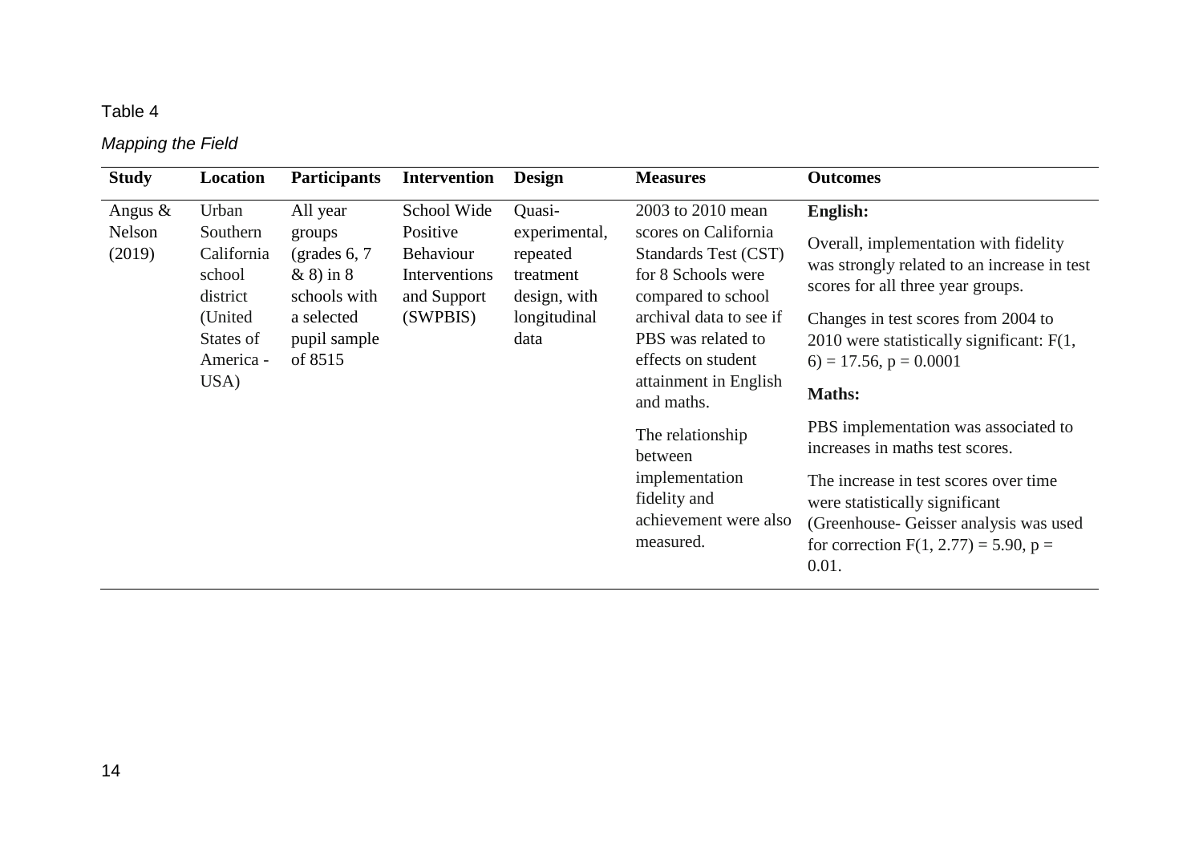Table 4

*Mapping the Field*

| Study | Location | Participants | Intervention | Design | Measures | Outcomes |
|---|---|---|---|---|---|---|
| Angus & Nelson (2019) | Urban Southern California school district (United States of America - USA) | All year groups (grades 6, 7 & 8) in 8 schools with a selected pupil sample of 8515 | School Wide Positive Behaviour Interventions and Support (SWPBIS) | Quasi-experimental, repeated treatment design, with longitudinal data | 2003 to 2010 mean scores on California Standards Test (CST) for 8 Schools were compared to school archival data to see if PBS was related to effects on student attainment in English and maths. The relationship between implementation fidelity and achievement were also measured. | **English:** Overall, implementation with fidelity was strongly related to an increase in test scores for all three year groups. Changes in test scores from 2004 to 2010 were statistically significant: $F(1, 6) = 17.56$, $p = 0.0001$ **Maths:** PBS implementation was associated to increases in maths test scores. The increase in test scores over time were statistically significant (Greenhouse- Geisser analysis was used for correction $F(1, 2.77) = 5.90$, $p = 0.01$. |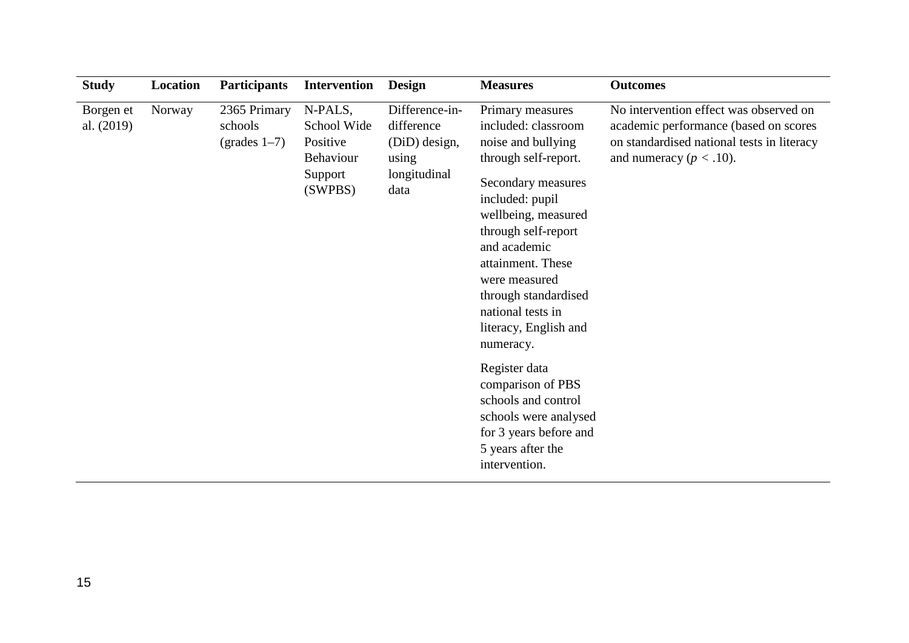| Study | Location | Participants | Intervention | Design | Measures | Outcomes |
|---|---|---|---|---|---|---|
| Borgen et al. (2019) | Norway | 2365 Primary schools (grades 1–7) | N-PALS, School Wide Positive Behaviour Support (SWPBS) | Difference-in-difference (DiD) design, using longitudinal data | Primary measures included: classroom noise and bullying through self-report. Secondary measures included: pupil wellbeing, measured through self-report and academic attainment. These were measured through standardised national tests in literacy, English and numeracy. Register data comparison of PBS schools and control schools were analysed for 3 years before and 5 years after the intervention. | No intervention effect was observed on academic performance (based on scores on standardised national tests in literacy and numeracy ($p < .10$). |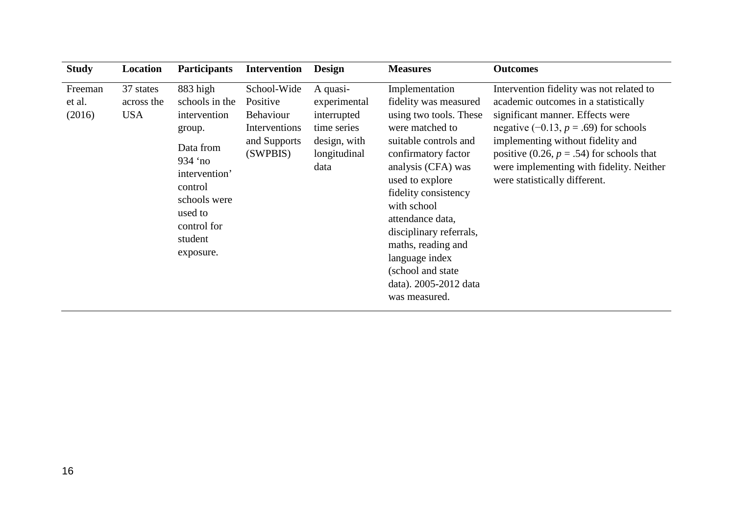| Study | Location | Participants | Intervention | Design | Measures | Outcomes |
|---|---|---|---|---|---|---|
| Freeman et al. (2016) | 37 states across the USA | 883 high schools in the intervention group. Data from 934 'no intervention' control schools were used to control for student exposure. | School-Wide Positive Behaviour Interventions and Supports (SWPBIS) | A quasi-experimental interrupted time series design, with longitudinal data | Implementation fidelity was measured using two tools. These were matched to suitable controls and confirmatory factor analysis (CFA) was used to explore fidelity consistency with school attendance data, disciplinary referrals, maths, reading and language index (school and state data). 2005-2012 data was measured. | Intervention fidelity was not related to academic outcomes in a statistically significant manner. Effects were negative (−0.13, $p = .69$) for schools implementing without fidelity and positive (0.26, $p = .54$) for schools that were implementing with fidelity. Neither were statistically different. |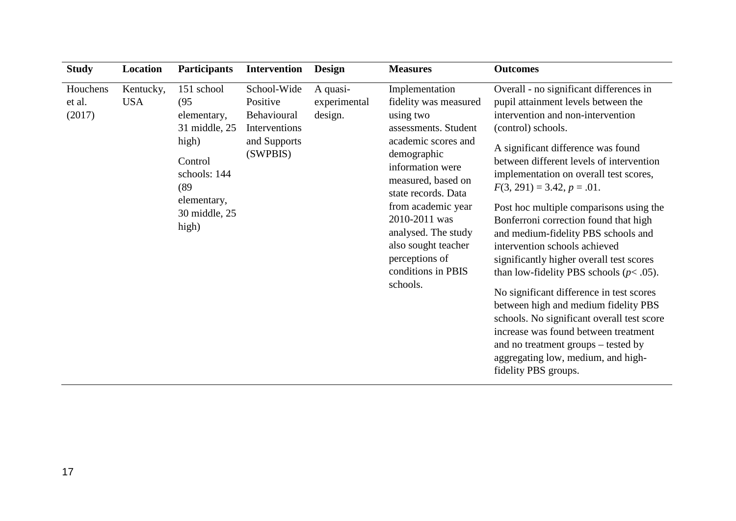| Study | Location | Participants | Intervention | Design | Measures | Outcomes |
|---|---|---|---|---|---|---|
| Houchens et al. (2017) | Kentucky, USA | 151 school (95 elementary, 31 middle, 25 high)<br><br>Control schools: 144 (89 elementary, 30 middle, 25 high) | School-Wide Positive Behavioural Interventions and Supports (SWPBIS) | A quasi-experimental design. | Implementation fidelity was measured using two assessments. Student academic scores and demographic information were measured, based on state records. Data from academic year 2010-2011 was analysed. The study also sought teacher perceptions of conditions in PBIS schools. | Overall - no significant differences in pupil attainment levels between the intervention and non-intervention (control) schools.<br><br>A significant difference was found between different levels of intervention implementation on overall test scores, $F(3, 291) = 3.42$, $p = .01$.<br><br>Post hoc multiple comparisons using the Bonferroni correction found that high and medium-fidelity PBS schools and intervention schools achieved significantly higher overall test scores than low-fidelity PBS schools ($p < .05$).<br><br>No significant difference in test scores between high and medium fidelity PBS schools. No significant overall test score increase was found between treatment and no treatment groups – tested by aggregating low, medium, and high-fidelity PBS groups. |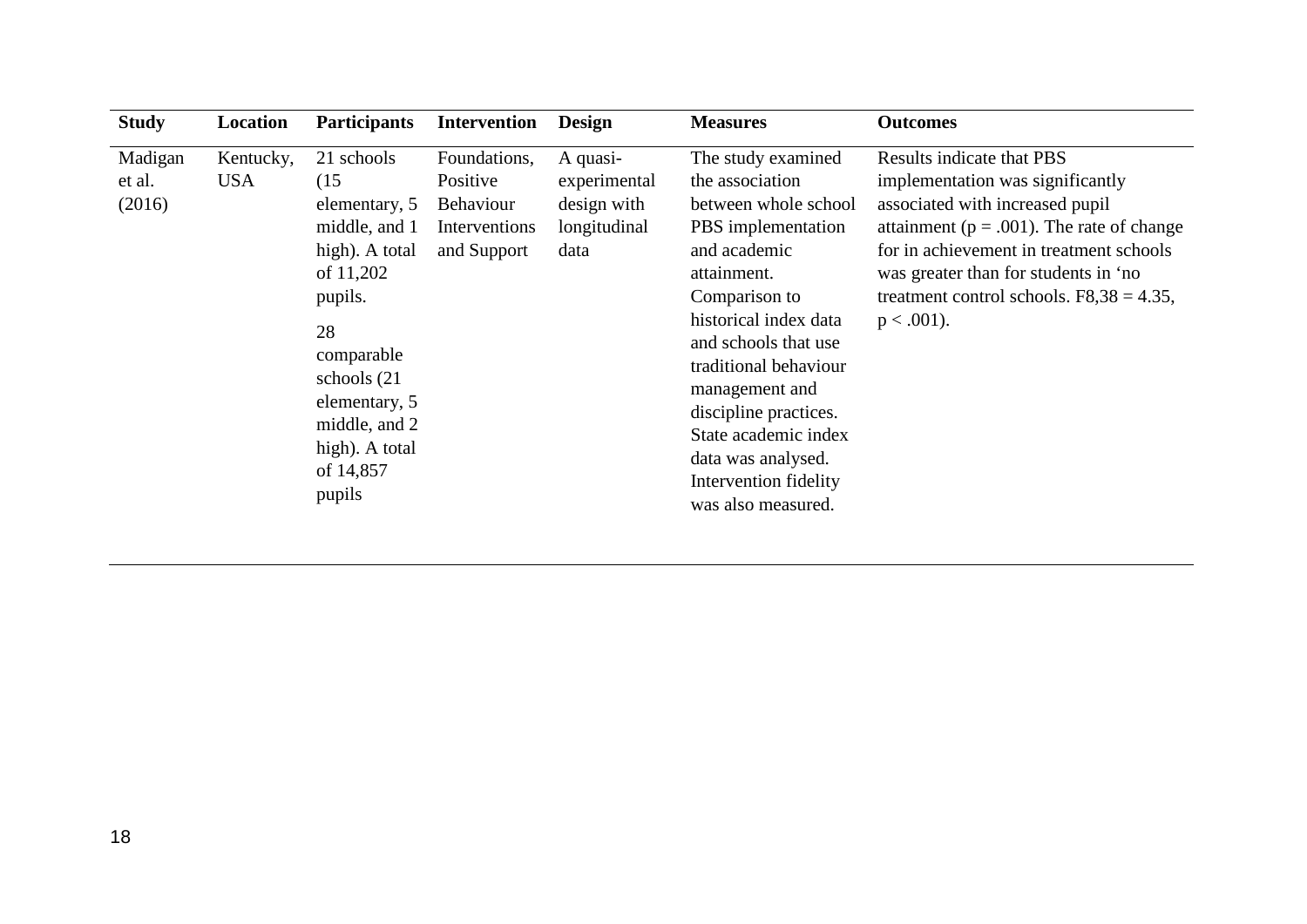| Study | Location | Participants | Intervention | Design | Measures | Outcomes |
|---|---|---|---|---|---|---|
| Madigan et al. (2016) | Kentucky, USA | 21 schools (15 elementary, 5 middle, and 1 high). A total of 11,202 pupils. 28 comparable schools (21 elementary, 5 middle, and 2 high). A total of 14,857 pupils | Foundations, Positive Behaviour Interventions and Support | A quasi-experimental design with longitudinal data | The study examined the association between whole school PBS implementation and academic attainment. Comparison to historical index data and schools that use traditional behaviour management and discipline practices. State academic index data was analysed. Intervention fidelity was also measured. | Results indicate that PBS implementation was significantly associated with increased pupil attainment ($p = .001$). The rate of change for in achievement in treatment schools was greater than for students in 'no treatment control schools. $F_{8,38} = 4.35$, $p < .001$). |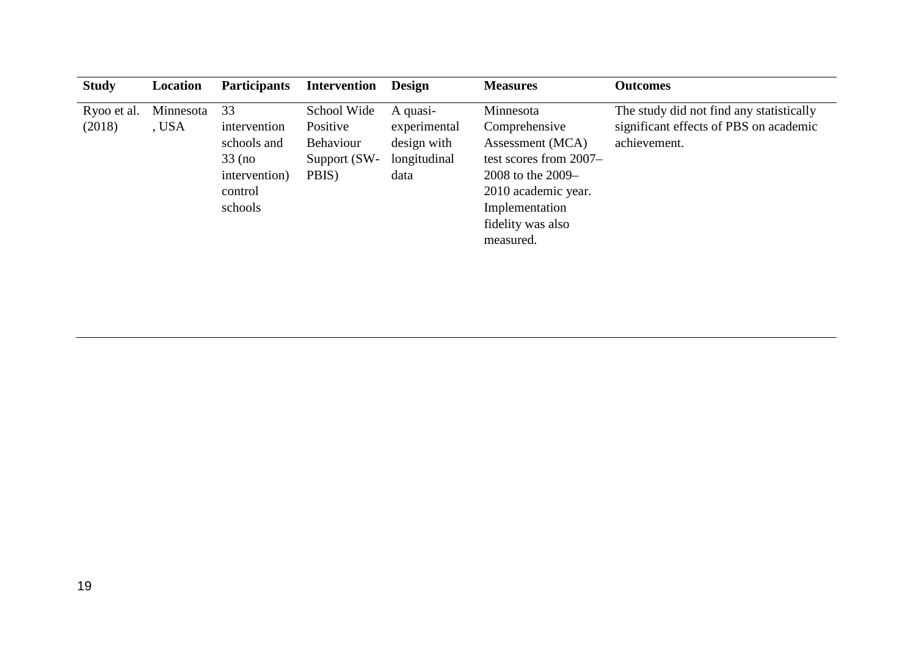| Study | Location | Participants | Intervention | Design | Measures | Outcomes |
|---|---|---|---|---|---|---|
| Ryoo et al. (2018) | Minnesota, USA | 33 intervention schools and 33 (no intervention) control schools | School Wide Positive Behaviour Support (SW-PBIS) | A quasi-experimental design with longitudinal data | Minnesota Comprehensive Assessment (MCA) test scores from 2007–2008 to the 2009–2010 academic year. Implementation fidelity was also measured. | The study did not find any statistically significant effects of PBS on academic achievement. |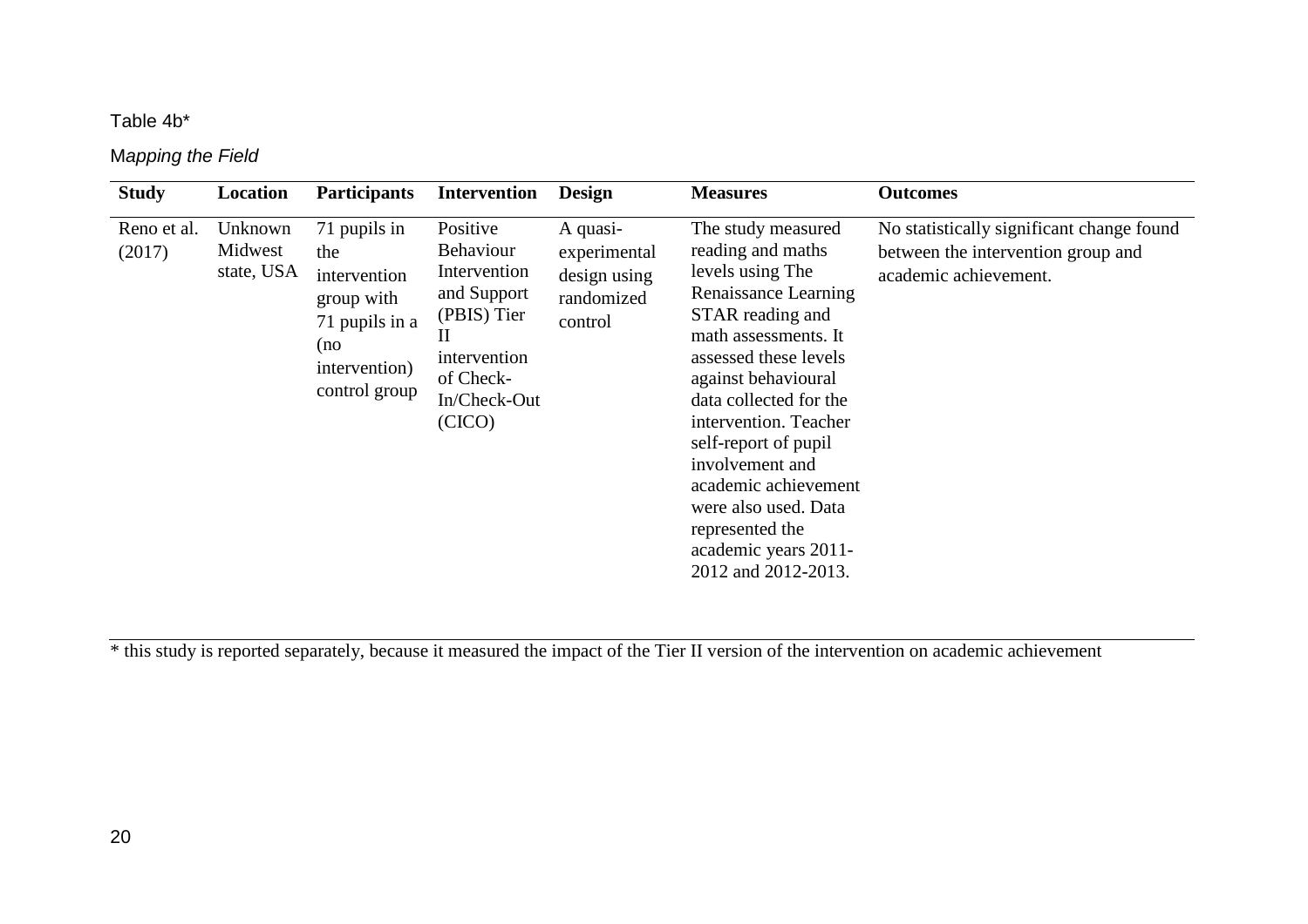Table 4b*

*Mapping the Field*

| Study | Location | Participants | Intervention | Design | Measures | Outcomes |
|---|---|---|---|---|---|---|
| Reno et al. (2017) | Unknown Midwest state, USA | 71 pupils in the intervention group with 71 pupils in a (no intervention) control group | Positive Behaviour Intervention and Support (PBIS) Tier II intervention of Check-In/Check-Out (CICO) | A quasi-experimental design using randomized control | The study measured reading and maths levels using The Renaissance Learning STAR reading and math assessments. It assessed these levels against behavioural data collected for the intervention. Teacher self-report of pupil involvement and academic achievement were also used. Data represented the academic years 2011-2012 and 2012-2013. | No statistically significant change found between the intervention group and academic achievement. |

* this study is reported separately, because it measured the impact of the Tier II version of the intervention on academic achievement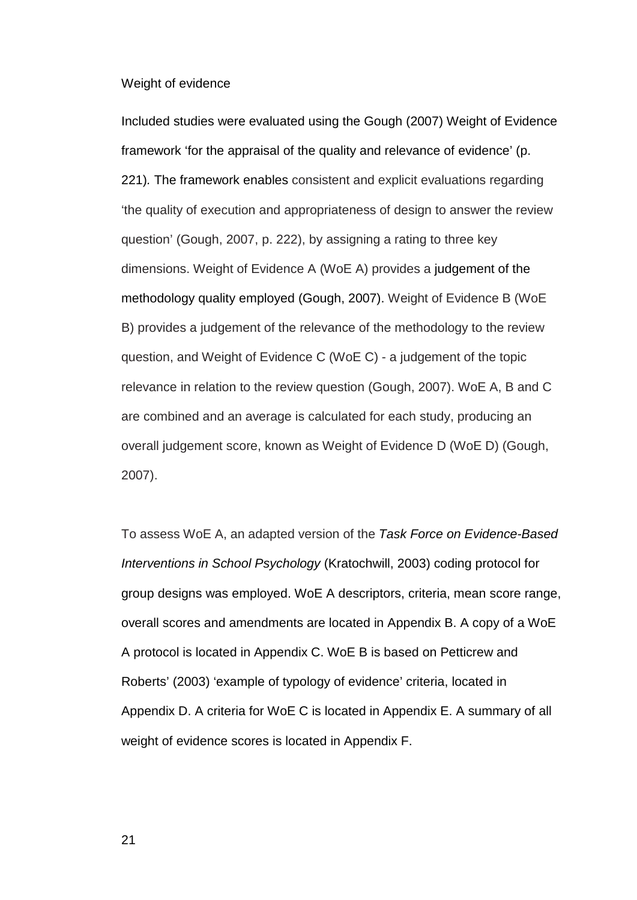## Weight of evidence

Included studies were evaluated using the Gough (2007) Weight of Evidence framework 'for the appraisal of the quality and relevance of evidence' (p. 221). The framework enables consistent and explicit evaluations regarding 'the quality of execution and appropriateness of design to answer the review question' (Gough, 2007, p. 222), by assigning a rating to three key dimensions. Weight of Evidence A (WoE A) provides a judgement of the methodology quality employed (Gough, 2007). Weight of Evidence B (WoE B) provides a judgement of the relevance of the methodology to the review question, and Weight of Evidence C (WoE C) - a judgement of the topic relevance in relation to the review question (Gough, 2007). WoE A, B and C are combined and an average is calculated for each study, producing an overall judgement score, known as Weight of Evidence D (WoE D) (Gough, 2007).

To assess WoE A, an adapted version of the *Task Force on Evidence-Based Interventions in School Psychology* (Kratochwill, 2003) coding protocol for group designs was employed. WoE A descriptors, criteria, mean score range, overall scores and amendments are located in Appendix B. A copy of a WoE A protocol is located in Appendix C. WoE B is based on Petticrew and Roberts' (2003) 'example of typology of evidence' criteria, located in Appendix D. A criteria for WoE C is located in Appendix E. A summary of all weight of evidence scores is located in Appendix F.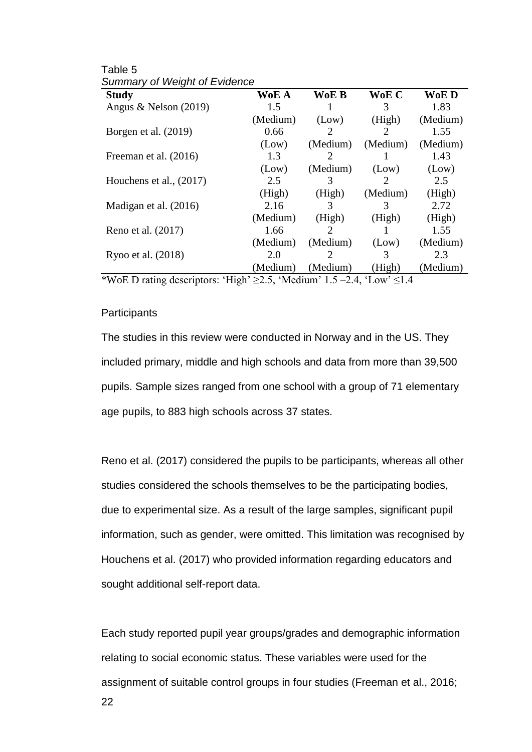Table 5

*Summary of Weight of Evidence*

| Study | WoE A | WoE B | WoE C | WoE D |
|---|---|---|---|---|
| Angus & Nelson (2019) | 1.5 (Medium) | 1 (Low) | 3 (High) | 1.83 (Medium) |
| Borgen et al. (2019) | 0.66 (Low) | 2 (Medium) | 2 (Medium) | 1.55 (Medium) |
| Freeman et al. (2016) | 1.3 (Low) | 2 (Medium) | 1 (Low) | 1.43 (Low) |
| Houchens et al., (2017) | 2.5 (High) | 3 (High) | 2 (Medium) | 2.5 (High) |
| Madigan et al. (2016) | 2.16 (Medium) | 3 (High) | 3 (High) | 2.72 (High) |
| Reno et al. (2017) | 1.66 (Medium) | 2 (Medium) | 1 (Low) | 1.55 (Medium) |
| Ryoo et al. (2018) | 2.0 (Medium) | 2 (Medium) | 3 (High) | 2.3 (Medium) |

*WoE D rating descriptors: 'High' ≥2.5, 'Medium' 1.5 –2.4, 'Low' ≤1.4

Participants

The studies in this review were conducted in Norway and in the US. They included primary, middle and high schools and data from more than 39,500 pupils. Sample sizes ranged from one school with a group of 71 elementary age pupils, to 883 high schools across 37 states.

Reno et al. (2017) considered the pupils to be participants, whereas all other studies considered the schools themselves to be the participating bodies, due to experimental size. As a result of the large samples, significant pupil information, such as gender, were omitted. This limitation was recognised by Houchens et al. (2017) who provided information regarding educators and sought additional self-report data.

Each study reported pupil year groups/grades and demographic information relating to social economic status. These variables were used for the assignment of suitable control groups in four studies (Freeman et al., 2016;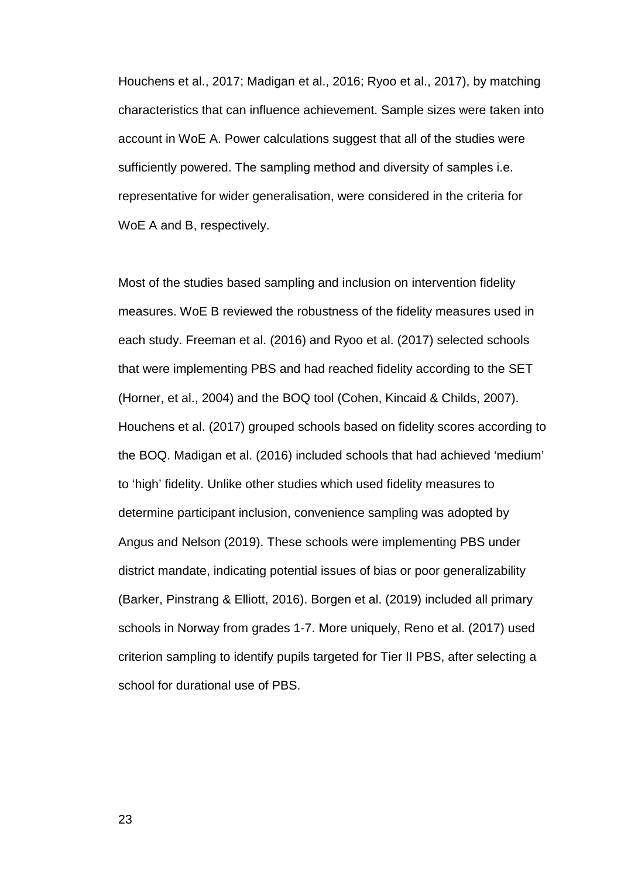Houchens et al., 2017; Madigan et al., 2016; Ryoo et al., 2017), by matching characteristics that can influence achievement. Sample sizes were taken into account in WoE A. Power calculations suggest that all of the studies were sufficiently powered. The sampling method and diversity of samples i.e. representative for wider generalisation, were considered in the criteria for WoE A and B, respectively.

Most of the studies based sampling and inclusion on intervention fidelity measures. WoE B reviewed the robustness of the fidelity measures used in each study. Freeman et al. (2016) and Ryoo et al. (2017) selected schools that were implementing PBS and had reached fidelity according to the SET (Horner, et al., 2004) and the BOQ tool (Cohen, Kincaid & Childs, 2007). Houchens et al. (2017) grouped schools based on fidelity scores according to the BOQ. Madigan et al. (2016) included schools that had achieved 'medium' to 'high' fidelity. Unlike other studies which used fidelity measures to determine participant inclusion, convenience sampling was adopted by Angus and Nelson (2019). These schools were implementing PBS under district mandate, indicating potential issues of bias or poor generalizability (Barker, Pinstrang & Elliott, 2016). Borgen et al. (2019) included all primary schools in Norway from grades 1-7. More uniquely, Reno et al. (2017) used criterion sampling to identify pupils targeted for Tier II PBS, after selecting a school for durational use of PBS.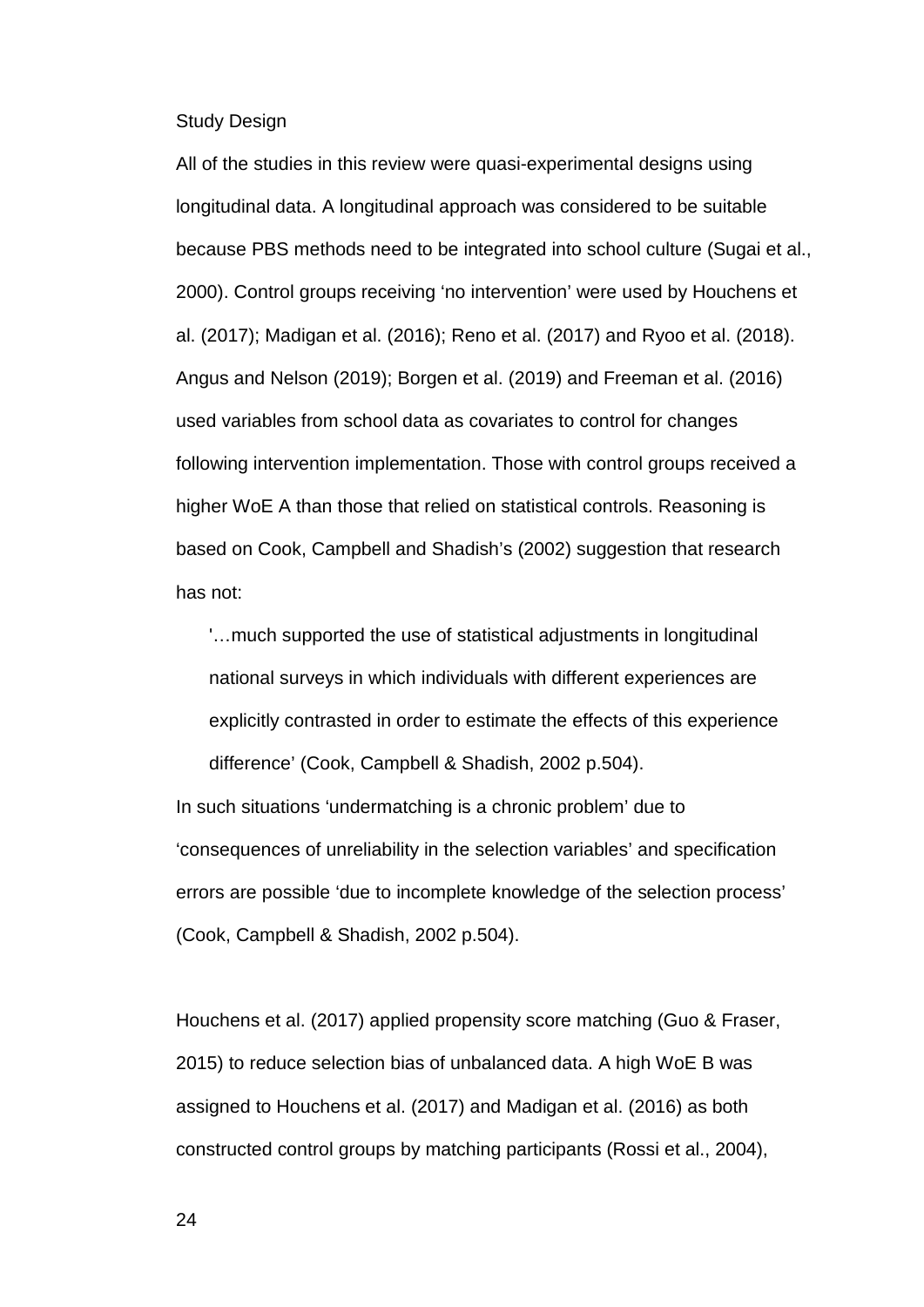## Study Design

All of the studies in this review were quasi-experimental designs using longitudinal data. A longitudinal approach was considered to be suitable because PBS methods need to be integrated into school culture (Sugai et al., 2000). Control groups receiving 'no intervention' were used by Houchens et al. (2017); Madigan et al. (2016); Reno et al. (2017) and Ryoo et al. (2018). Angus and Nelson (2019); Borgen et al. (2019) and Freeman et al. (2016) used variables from school data as covariates to control for changes following intervention implementation. Those with control groups received a higher WoE A than those that relied on statistical controls. Reasoning is based on Cook, Campbell and Shadish's (2002) suggestion that research has not:

> '…much supported the use of statistical adjustments in longitudinal national surveys in which individuals with different experiences are explicitly contrasted in order to estimate the effects of this experience difference' (Cook, Campbell & Shadish, 2002 p.504).

In such situations 'undermatching is a chronic problem' due to 'consequences of unreliability in the selection variables' and specification errors are possible 'due to incomplete knowledge of the selection process' (Cook, Campbell & Shadish, 2002 p.504).

Houchens et al. (2017) applied propensity score matching (Guo & Fraser, 2015) to reduce selection bias of unbalanced data. A high WoE B was assigned to Houchens et al. (2017) and Madigan et al. (2016) as both constructed control groups by matching participants (Rossi et al., 2004),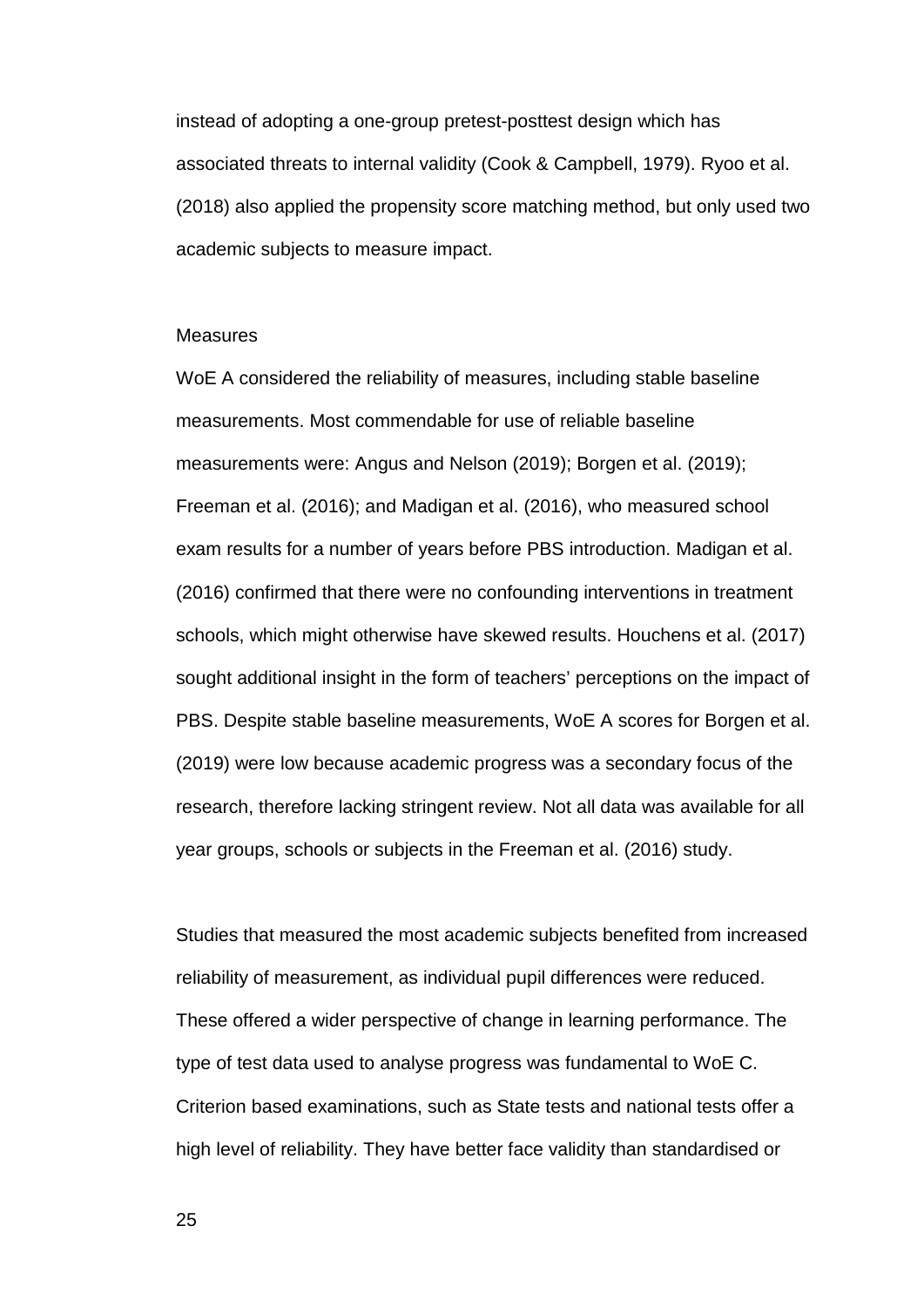instead of adopting a one-group pretest-posttest design which has associated threats to internal validity (Cook & Campbell, 1979). Ryoo et al. (2018) also applied the propensity score matching method, but only used two academic subjects to measure impact.

### Measures

WoE A considered the reliability of measures, including stable baseline measurements. Most commendable for use of reliable baseline measurements were: Angus and Nelson (2019); Borgen et al. (2019); Freeman et al. (2016); and Madigan et al. (2016), who measured school exam results for a number of years before PBS introduction. Madigan et al. (2016) confirmed that there were no confounding interventions in treatment schools, which might otherwise have skewed results. Houchens et al. (2017) sought additional insight in the form of teachers' perceptions on the impact of PBS. Despite stable baseline measurements, WoE A scores for Borgen et al. (2019) were low because academic progress was a secondary focus of the research, therefore lacking stringent review. Not all data was available for all year groups, schools or subjects in the Freeman et al. (2016) study.

Studies that measured the most academic subjects benefited from increased reliability of measurement, as individual pupil differences were reduced. These offered a wider perspective of change in learning performance. The type of test data used to analyse progress was fundamental to WoE C. Criterion based examinations, such as State tests and national tests offer a high level of reliability. They have better face validity than standardised or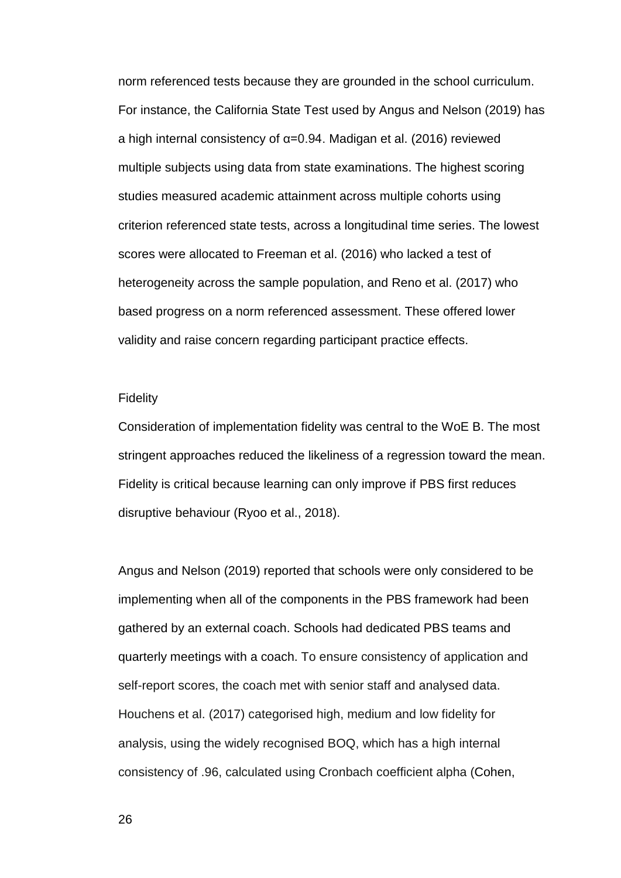norm referenced tests because they are grounded in the school curriculum. For instance, the California State Test used by Angus and Nelson (2019) has a high internal consistency of $\alpha=0.94$. Madigan et al. (2016) reviewed multiple subjects using data from state examinations. The highest scoring studies measured academic attainment across multiple cohorts using criterion referenced state tests, across a longitudinal time series. The lowest scores were allocated to Freeman et al. (2016) who lacked a test of heterogeneity across the sample population, and Reno et al. (2017) who based progress on a norm referenced assessment. These offered lower validity and raise concern regarding participant practice effects.

Fidelity

Consideration of implementation fidelity was central to the WoE B. The most stringent approaches reduced the likeliness of a regression toward the mean. Fidelity is critical because learning can only improve if PBS first reduces disruptive behaviour (Ryoo et al., 2018).

Angus and Nelson (2019) reported that schools were only considered to be implementing when all of the components in the PBS framework had been gathered by an external coach. Schools had dedicated PBS teams and quarterly meetings with a coach. To ensure consistency of application and self-report scores, the coach met with senior staff and analysed data. Houchens et al. (2017) categorised high, medium and low fidelity for analysis, using the widely recognised BOQ, which has a high internal consistency of .96, calculated using Cronbach coefficient alpha (Cohen,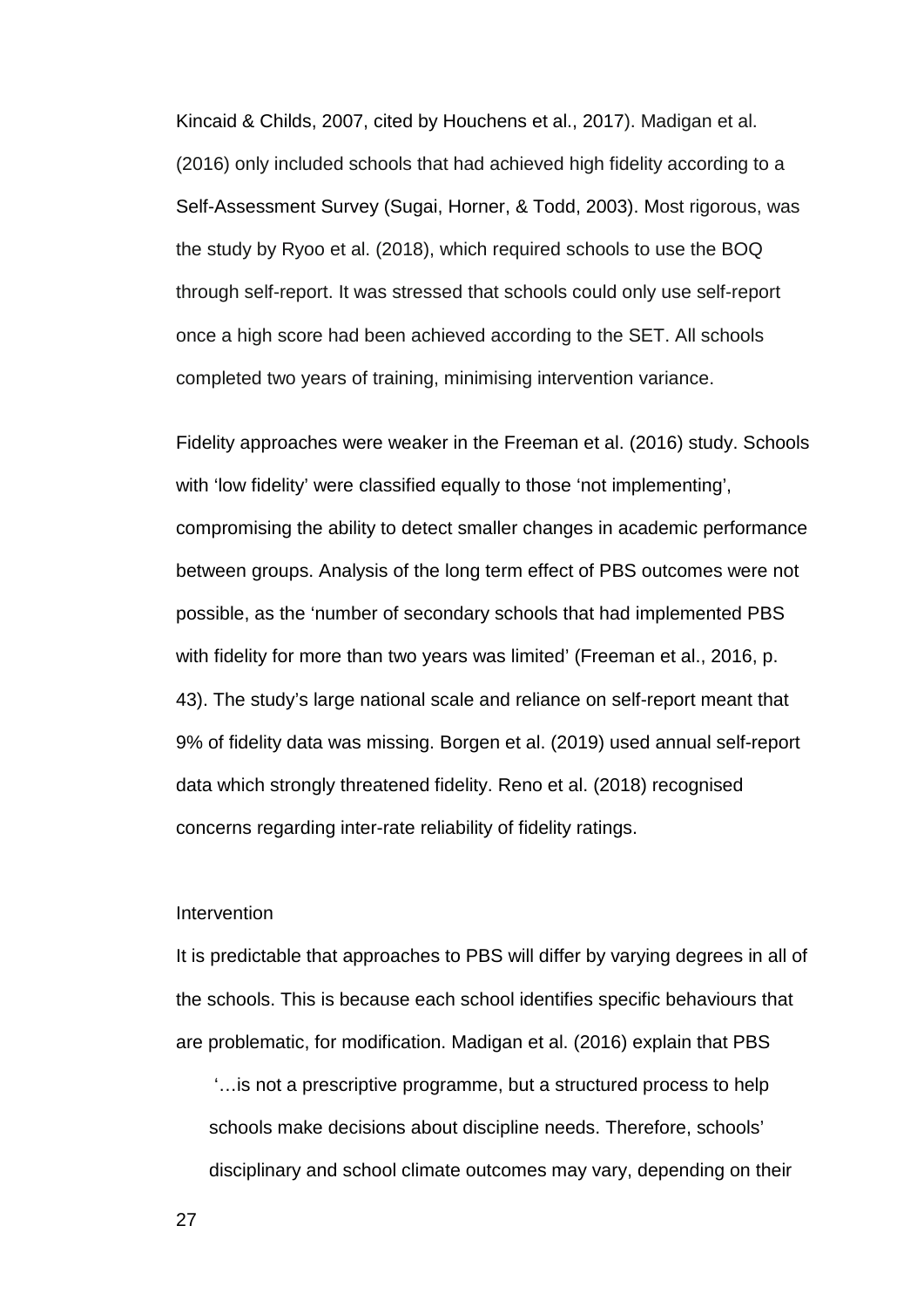Kincaid & Childs, 2007, cited by Houchens et al., 2017). Madigan et al. (2016) only included schools that had achieved high fidelity according to a Self-Assessment Survey (Sugai, Horner, & Todd, 2003). Most rigorous, was the study by Ryoo et al. (2018), which required schools to use the BOQ through self-report. It was stressed that schools could only use self-report once a high score had been achieved according to the SET. All schools completed two years of training, minimising intervention variance.

Fidelity approaches were weaker in the Freeman et al. (2016) study. Schools with 'low fidelity' were classified equally to those 'not implementing', compromising the ability to detect smaller changes in academic performance between groups. Analysis of the long term effect of PBS outcomes were not possible, as the 'number of secondary schools that had implemented PBS with fidelity for more than two years was limited' (Freeman et al., 2016, p. 43). The study's large national scale and reliance on self-report meant that 9% of fidelity data was missing. Borgen et al. (2019) used annual self-report data which strongly threatened fidelity. Reno et al. (2018) recognised concerns regarding inter-rate reliability of fidelity ratings.

### Intervention

It is predictable that approaches to PBS will differ by varying degrees in all of the schools. This is because each school identifies specific behaviours that are problematic, for modification. Madigan et al. (2016) explain that PBS

> '…is not a prescriptive programme, but a structured process to help schools make decisions about discipline needs. Therefore, schools' disciplinary and school climate outcomes may vary, depending on their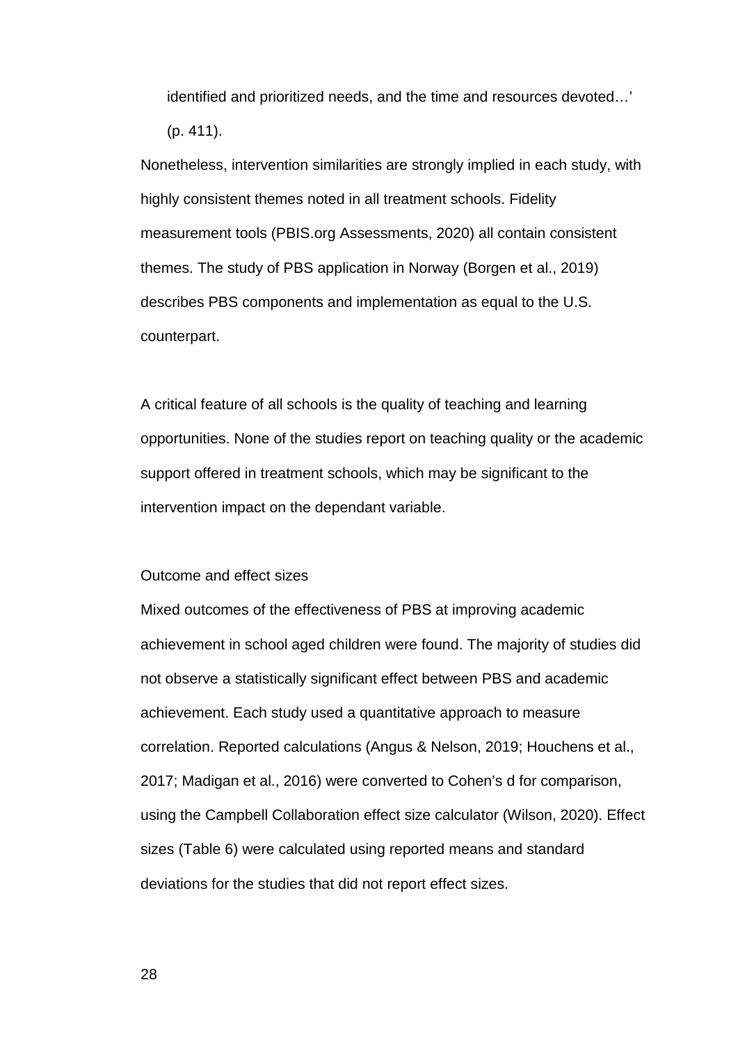identified and prioritized needs, and the time and resources devoted…' (p. 411).

Nonetheless, intervention similarities are strongly implied in each study, with highly consistent themes noted in all treatment schools. Fidelity measurement tools (PBIS.org Assessments, 2020) all contain consistent themes. The study of PBS application in Norway (Borgen et al., 2019) describes PBS components and implementation as equal to the U.S. counterpart.

A critical feature of all schools is the quality of teaching and learning opportunities. None of the studies report on teaching quality or the academic support offered in treatment schools, which may be significant to the intervention impact on the dependant variable.

## Outcome and effect sizes

Mixed outcomes of the effectiveness of PBS at improving academic achievement in school aged children were found. The majority of studies did not observe a statistically significant effect between PBS and academic achievement. Each study used a quantitative approach to measure correlation. Reported calculations (Angus & Nelson, 2019; Houchens et al., 2017; Madigan et al., 2016) were converted to Cohen's d for comparison, using the Campbell Collaboration effect size calculator (Wilson, 2020). Effect sizes (Table 6) were calculated using reported means and standard deviations for the studies that did not report effect sizes.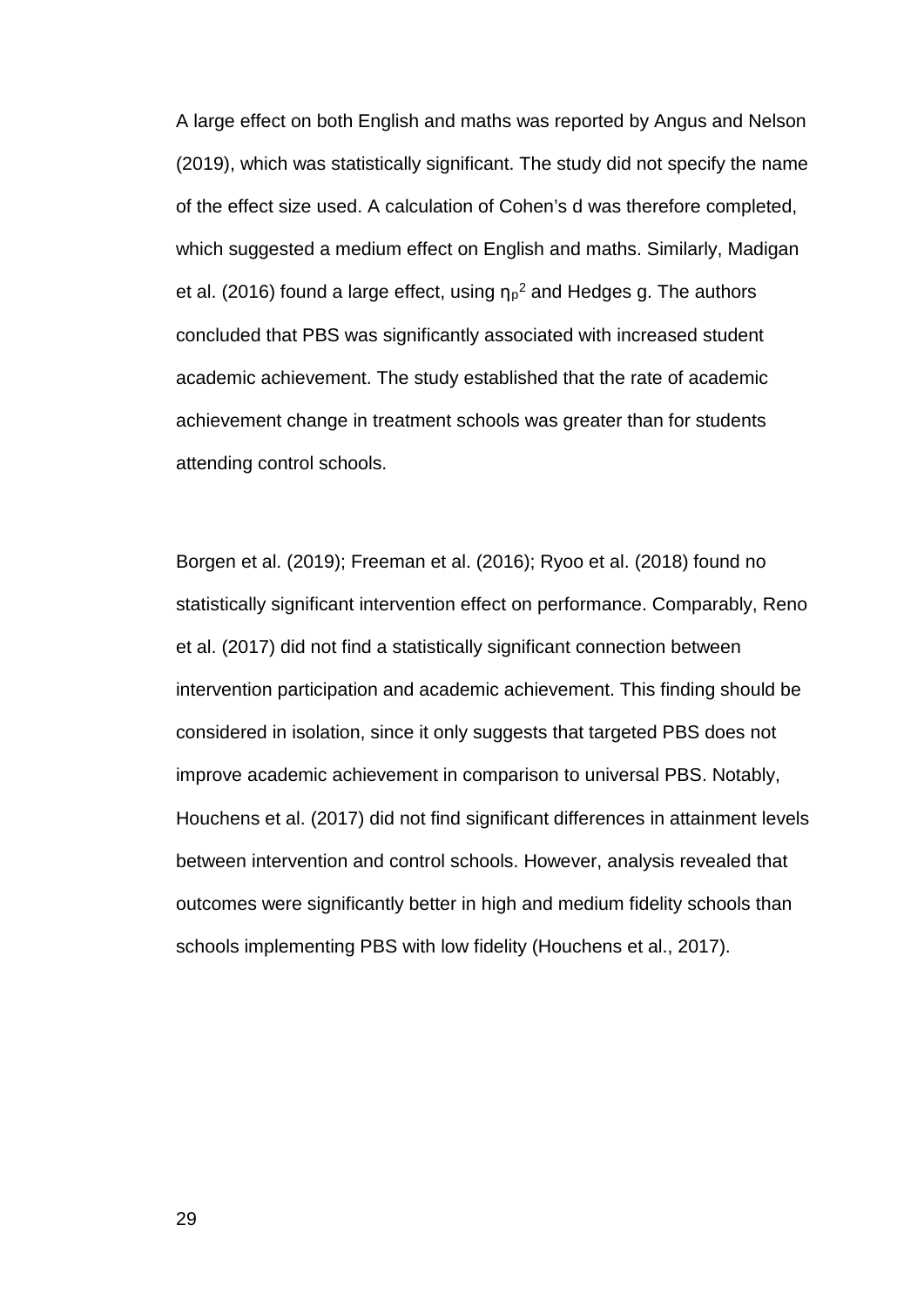A large effect on both English and maths was reported by Angus and Nelson (2019), which was statistically significant. The study did not specify the name of the effect size used. A calculation of Cohen's d was therefore completed, which suggested a medium effect on English and maths. Similarly, Madigan et al. (2016) found a large effect, using $\eta_p^2$ and Hedges g. The authors concluded that PBS was significantly associated with increased student academic achievement. The study established that the rate of academic achievement change in treatment schools was greater than for students attending control schools.

Borgen et al. (2019); Freeman et al. (2016); Ryoo et al. (2018) found no statistically significant intervention effect on performance. Comparably, Reno et al. (2017) did not find a statistically significant connection between intervention participation and academic achievement. This finding should be considered in isolation, since it only suggests that targeted PBS does not improve academic achievement in comparison to universal PBS. Notably, Houchens et al. (2017) did not find significant differences in attainment levels between intervention and control schools. However, analysis revealed that outcomes were significantly better in high and medium fidelity schools than schools implementing PBS with low fidelity (Houchens et al., 2017).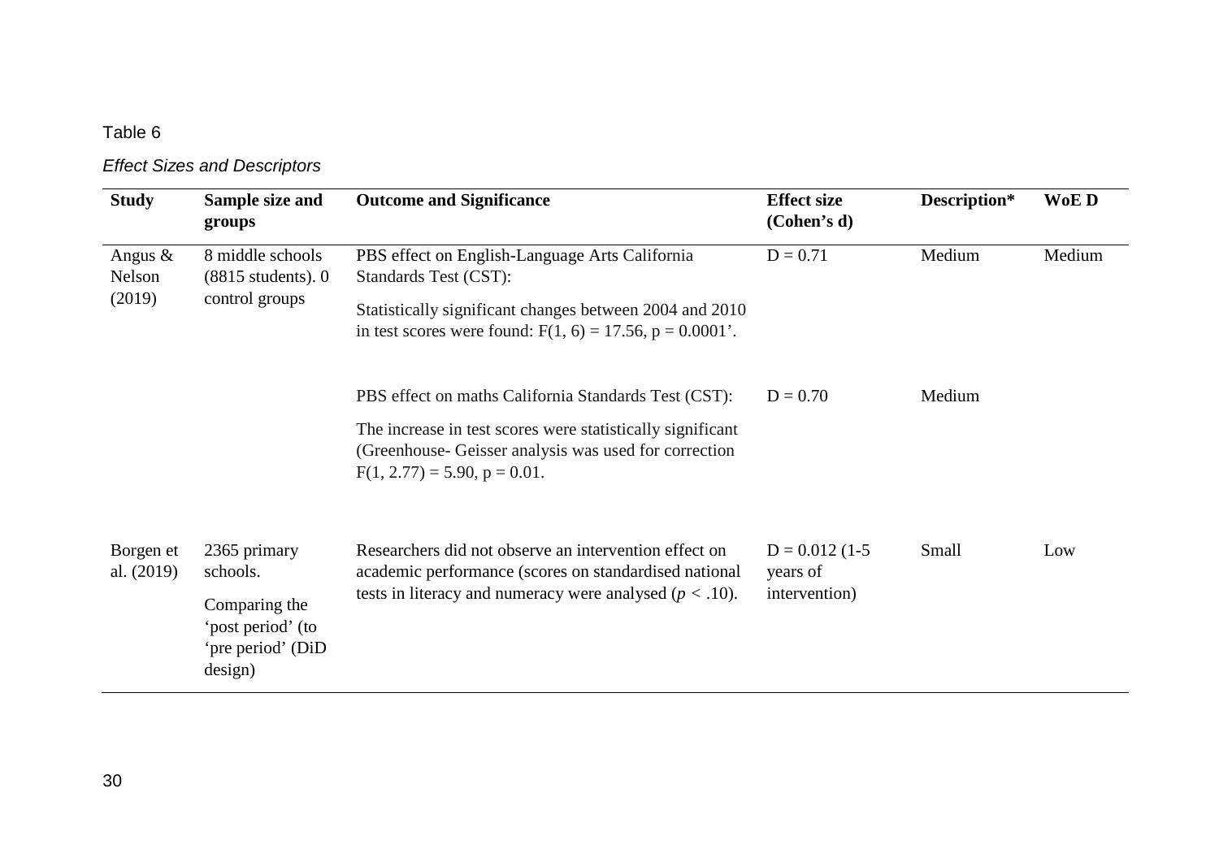Table 6

*Effect Sizes and Descriptors*

| Study | Sample size and groups | Outcome and Significance | Effect size (Cohen's d) | Description* | WoE D |
|---|---|---|---|---|---|
| Angus & Nelson (2019) | 8 middle schools (8815 students). 0 control groups | PBS effect on English-Language Arts California Standards Test (CST): Statistically significant changes between 2004 and 2010 in test scores were found: $F(1, 6) = 17.56$, $p = 0.0001$'. | D = 0.71 | Medium | Medium |
| | | PBS effect on maths California Standards Test (CST): The increase in test scores were statistically significant (Greenhouse- Geisser analysis was used for correction $F(1, 2.77) = 5.90$, $p = 0.01$. | D = 0.70 | Medium | |
| Borgen et al. (2019) | 2365 primary schools. Comparing the 'post period' (to 'pre period' (DiD design) | Researchers did not observe an intervention effect on academic performance (scores on standardised national tests in literacy and numeracy were analysed ($p < .10$). | D = 0.012 (1-5 years of intervention) | Small | Low |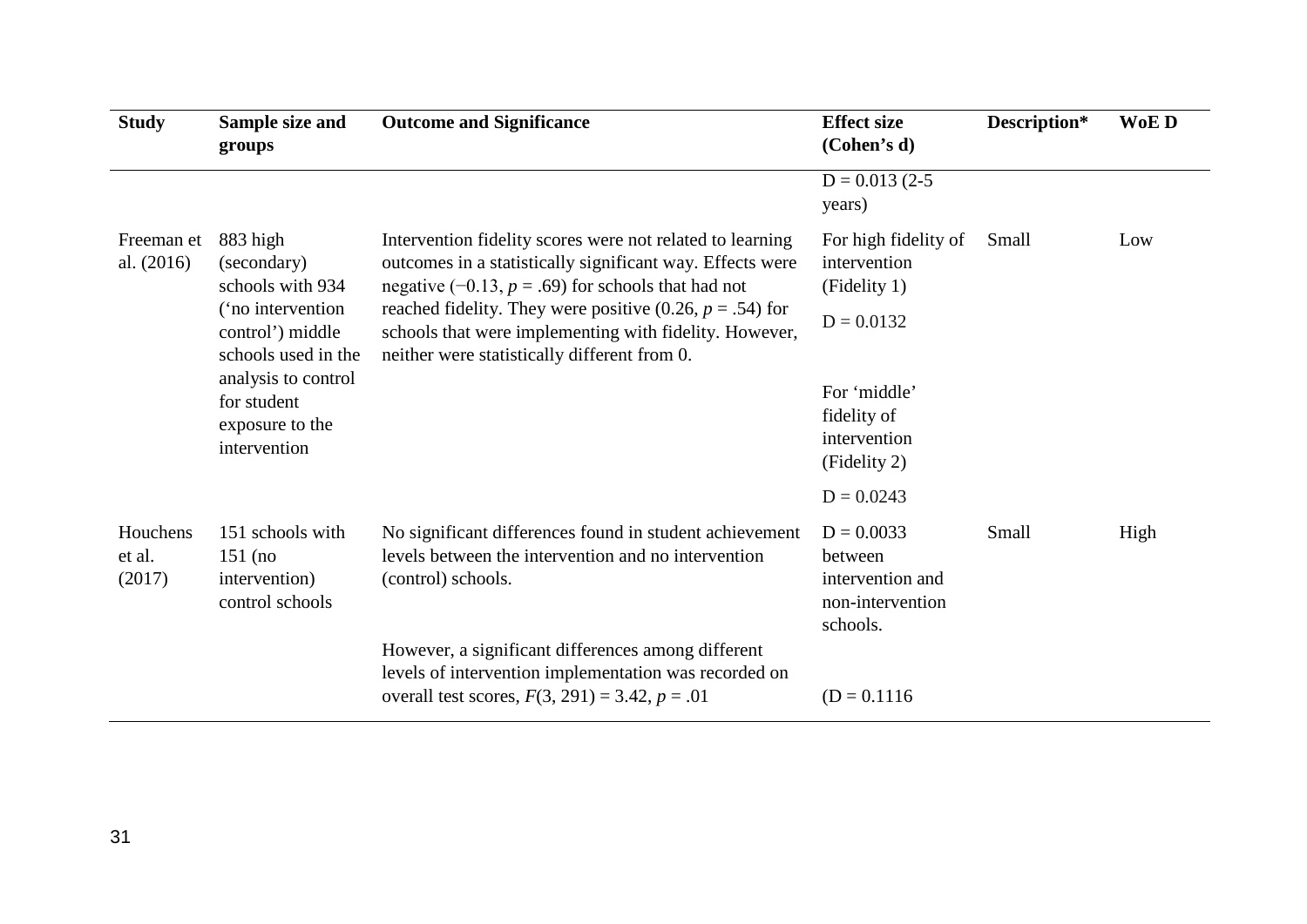| Study | Sample size and groups | Outcome and Significance | Effect size (Cohen's d) | Description* | WoE D |
|---|---|---|---|---|---|
| | | | D = 0.013 (2-5 years) | | |
| Freeman et al. (2016) | 883 high (secondary) schools with 934 ('no intervention control') middle schools used in the analysis to control for student exposure to the intervention | Intervention fidelity scores were not related to learning outcomes in a statistically significant way. Effects were negative (−0.13, $p = .69$) for schools that had not reached fidelity. They were positive (0.26, $p = .54$) for schools that were implementing with fidelity. However, neither were statistically different from 0. | For high fidelity of intervention (Fidelity 1)<br>D = 0.0132<br><br>For 'middle' fidelity of intervention (Fidelity 2)<br>D = 0.0243 | Small | Low |
| Houchens et al. (2017) | 151 schools with 151 (no intervention) control schools | No significant differences found in student achievement levels between the intervention and no intervention (control) schools.<br><br>However, a significant differences among different levels of intervention implementation was recorded on overall test scores, $F(3, 291) = 3.42$, $p = .01$ | D = 0.0033 between intervention and non-intervention schools.<br><br>(D = 0.1116 | Small | High |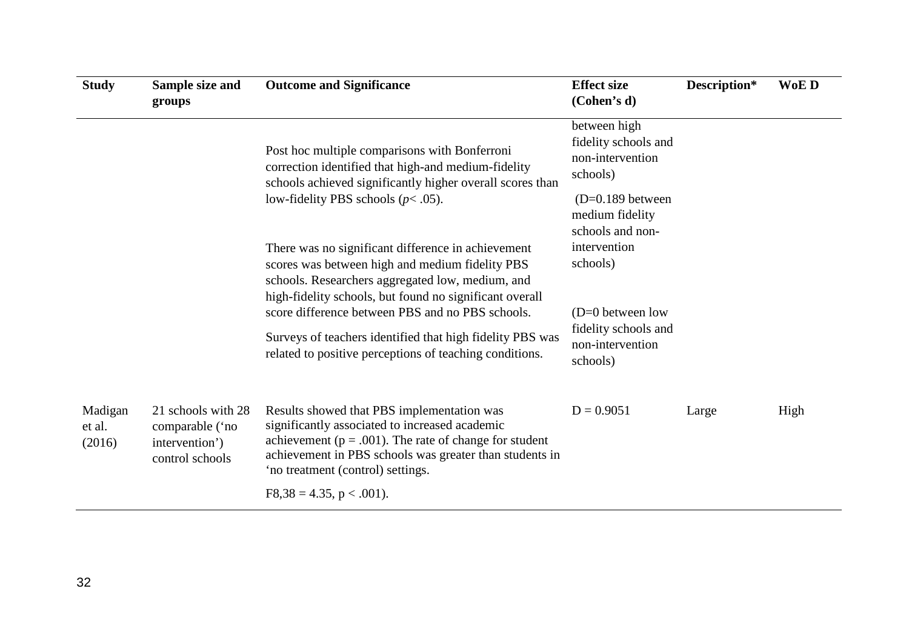| Study | Sample size and groups | Outcome and Significance | Effect size (Cohen's d) | Description* | WoE D |
|---|---|---|---|---|---|
| | | Post hoc multiple comparisons with Bonferroni correction identified that high-and medium-fidelity schools achieved significantly higher overall scores than low-fidelity PBS schools (*p*< .05). There was no significant difference in achievement scores was between high and medium fidelity PBS schools. Researchers aggregated low, medium, and high-fidelity schools, but found no significant overall score difference between PBS and no PBS schools. Surveys of teachers identified that high fidelity PBS was related to positive perceptions of teaching conditions. | between high fidelity schools and non-intervention schools) (D=0.189 between medium fidelity schools and non-intervention schools) (D=0 between low fidelity schools and non-intervention schools) | | |
| Madigan et al. (2016) | 21 schools with 28 comparable ('no intervention') control schools | Results showed that PBS implementation was significantly associated to increased academic achievement ($p = .001$). The rate of change for student achievement in PBS schools was greater than students in 'no treatment (control) settings. $F_{8,38} = 4.35$, $p < .001$). | D = 0.9051 | Large | High |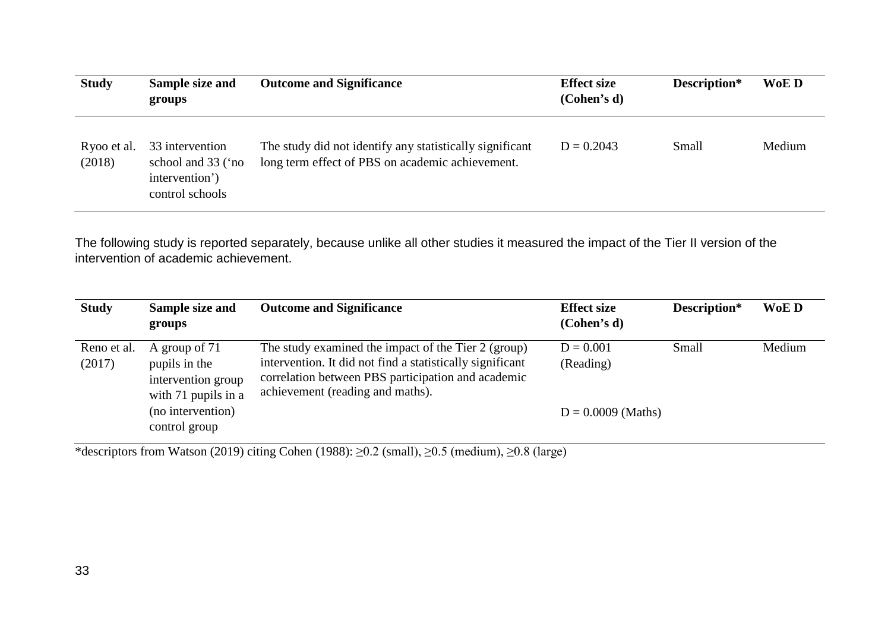| Study | Sample size and groups | Outcome and Significance | Effect size (Cohen's d) | Description* | WoE D |
|---|---|---|---|---|---|
| Ryoo et al. (2018) | 33 intervention school and 33 ('no intervention') control schools | The study did not identify any statistically significant long term effect of PBS on academic achievement. | D = 0.2043 | Small | Medium |

The following study is reported separately, because unlike all other studies it measured the impact of the Tier II version of the intervention of academic achievement.

| Study | Sample size and groups | Outcome and Significance | Effect size (Cohen's d) | Description* | WoE D |
|---|---|---|---|---|---|
| Reno et al. (2017) | A group of 71 pupils in the intervention group with 71 pupils in a (no intervention) control group | The study examined the impact of the Tier 2 (group) intervention. It did not find a statistically significant correlation between PBS participation and academic achievement (reading and maths). | D = 0.001 (Reading)<br><br>D = 0.0009 (Maths) | Small | Medium |

*descriptors from Watson (2019) citing Cohen (1988): ≥0.2 (small), ≥0.5 (medium), ≥0.8 (large)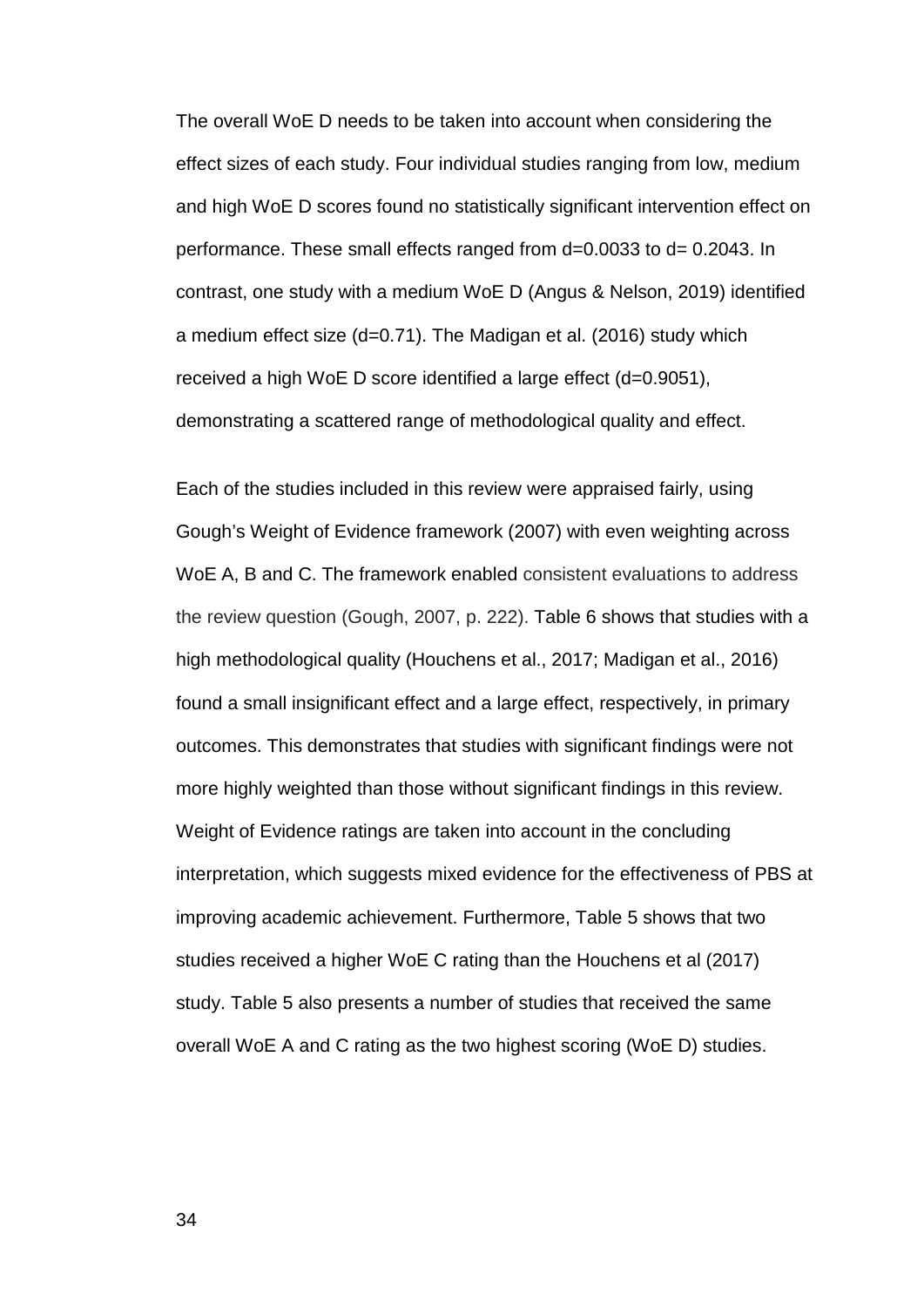The overall WoE D needs to be taken into account when considering the effect sizes of each study. Four individual studies ranging from low, medium and high WoE D scores found no statistically significant intervention effect on performance. These small effects ranged from d=0.0033 to d= 0.2043. In contrast, one study with a medium WoE D (Angus & Nelson, 2019) identified a medium effect size (d=0.71). The Madigan et al. (2016) study which received a high WoE D score identified a large effect (d=0.9051), demonstrating a scattered range of methodological quality and effect.

Each of the studies included in this review were appraised fairly, using Gough's Weight of Evidence framework (2007) with even weighting across WoE A, B and C. The framework enabled consistent evaluations to address the review question (Gough, 2007, p. 222). Table 6 shows that studies with a high methodological quality (Houchens et al., 2017; Madigan et al., 2016) found a small insignificant effect and a large effect, respectively, in primary outcomes. This demonstrates that studies with significant findings were not more highly weighted than those without significant findings in this review. Weight of Evidence ratings are taken into account in the concluding interpretation, which suggests mixed evidence for the effectiveness of PBS at improving academic achievement. Furthermore, Table 5 shows that two studies received a higher WoE C rating than the Houchens et al (2017) study. Table 5 also presents a number of studies that received the same overall WoE A and C rating as the two highest scoring (WoE D) studies.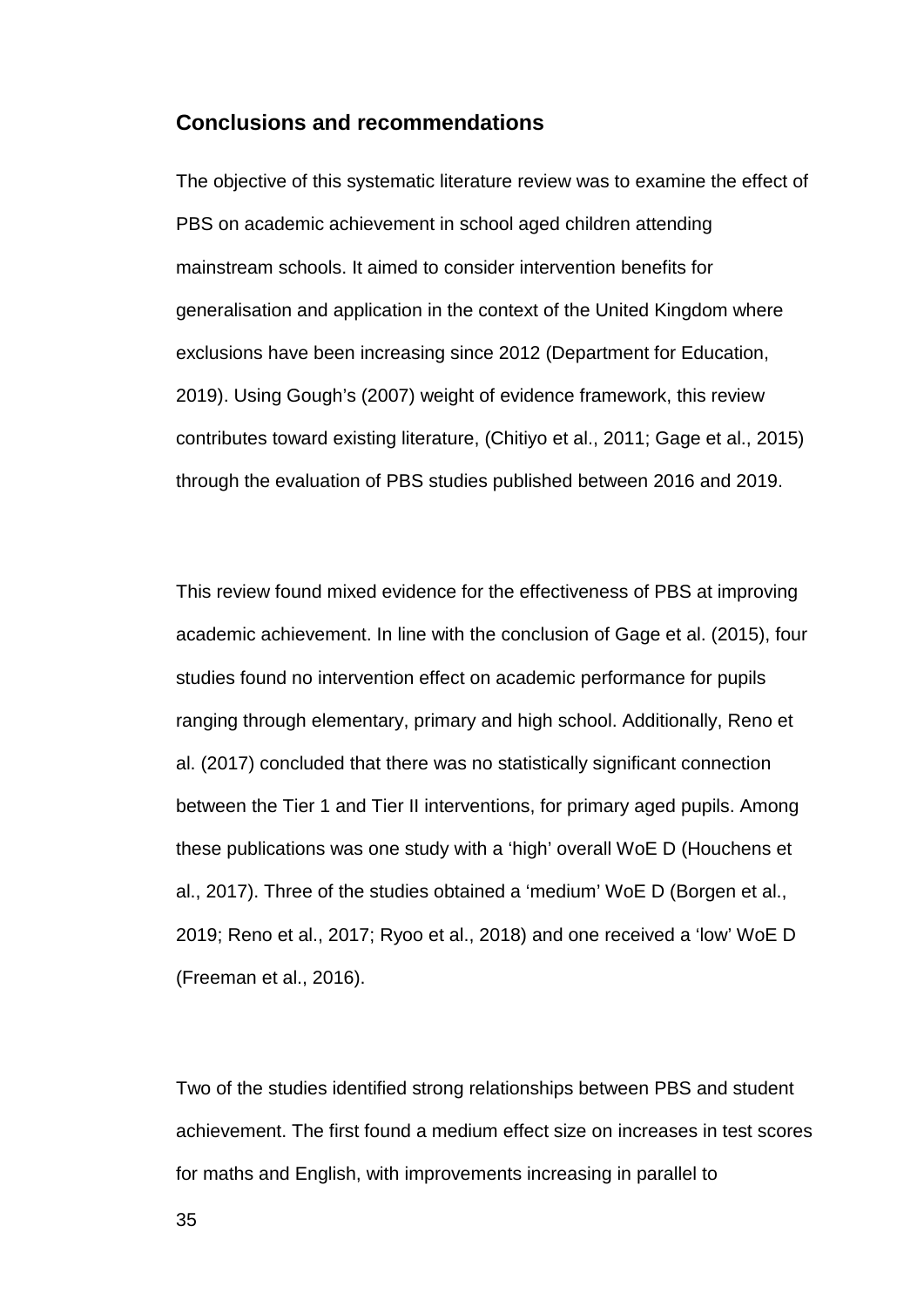## Conclusions and recommendations

The objective of this systematic literature review was to examine the effect of PBS on academic achievement in school aged children attending mainstream schools. It aimed to consider intervention benefits for generalisation and application in the context of the United Kingdom where exclusions have been increasing since 2012 (Department for Education, 2019). Using Gough's (2007) weight of evidence framework, this review contributes toward existing literature, (Chitiyo et al., 2011; Gage et al., 2015) through the evaluation of PBS studies published between 2016 and 2019.

This review found mixed evidence for the effectiveness of PBS at improving academic achievement. In line with the conclusion of Gage et al. (2015), four studies found no intervention effect on academic performance for pupils ranging through elementary, primary and high school. Additionally, Reno et al. (2017) concluded that there was no statistically significant connection between the Tier 1 and Tier II interventions, for primary aged pupils. Among these publications was one study with a 'high' overall WoE D (Houchens et al., 2017). Three of the studies obtained a 'medium' WoE D (Borgen et al., 2019; Reno et al., 2017; Ryoo et al., 2018) and one received a 'low' WoE D (Freeman et al., 2016).

Two of the studies identified strong relationships between PBS and student achievement. The first found a medium effect size on increases in test scores for maths and English, with improvements increasing in parallel to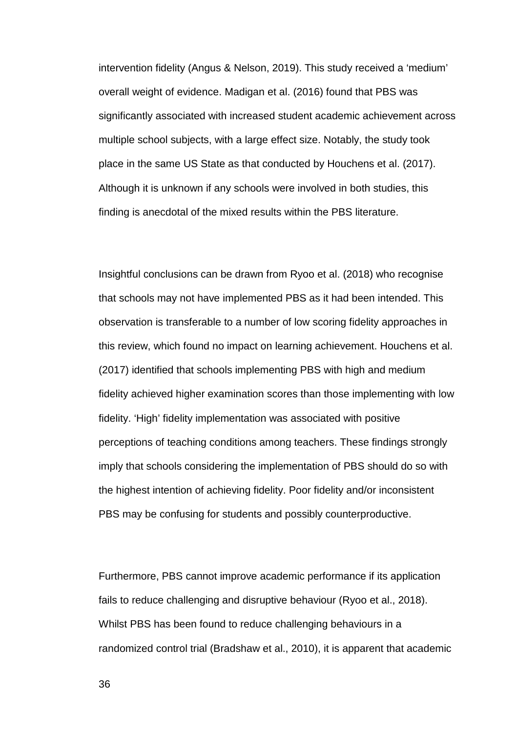intervention fidelity (Angus & Nelson, 2019). This study received a 'medium' overall weight of evidence. Madigan et al. (2016) found that PBS was significantly associated with increased student academic achievement across multiple school subjects, with a large effect size. Notably, the study took place in the same US State as that conducted by Houchens et al. (2017). Although it is unknown if any schools were involved in both studies, this finding is anecdotal of the mixed results within the PBS literature.

Insightful conclusions can be drawn from Ryoo et al. (2018) who recognise that schools may not have implemented PBS as it had been intended. This observation is transferable to a number of low scoring fidelity approaches in this review, which found no impact on learning achievement. Houchens et al. (2017) identified that schools implementing PBS with high and medium fidelity achieved higher examination scores than those implementing with low fidelity. 'High' fidelity implementation was associated with positive perceptions of teaching conditions among teachers. These findings strongly imply that schools considering the implementation of PBS should do so with the highest intention of achieving fidelity. Poor fidelity and/or inconsistent PBS may be confusing for students and possibly counterproductive.

Furthermore, PBS cannot improve academic performance if its application fails to reduce challenging and disruptive behaviour (Ryoo et al., 2018). Whilst PBS has been found to reduce challenging behaviours in a randomized control trial (Bradshaw et al., 2010), it is apparent that academic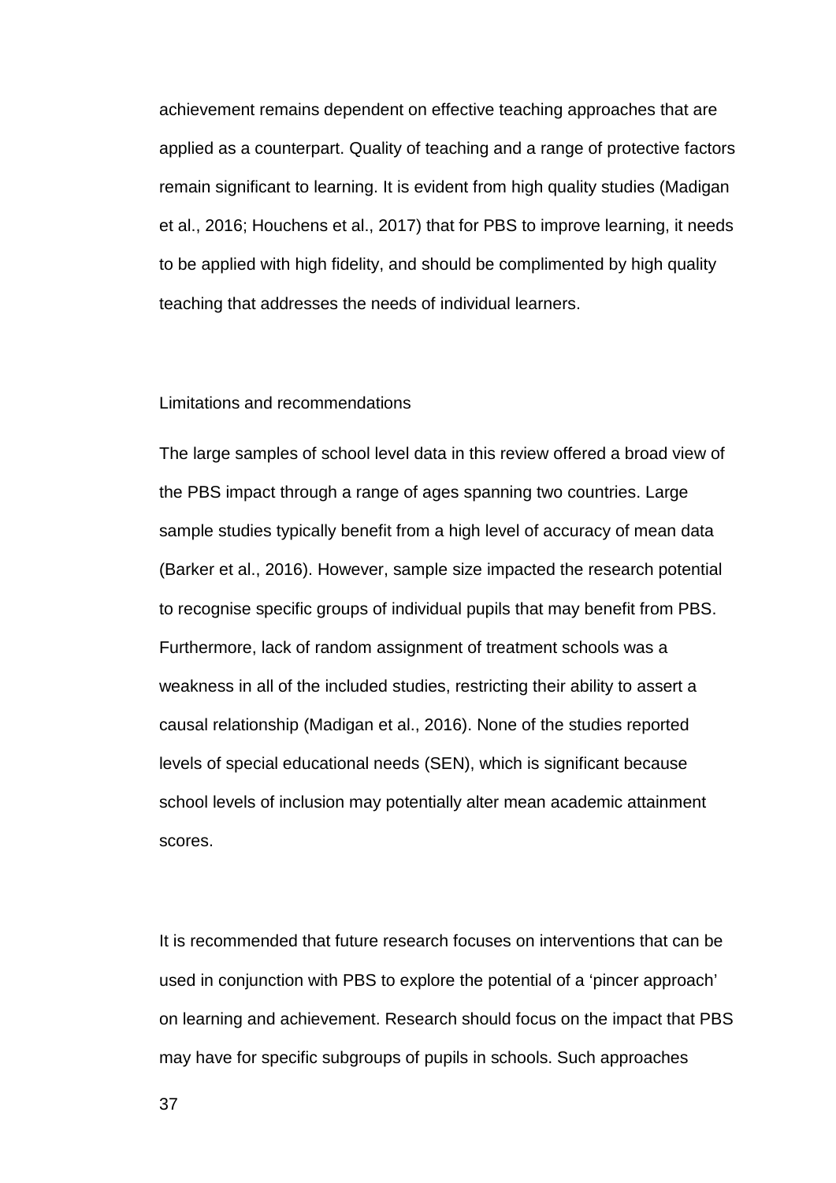achievement remains dependent on effective teaching approaches that are applied as a counterpart. Quality of teaching and a range of protective factors remain significant to learning. It is evident from high quality studies (Madigan et al., 2016; Houchens et al., 2017) that for PBS to improve learning, it needs to be applied with high fidelity, and should be complimented by high quality teaching that addresses the needs of individual learners.

## Limitations and recommendations

The large samples of school level data in this review offered a broad view of the PBS impact through a range of ages spanning two countries. Large sample studies typically benefit from a high level of accuracy of mean data (Barker et al., 2016). However, sample size impacted the research potential to recognise specific groups of individual pupils that may benefit from PBS. Furthermore, lack of random assignment of treatment schools was a weakness in all of the included studies, restricting their ability to assert a causal relationship (Madigan et al., 2016). None of the studies reported levels of special educational needs (SEN), which is significant because school levels of inclusion may potentially alter mean academic attainment scores.

It is recommended that future research focuses on interventions that can be used in conjunction with PBS to explore the potential of a 'pincer approach' on learning and achievement. Research should focus on the impact that PBS may have for specific subgroups of pupils in schools. Such approaches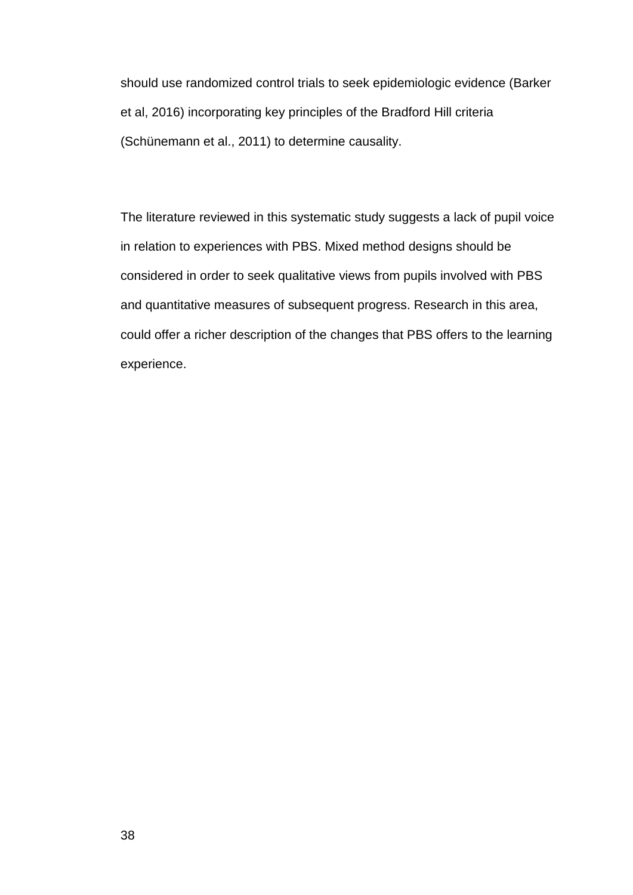should use randomized control trials to seek epidemiologic evidence (Barker et al, 2016) incorporating key principles of the Bradford Hill criteria (Schünemann et al., 2011) to determine causality.

The literature reviewed in this systematic study suggests a lack of pupil voice in relation to experiences with PBS. Mixed method designs should be considered in order to seek qualitative views from pupils involved with PBS and quantitative measures of subsequent progress. Research in this area, could offer a richer description of the changes that PBS offers to the learning experience.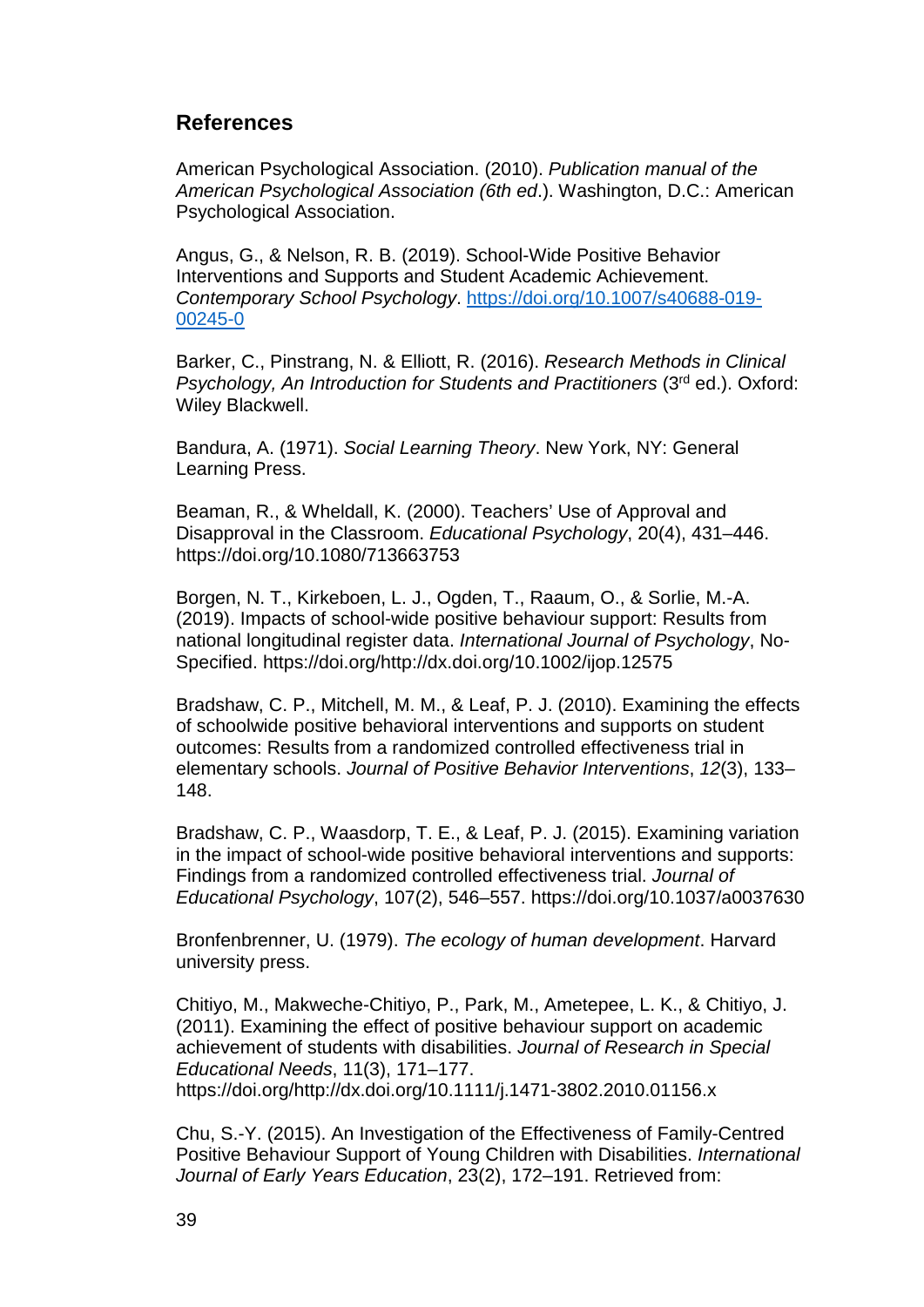## References

American Psychological Association. (2010). *Publication manual of the American Psychological Association (6th ed*.). Washington, D.C.: American Psychological Association.

Angus, G., & Nelson, R. B. (2019). School-Wide Positive Behavior Interventions and Supports and Student Academic Achievement. *Contemporary School Psychology*. https://doi.org/10.1007/s40688-019-00245-0

Barker, C., Pinstrang, N. & Elliott, R. (2016). *Research Methods in Clinical Psychology, An Introduction for Students and Practitioners* (3rd ed.). Oxford: Wiley Blackwell.

Bandura, A. (1971). *Social Learning Theory*. New York, NY: General Learning Press.

Beaman, R., & Wheldall, K. (2000). Teachers' Use of Approval and Disapproval in the Classroom. *Educational Psychology*, 20(4), 431–446. https://doi.org/10.1080/713663753

Borgen, N. T., Kirkeboen, L. J., Ogden, T., Raaum, O., & Sorlie, M.-A. (2019). Impacts of school-wide positive behaviour support: Results from national longitudinal register data. *International Journal of Psychology*, No-Specified. https://doi.org/http://dx.doi.org/10.1002/ijop.12575

Bradshaw, C. P., Mitchell, M. M., & Leaf, P. J. (2010). Examining the effects of schoolwide positive behavioral interventions and supports on student outcomes: Results from a randomized controlled effectiveness trial in elementary schools. *Journal of Positive Behavior Interventions*, *12*(3), 133–148.

Bradshaw, C. P., Waasdorp, T. E., & Leaf, P. J. (2015). Examining variation in the impact of school-wide positive behavioral interventions and supports: Findings from a randomized controlled effectiveness trial. *Journal of Educational Psychology*, 107(2), 546–557. https://doi.org/10.1037/a0037630

Bronfenbrenner, U. (1979). *The ecology of human development*. Harvard university press.

Chitiyo, M., Makweche-Chitiyo, P., Park, M., Ametepee, L. K., & Chitiyo, J. (2011). Examining the effect of positive behaviour support on academic achievement of students with disabilities. *Journal of Research in Special Educational Needs*, 11(3), 171–177. https://doi.org/http://dx.doi.org/10.1111/j.1471-3802.2010.01156.x

Chu, S.-Y. (2015). An Investigation of the Effectiveness of Family-Centred Positive Behaviour Support of Young Children with Disabilities. *International Journal of Early Years Education*, 23(2), 172–191. Retrieved from: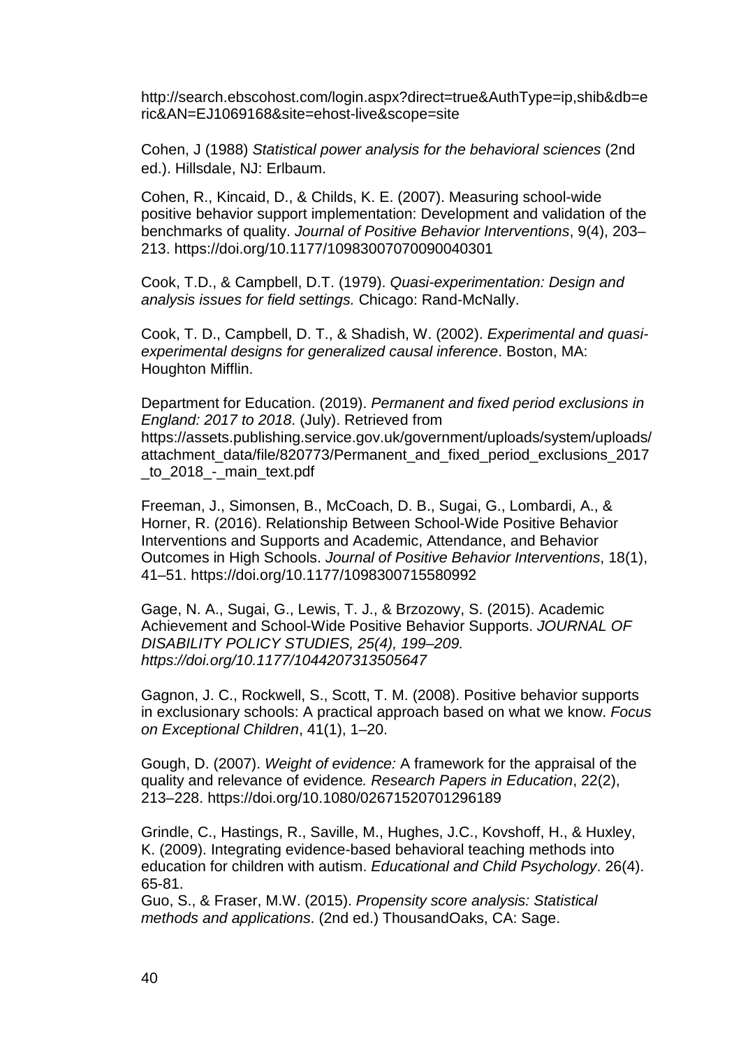http://search.ebscohost.com/login.aspx?direct=true&AuthType=ip,shib&db=eric&AN=EJ1069168&site=ehost-live&scope=site

Cohen, J (1988) *Statistical power analysis for the behavioral sciences* (2nd ed.). Hillsdale, NJ: Erlbaum.

Cohen, R., Kincaid, D., & Childs, K. E. (2007). Measuring school-wide positive behavior support implementation: Development and validation of the benchmarks of quality. *Journal of Positive Behavior Interventions*, 9(4), 203–213. https://doi.org/10.1177/10983007070090040301

Cook, T.D., & Campbell, D.T. (1979). *Quasi-experimentation: Design and analysis issues for field settings.* Chicago: Rand-McNally.

Cook, T. D., Campbell, D. T., & Shadish, W. (2002). *Experimental and quasi-experimental designs for generalized causal inference*. Boston, MA: Houghton Mifflin.

Department for Education. (2019). *Permanent and fixed period exclusions in England: 2017 to 2018*. (July). Retrieved from https://assets.publishing.service.gov.uk/government/uploads/system/uploads/attachment_data/file/820773/Permanent_and_fixed_period_exclusions_2017_to_2018_-_main_text.pdf

Freeman, J., Simonsen, B., McCoach, D. B., Sugai, G., Lombardi, A., & Horner, R. (2016). Relationship Between School-Wide Positive Behavior Interventions and Supports and Academic, Attendance, and Behavior Outcomes in High Schools. *Journal of Positive Behavior Interventions*, 18(1), 41–51. https://doi.org/10.1177/1098300715580992

Gage, N. A., Sugai, G., Lewis, T. J., & Brzozowy, S. (2015). Academic Achievement and School-Wide Positive Behavior Supports. *JOURNAL OF DISABILITY POLICY STUDIES, 25(4), 199–209. https://doi.org/10.1177/1044207313505647*

Gagnon, J. C., Rockwell, S., Scott, T. M. (2008). Positive behavior supports in exclusionary schools: A practical approach based on what we know. *Focus on Exceptional Children*, 41(1), 1–20.

Gough, D. (2007). *Weight of evidence:* A framework for the appraisal of the quality and relevance of evidence*. Research Papers in Education*, 22(2), 213–228. https://doi.org/10.1080/02671520701296189

Grindle, C., Hastings, R., Saville, M., Hughes, J.C., Kovshoff, H., & Huxley, K. (2009). Integrating evidence-based behavioral teaching methods into education for children with autism. *Educational and Child Psychology*. 26(4). 65-81.

Guo, S., & Fraser, M.W. (2015). *Propensity score analysis: Statistical methods and applications*. (2nd ed.) ThousandOaks, CA: Sage.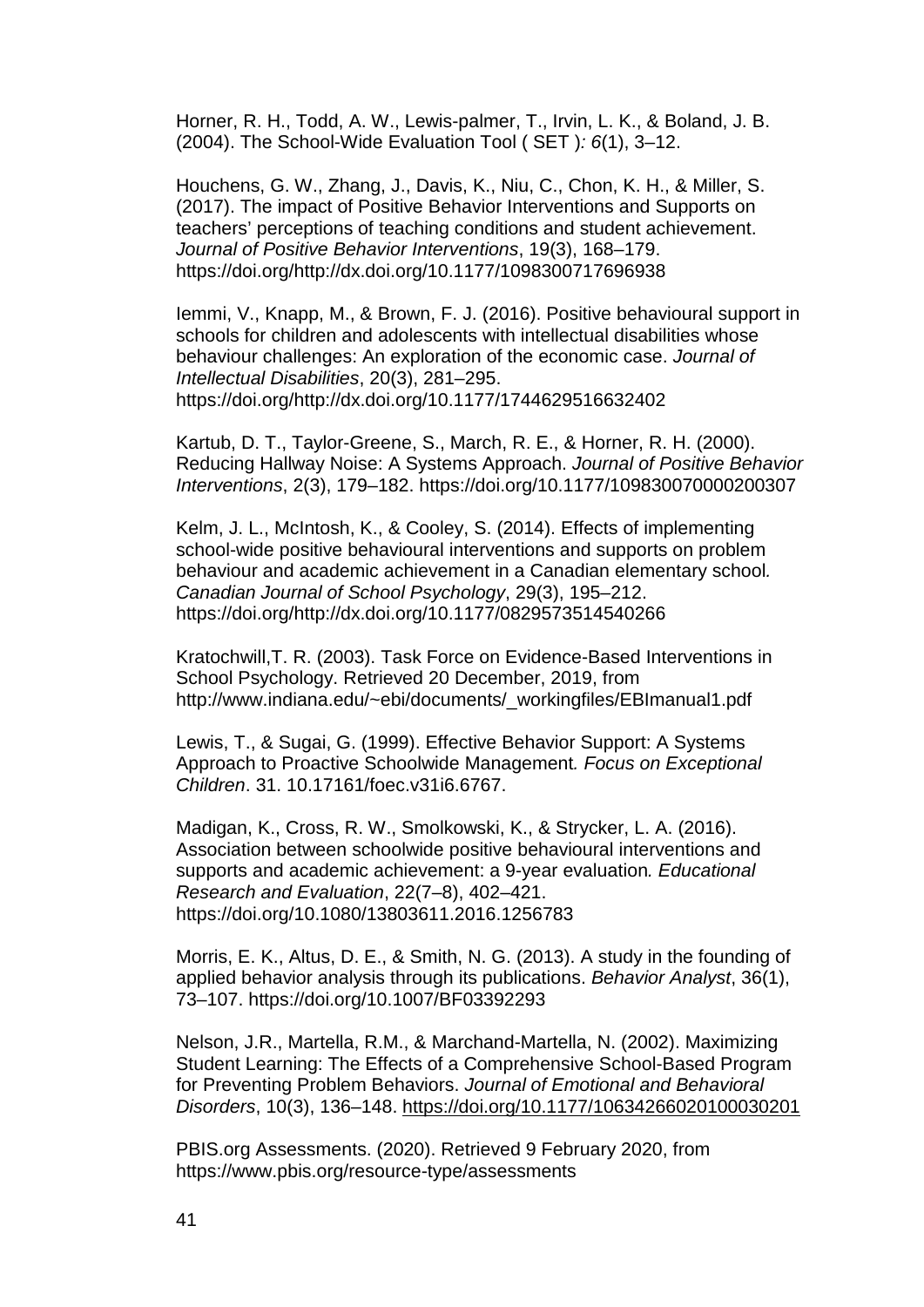Horner, R. H., Todd, A. W., Lewis-palmer, T., Irvin, L. K., & Boland, J. B. (2004). The School-Wide Evaluation Tool ( SET )*: 6*(1), 3–12.

Houchens, G. W., Zhang, J., Davis, K., Niu, C., Chon, K. H., & Miller, S. (2017). The impact of Positive Behavior Interventions and Supports on teachers' perceptions of teaching conditions and student achievement. *Journal of Positive Behavior Interventions*, 19(3), 168–179. https://doi.org/http://dx.doi.org/10.1177/1098300717696938

Iemmi, V., Knapp, M., & Brown, F. J. (2016). Positive behavioural support in schools for children and adolescents with intellectual disabilities whose behaviour challenges: An exploration of the economic case. *Journal of Intellectual Disabilities*, 20(3), 281–295. https://doi.org/http://dx.doi.org/10.1177/1744629516632402

Kartub, D. T., Taylor-Greene, S., March, R. E., & Horner, R. H. (2000). Reducing Hallway Noise: A Systems Approach. *Journal of Positive Behavior Interventions*, 2(3), 179–182. https://doi.org/10.1177/109830070000200307

Kelm, J. L., McIntosh, K., & Cooley, S. (2014). Effects of implementing school-wide positive behavioural interventions and supports on problem behaviour and academic achievement in a Canadian elementary school*. Canadian Journal of School Psychology*, 29(3), 195–212. https://doi.org/http://dx.doi.org/10.1177/0829573514540266

Kratochwill,T. R. (2003). Task Force on Evidence-Based Interventions in School Psychology. Retrieved 20 December, 2019, from http://www.indiana.edu/~ebi/documents/_workingfiles/EBImanual1.pdf

Lewis, T., & Sugai, G. (1999). Effective Behavior Support: A Systems Approach to Proactive Schoolwide Management*. Focus on Exceptional Children*. 31. 10.17161/foec.v31i6.6767.

Madigan, K., Cross, R. W., Smolkowski, K., & Strycker, L. A. (2016). Association between schoolwide positive behavioural interventions and supports and academic achievement: a 9-year evaluation*. Educational Research and Evaluation*, 22(7–8), 402–421. https://doi.org/10.1080/13803611.2016.1256783

Morris, E. K., Altus, D. E., & Smith, N. G. (2013). A study in the founding of applied behavior analysis through its publications. *Behavior Analyst*, 36(1), 73–107. https://doi.org/10.1007/BF03392293

Nelson, J.R., Martella, R.M., & Marchand-Martella, N. (2002). Maximizing Student Learning: The Effects of a Comprehensive School-Based Program for Preventing Problem Behaviors. *Journal of Emotional and Behavioral Disorders*, 10(3), 136–148. https://doi.org/10.1177/10634266020100030201

PBIS.org Assessments. (2020). Retrieved 9 February 2020, from https://www.pbis.org/resource-type/assessments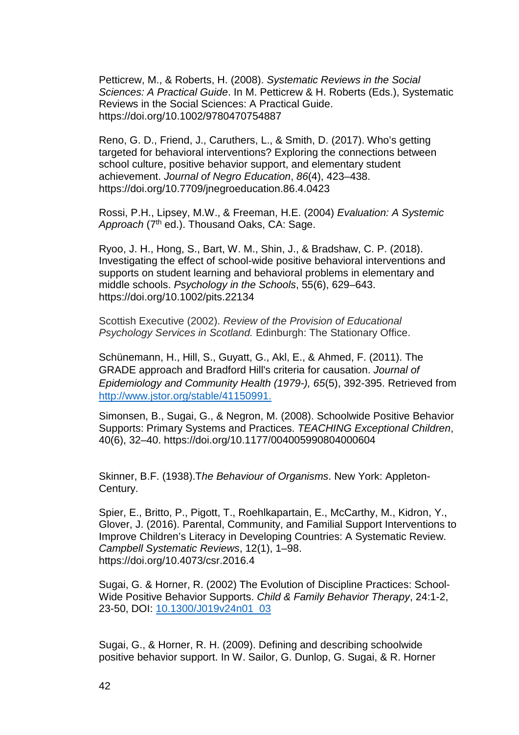Petticrew, M., & Roberts, H. (2008). *Systematic Reviews in the Social Sciences: A Practical Guide*. In M. Petticrew & H. Roberts (Eds.), Systematic Reviews in the Social Sciences: A Practical Guide. https://doi.org/10.1002/9780470754887

Reno, G. D., Friend, J., Caruthers, L., & Smith, D. (2017). Who's getting targeted for behavioral interventions? Exploring the connections between school culture, positive behavior support, and elementary student achievement. *Journal of Negro Education*, *86*(4), 423–438. https://doi.org/10.7709/jnegroeducation.86.4.0423

Rossi, P.H., Lipsey, M.W., & Freeman, H.E. (2004) *Evaluation: A Systemic Approach* (7th ed.). Thousand Oaks, CA: Sage.

Ryoo, J. H., Hong, S., Bart, W. M., Shin, J., & Bradshaw, C. P. (2018). Investigating the effect of school-wide positive behavioral interventions and supports on student learning and behavioral problems in elementary and middle schools. *Psychology in the Schools*, 55(6), 629–643. https://doi.org/10.1002/pits.22134

Scottish Executive (2002). *Review of the Provision of Educational Psychology Services in Scotland.* Edinburgh: The Stationary Office.

Schünemann, H., Hill, S., Guyatt, G., Akl, E., & Ahmed, F. (2011). The GRADE approach and Bradford Hill's criteria for causation. *Journal of Epidemiology and Community Health (1979-), 65*(5), 392-395. Retrieved from http://www.jstor.org/stable/41150991.

Simonsen, B., Sugai, G., & Negron, M. (2008). Schoolwide Positive Behavior Supports: Primary Systems and Practices. *TEACHING Exceptional Children*, 40(6), 32–40. https://doi.org/10.1177/004005990804000604

Skinner, B.F. (1938).T*he Behaviour of Organisms*. New York: Appleton-Century.

Spier, E., Britto, P., Pigott, T., Roehlkapartain, E., McCarthy, M., Kidron, Y., Glover, J. (2016). Parental, Community, and Familial Support Interventions to Improve Children's Literacy in Developing Countries: A Systematic Review. *Campbell Systematic Reviews*, 12(1), 1–98. https://doi.org/10.4073/csr.2016.4

Sugai, G. & Horner, R. (2002) The Evolution of Discipline Practices: School-Wide Positive Behavior Supports. *Child & Family Behavior Therapy*, 24:1-2, 23-50, DOI: 10.1300/J019v24n01_03

Sugai, G., & Horner, R. H. (2009). Defining and describing schoolwide positive behavior support. In W. Sailor, G. Dunlop, G. Sugai, & R. Horner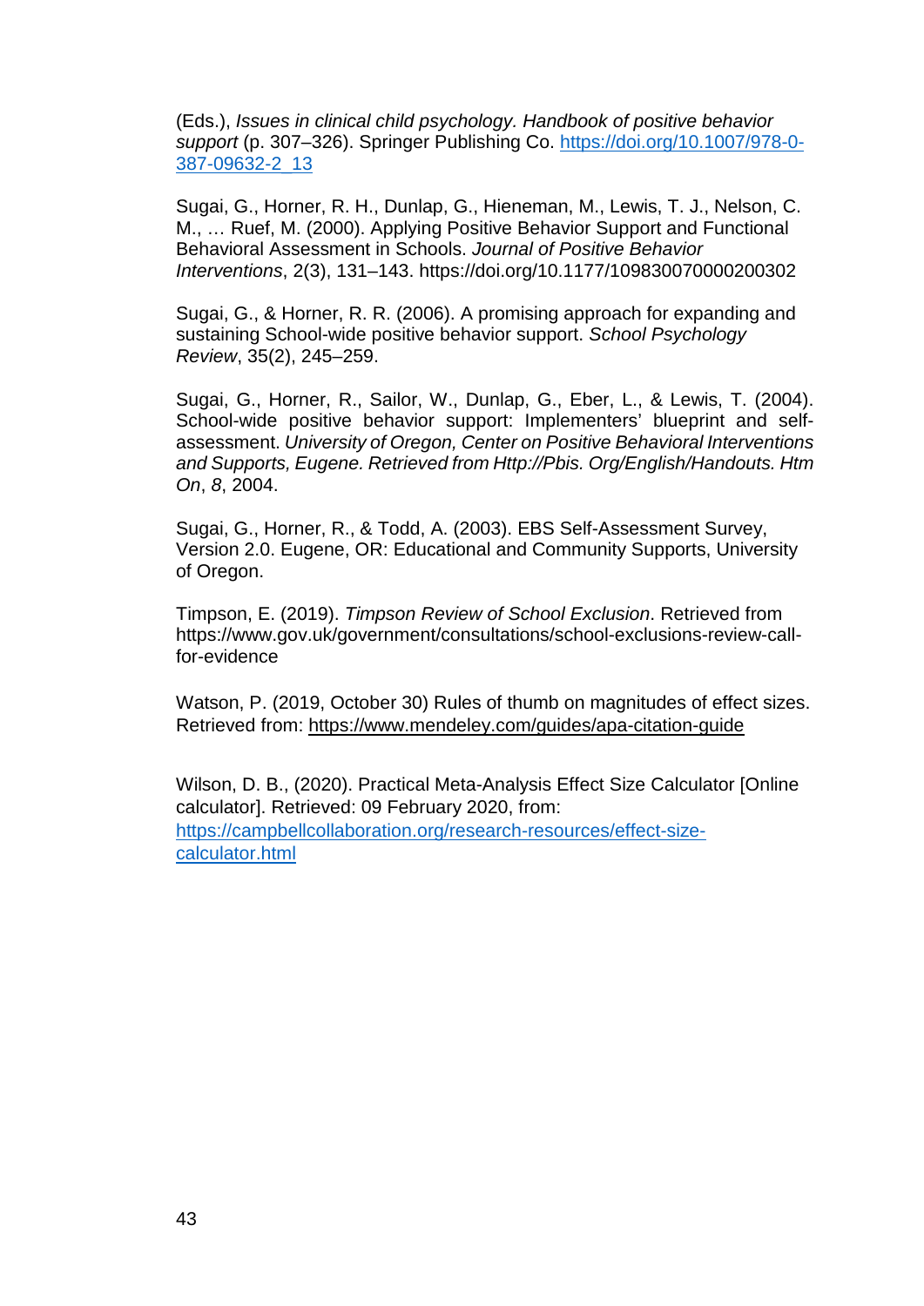(Eds.), *Issues in clinical child psychology. Handbook of positive behavior support* (p. 307–326). Springer Publishing Co. https://doi.org/10.1007/978-0-387-09632-2_13

Sugai, G., Horner, R. H., Dunlap, G., Hieneman, M., Lewis, T. J., Nelson, C. M., … Ruef, M. (2000). Applying Positive Behavior Support and Functional Behavioral Assessment in Schools. *Journal of Positive Behavior Interventions*, 2(3), 131–143. https://doi.org/10.1177/109830070000200302

Sugai, G., & Horner, R. R. (2006). A promising approach for expanding and sustaining School-wide positive behavior support. *School Psychology Review*, 35(2), 245–259.

Sugai, G., Horner, R., Sailor, W., Dunlap, G., Eber, L., & Lewis, T. (2004). School-wide positive behavior support: Implementers' blueprint and self-assessment. *University of Oregon, Center on Positive Behavioral Interventions and Supports, Eugene. Retrieved from Http://Pbis. Org/English/Handouts. Htm On*, *8*, 2004.

Sugai, G., Horner, R., & Todd, A. (2003). EBS Self-Assessment Survey, Version 2.0. Eugene, OR: Educational and Community Supports, University of Oregon.

Timpson, E. (2019). *Timpson Review of School Exclusion*. Retrieved from https://www.gov.uk/government/consultations/school-exclusions-review-call-for-evidence

Watson, P. (2019, October 30) Rules of thumb on magnitudes of effect sizes. Retrieved from: https://www.mendeley.com/guides/apa-citation-guide

Wilson, D. B., (2020). Practical Meta-Analysis Effect Size Calculator [Online calculator]. Retrieved: 09 February 2020, from: https://campbellcollaboration.org/research-resources/effect-size-calculator.html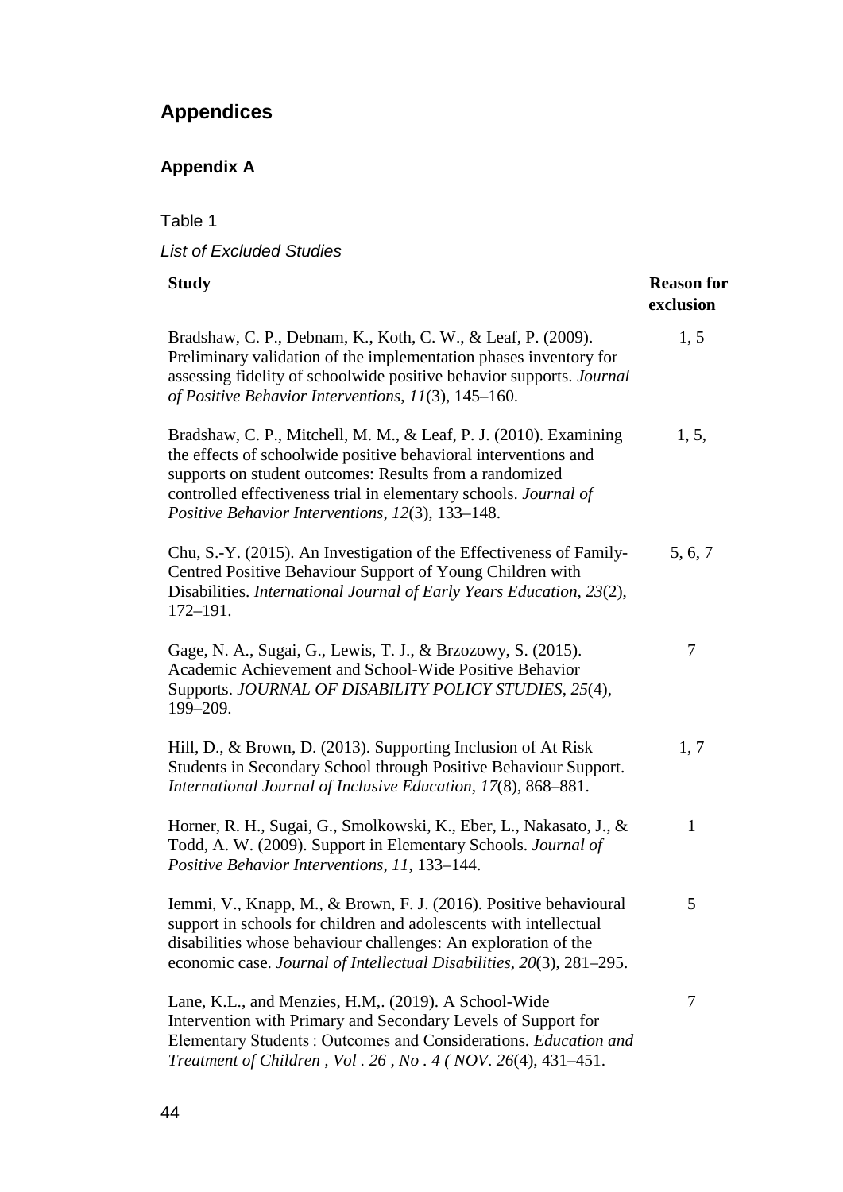# Appendices

## Appendix A

Table 1

*List of Excluded Studies*

| Study | Reason for exclusion |
|---|---|
| Bradshaw, C. P., Debnam, K., Koth, C. W., & Leaf, P. (2009). Preliminary validation of the implementation phases inventory for assessing fidelity of schoolwide positive behavior supports. *Journal of Positive Behavior Interventions*, *11*(3), 145–160. | 1, 5 |
| Bradshaw, C. P., Mitchell, M. M., & Leaf, P. J. (2010). Examining the effects of schoolwide positive behavioral interventions and supports on student outcomes: Results from a randomized controlled effectiveness trial in elementary schools. *Journal of Positive Behavior Interventions*, *12*(3), 133–148. | 1, 5, |
| Chu, S.-Y. (2015). An Investigation of the Effectiveness of Family-Centred Positive Behaviour Support of Young Children with Disabilities. *International Journal of Early Years Education*, *23*(2), 172–191. | 5, 6, 7 |
| Gage, N. A., Sugai, G., Lewis, T. J., & Brzozowy, S. (2015). Academic Achievement and School-Wide Positive Behavior Supports. *JOURNAL OF DISABILITY POLICY STUDIES*, *25*(4), 199–209. | 7 |
| Hill, D., & Brown, D. (2013). Supporting Inclusion of At Risk Students in Secondary School through Positive Behaviour Support. *International Journal of Inclusive Education*, *17*(8), 868–881. | 1, 7 |
| Horner, R. H., Sugai, G., Smolkowski, K., Eber, L., Nakasato, J., & Todd, A. W. (2009). Support in Elementary Schools. *Journal of Positive Behavior Interventions*, *11*, 133–144. | 1 |
| Iemmi, V., Knapp, M., & Brown, F. J. (2016). Positive behavioural support in schools for children and adolescents with intellectual disabilities whose behaviour challenges: An exploration of the economic case. *Journal of Intellectual Disabilities*, *20*(3), 281–295. | 5 |
| Lane, K.L., and Menzies, H.M,. (2019). A School-Wide Intervention with Primary and Secondary Levels of Support for Elementary Students : Outcomes and Considerations. *Education and Treatment of Children , Vol . 26 , No . 4 ( NOV*. *26*(4), 431–451. | 7 |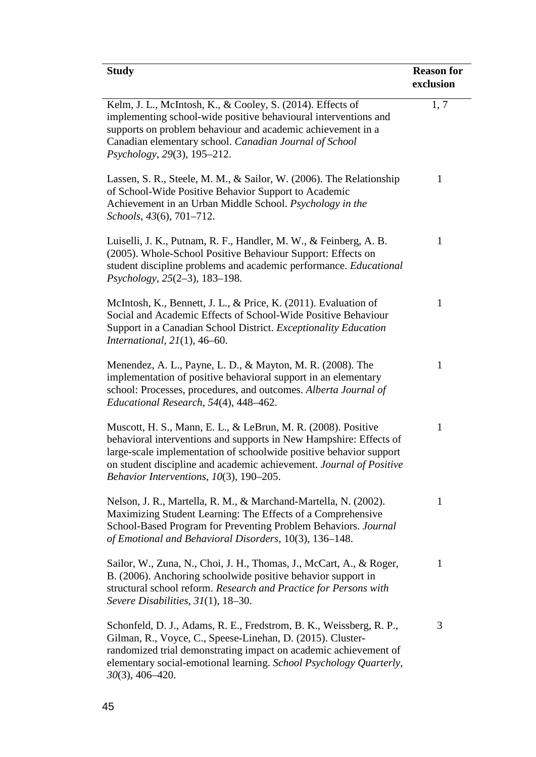| Study | Reason for exclusion |
|---|---|
| Kelm, J. L., McIntosh, K., & Cooley, S. (2014). Effects of implementing school-wide positive behavioural interventions and supports on problem behaviour and academic achievement in a Canadian elementary school. *Canadian Journal of School Psychology*, *29*(3), 195–212. | 1, 7 |
| Lassen, S. R., Steele, M. M., & Sailor, W. (2006). The Relationship of School-Wide Positive Behavior Support to Academic Achievement in an Urban Middle School. *Psychology in the Schools*, *43*(6), 701–712. | 1 |
| Luiselli, J. K., Putnam, R. F., Handler, M. W., & Feinberg, A. B. (2005). Whole-School Positive Behaviour Support: Effects on student discipline problems and academic performance. *Educational Psychology*, *25*(2–3), 183–198. | 1 |
| McIntosh, K., Bennett, J. L., & Price, K. (2011). Evaluation of Social and Academic Effects of School-Wide Positive Behaviour Support in a Canadian School District. *Exceptionality Education International*, *21*(1), 46–60. | 1 |
| Menendez, A. L., Payne, L. D., & Mayton, M. R. (2008). The implementation of positive behavioral support in an elementary school: Processes, procedures, and outcomes. *Alberta Journal of Educational Research*, *54*(4), 448–462. | 1 |
| Muscott, H. S., Mann, E. L., & LeBrun, M. R. (2008). Positive behavioral interventions and supports in New Hampshire: Effects of large-scale implementation of schoolwide positive behavior support on student discipline and academic achievement. *Journal of Positive Behavior Interventions*, *10*(3), 190–205. | 1 |
| Nelson, J. R., Martella, R. M., & Marchand-Martella, N. (2002). Maximizing Student Learning: The Effects of a Comprehensive School-Based Program for Preventing Problem Behaviors. *Journal of Emotional and Behavioral Disorders*, 10(3), 136–148. | 1 |
| Sailor, W., Zuna, N., Choi, J. H., Thomas, J., McCart, A., & Roger, B. (2006). Anchoring schoolwide positive behavior support in structural school reform. *Research and Practice for Persons with Severe Disabilities*, *31*(1), 18–30. | 1 |
| Schonfeld, D. J., Adams, R. E., Fredstrom, B. K., Weissberg, R. P., Gilman, R., Voyce, C., Speese-Linehan, D. (2015). Cluster-randomized trial demonstrating impact on academic achievement of elementary social-emotional learning. *School Psychology Quarterly*, *30*(3), 406–420. | 3 |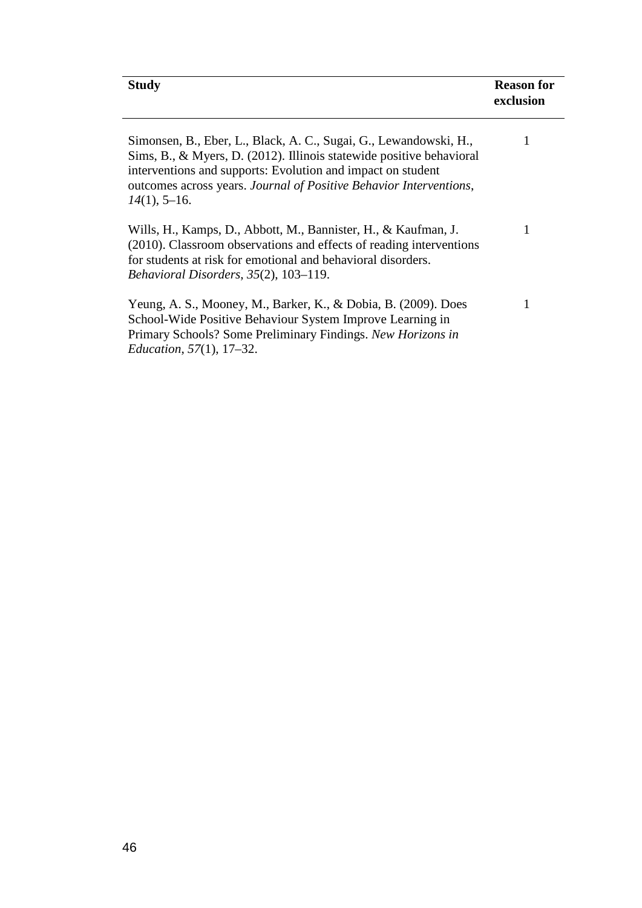| Study | Reason for exclusion |
|---|---|
| Simonsen, B., Eber, L., Black, A. C., Sugai, G., Lewandowski, H., Sims, B., & Myers, D. (2012). Illinois statewide positive behavioral interventions and supports: Evolution and impact on student outcomes across years. *Journal of Positive Behavior Interventions*, *14*(1), 5–16. | 1 |
| Wills, H., Kamps, D., Abbott, M., Bannister, H., & Kaufman, J. (2010). Classroom observations and effects of reading interventions for students at risk for emotional and behavioral disorders. *Behavioral Disorders*, *35*(2), 103–119. | 1 |
| Yeung, A. S., Mooney, M., Barker, K., & Dobia, B. (2009). Does School-Wide Positive Behaviour System Improve Learning in Primary Schools? Some Preliminary Findings. *New Horizons in Education*, *57*(1), 17–32. | 1 |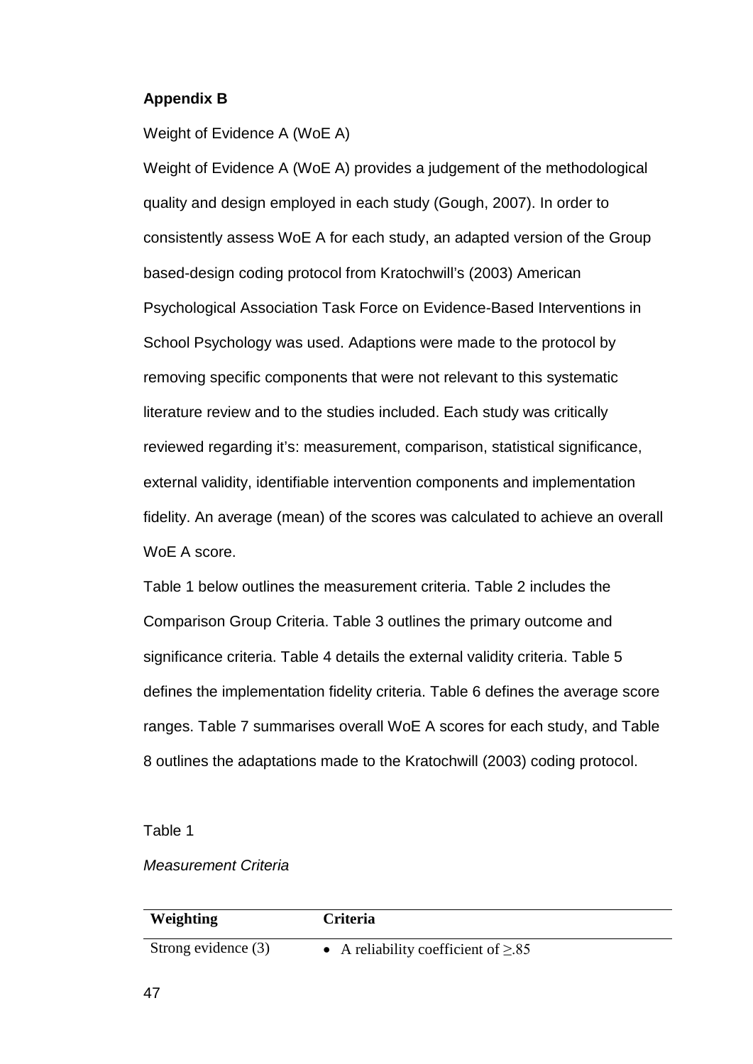## Appendix B

Weight of Evidence A (WoE A)

Weight of Evidence A (WoE A) provides a judgement of the methodological quality and design employed in each study (Gough, 2007). In order to consistently assess WoE A for each study, an adapted version of the Group based-design coding protocol from Kratochwill's (2003) American Psychological Association Task Force on Evidence-Based Interventions in School Psychology was used. Adaptions were made to the protocol by removing specific components that were not relevant to this systematic literature review and to the studies included. Each study was critically reviewed regarding it's: measurement, comparison, statistical significance, external validity, identifiable intervention components and implementation fidelity. An average (mean) of the scores was calculated to achieve an overall WoE A score.

Table 1 below outlines the measurement criteria. Table 2 includes the Comparison Group Criteria. Table 3 outlines the primary outcome and significance criteria. Table 4 details the external validity criteria. Table 5 defines the implementation fidelity criteria. Table 6 defines the average score ranges. Table 7 summarises overall WoE A scores for each study, and Table 8 outlines the adaptations made to the Kratochwill (2003) coding protocol.

Table 1

*Measurement Criteria*

| Weighting | Criteria |
|---|---|
| Strong evidence (3) | • A reliability coefficient of $\geq .85$ |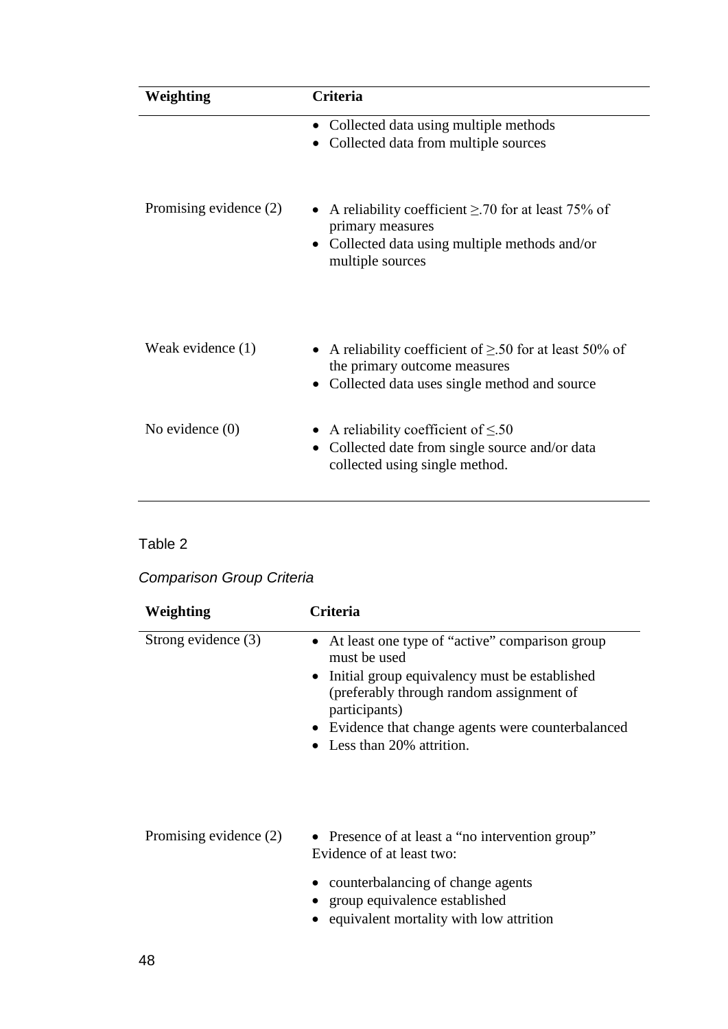| Weighting | Criteria |
|---|---|
| | • Collected data using multiple methods<br>• Collected data from multiple sources |
| Promising evidence (2) | • A reliability coefficient ≥.70 for at least 75% of primary measures<br>• Collected data using multiple methods and/or multiple sources |
| Weak evidence (1) | • A reliability coefficient of ≥.50 for at least 50% of the primary outcome measures<br>• Collected data uses single method and source |
| No evidence (0) | • A reliability coefficient of ≤.50<br>• Collected date from single source and/or data collected using single method. |

Table 2

*Comparison Group Criteria*

| Weighting | Criteria |
|---|---|
| Strong evidence (3) | • At least one type of "active" comparison group must be used<br>• Initial group equivalency must be established (preferably through random assignment of participants)<br>• Evidence that change agents were counterbalanced<br>• Less than 20% attrition. |
| Promising evidence (2) | • Presence of at least a "no intervention group"<br>Evidence of at least two:<br>• counterbalancing of change agents<br>• group equivalence established<br>• equivalent mortality with low attrition |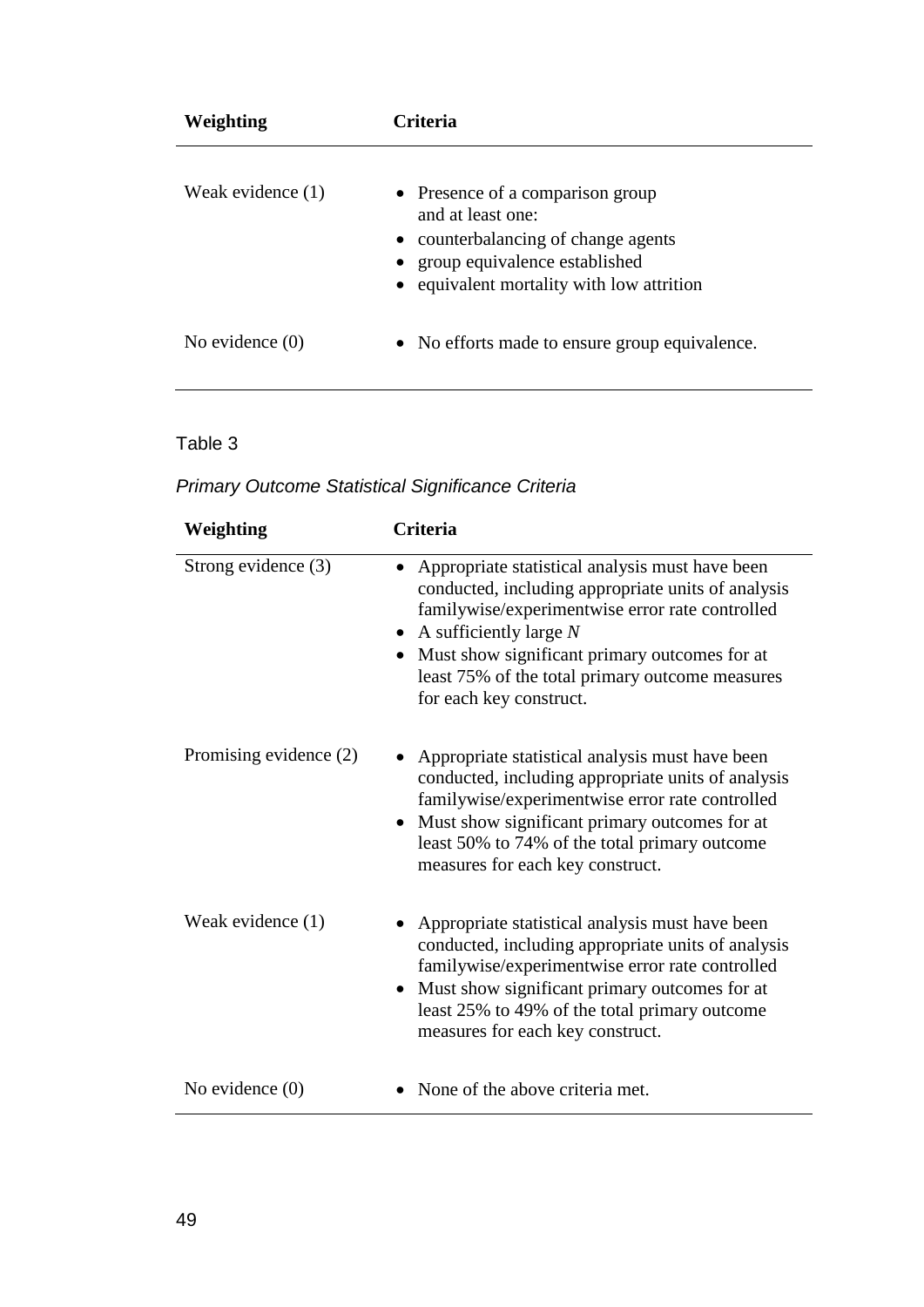| Weighting | Criteria |
|---|---|
| Weak evidence (1) | • Presence of a comparison group and at least one:<br>• counterbalancing of change agents<br>• group equivalence established<br>• equivalent mortality with low attrition |
| No evidence (0) | • No efforts made to ensure group equivalence. |

Table 3

*Primary Outcome Statistical Significance Criteria*

| Weighting | Criteria |
|---|---|
| Strong evidence (3) | • Appropriate statistical analysis must have been conducted, including appropriate units of analysis familywise/experimentwise error rate controlled<br>• A sufficiently large *N*<br>• Must show significant primary outcomes for at least 75% of the total primary outcome measures for each key construct. |
| Promising evidence (2) | • Appropriate statistical analysis must have been conducted, including appropriate units of analysis familywise/experimentwise error rate controlled<br>• Must show significant primary outcomes for at least 50% to 74% of the total primary outcome measures for each key construct. |
| Weak evidence (1) | • Appropriate statistical analysis must have been conducted, including appropriate units of analysis familywise/experimentwise error rate controlled<br>• Must show significant primary outcomes for at least 25% to 49% of the total primary outcome measures for each key construct. |
| No evidence (0) | • None of the above criteria met. |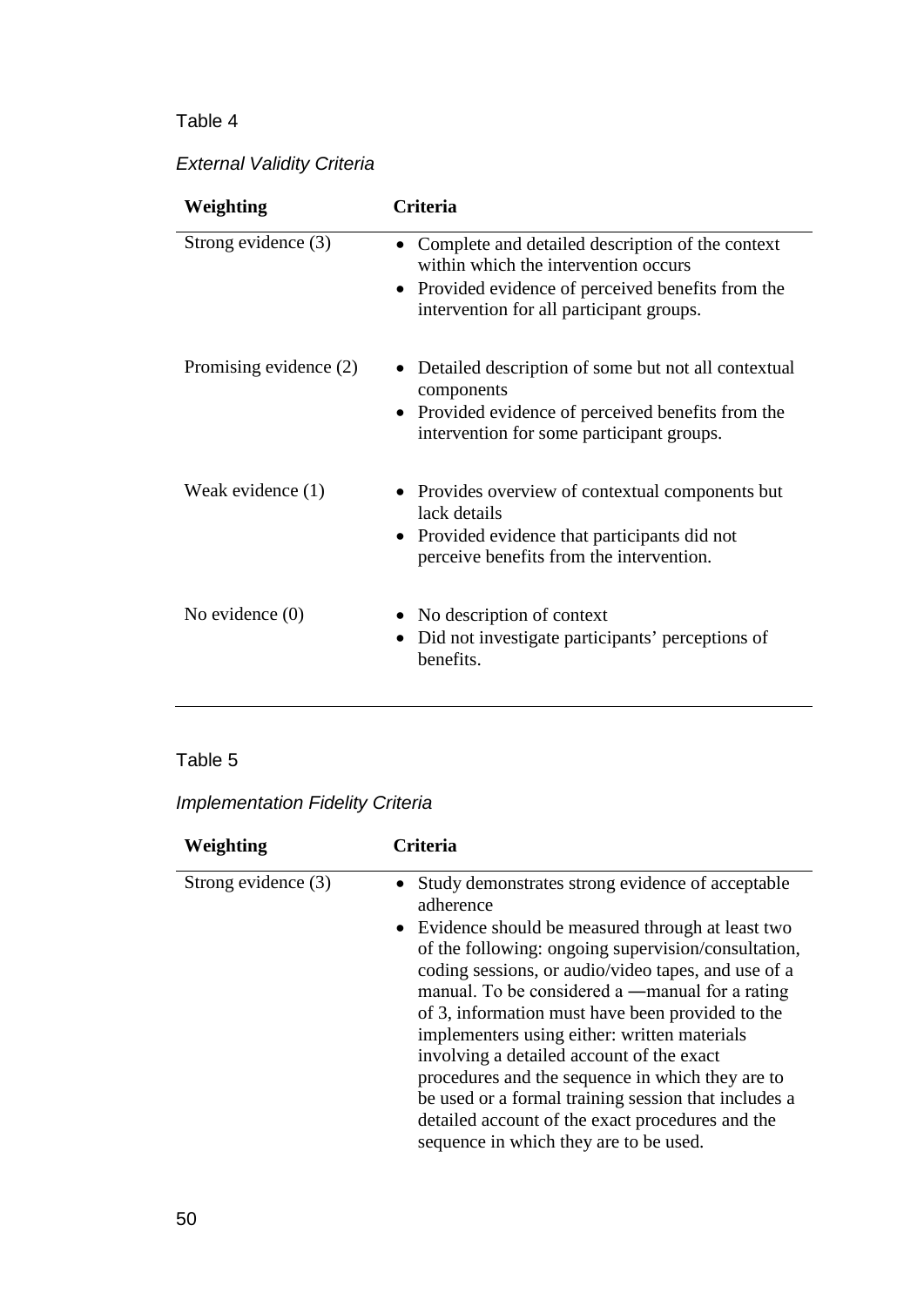Table 4

*External Validity Criteria*

| Weighting | Criteria |
|---|---|
| Strong evidence (3) | • Complete and detailed description of the context within which the intervention occurs<br>• Provided evidence of perceived benefits from the intervention for all participant groups. |
| Promising evidence (2) | • Detailed description of some but not all contextual components<br>• Provided evidence of perceived benefits from the intervention for some participant groups. |
| Weak evidence (1) | • Provides overview of contextual components but lack details<br>• Provided evidence that participants did not perceive benefits from the intervention. |
| No evidence (0) | • No description of context<br>• Did not investigate participants' perceptions of benefits. |

Table 5

*Implementation Fidelity Criteria*

| Weighting | Criteria |
|---|---|
| Strong evidence (3) | • Study demonstrates strong evidence of acceptable adherence<br>• Evidence should be measured through at least two of the following: ongoing supervision/consultation, coding sessions, or audio/video tapes, and use of a manual. To be considered a ―manual for a rating of 3, information must have been provided to the implementers using either: written materials involving a detailed account of the exact procedures and the sequence in which they are to be used or a formal training session that includes a detailed account of the exact procedures and the sequence in which they are to be used. |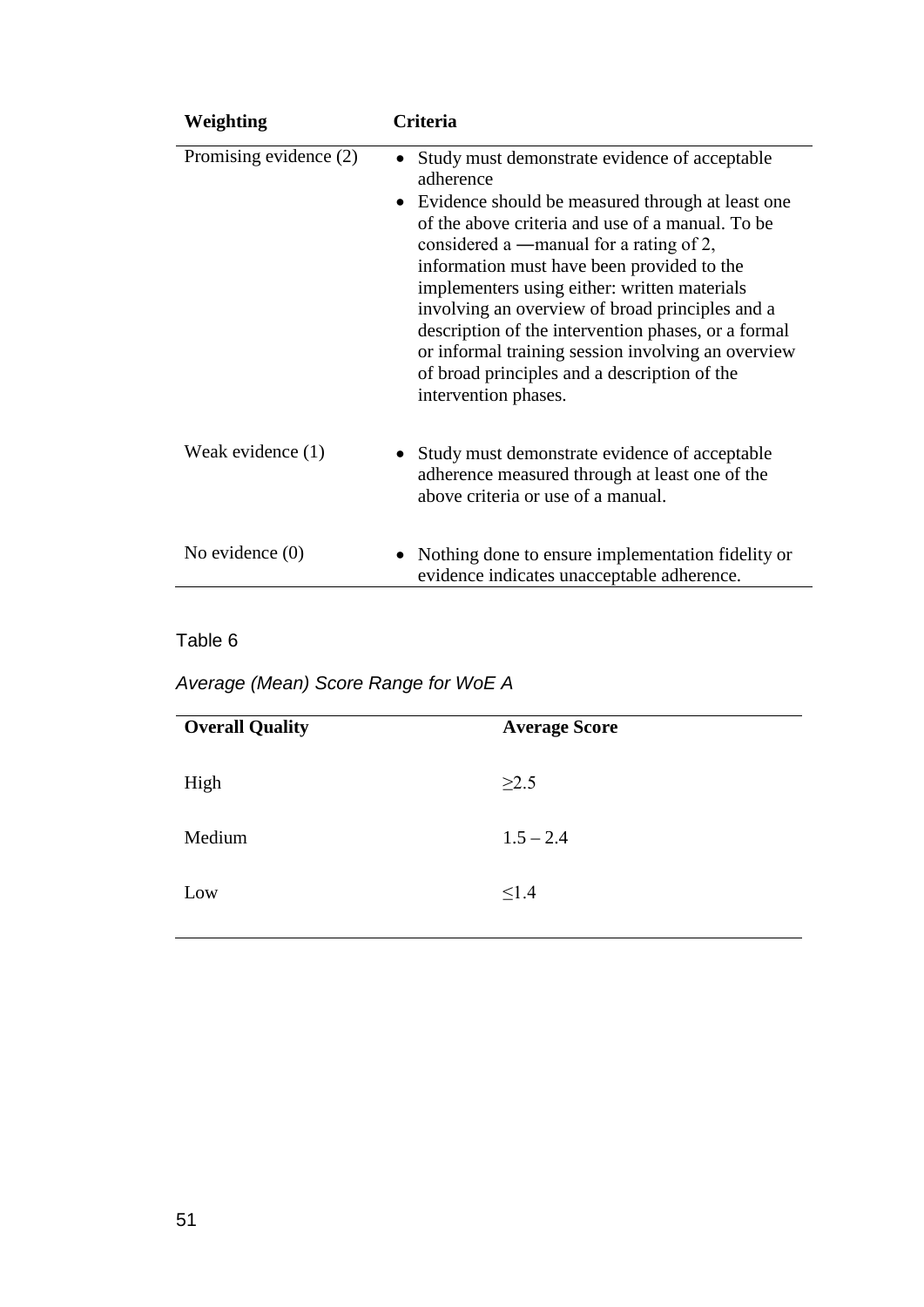| Weighting | Criteria |
|---|---|
| Promising evidence (2) | • Study must demonstrate evidence of acceptable adherence<br>• Evidence should be measured through at least one of the above criteria and use of a manual. To be considered a ―manual for a rating of 2, information must have been provided to the implementers using either: written materials involving an overview of broad principles and a description of the intervention phases, or a formal or informal training session involving an overview of broad principles and a description of the intervention phases. |
| Weak evidence (1) | • Study must demonstrate evidence of acceptable adherence measured through at least one of the above criteria or use of a manual. |
| No evidence (0) | • Nothing done to ensure implementation fidelity or evidence indicates unacceptable adherence. |

Table 6

*Average (Mean) Score Range for WoE A*

| Overall Quality | Average Score |
|---|---|
| High | ≥2.5 |
| Medium | 1.5 – 2.4 |
| Low | ≤1.4 |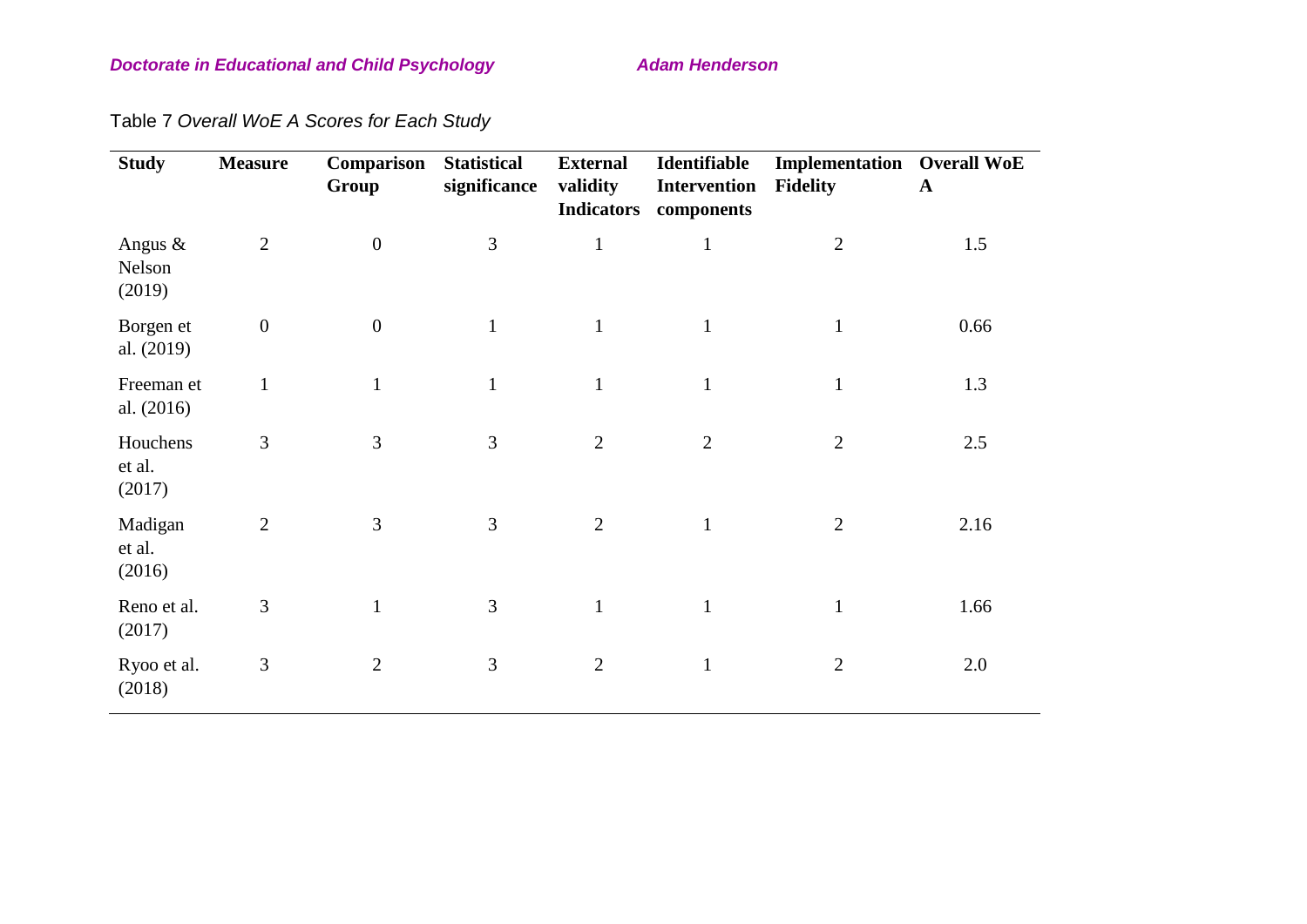Table 7 *Overall WoE A Scores for Each Study*

| Study | Measure | Comparison Group | Statistical significance | External validity Indicators | Identifiable Intervention components | Implementation Fidelity | Overall WoE A |
|---|---|---|---|---|---|---|---|
| Angus & Nelson (2019) | 2 | 0 | 3 | 1 | 1 | 2 | 1.5 |
| Borgen et al. (2019) | 0 | 0 | 1 | 1 | 1 | 1 | 0.66 |
| Freeman et al. (2016) | 1 | 1 | 1 | 1 | 1 | 1 | 1.3 |
| Houchens et al. (2017) | 3 | 3 | 3 | 2 | 2 | 2 | 2.5 |
| Madigan et al. (2016) | 2 | 3 | 3 | 2 | 1 | 2 | 2.16 |
| Reno et al. (2017) | 3 | 1 | 3 | 1 | 1 | 1 | 1.66 |
| Ryoo et al. (2018) | 3 | 2 | 3 | 2 | 1 | 2 | 2.0 |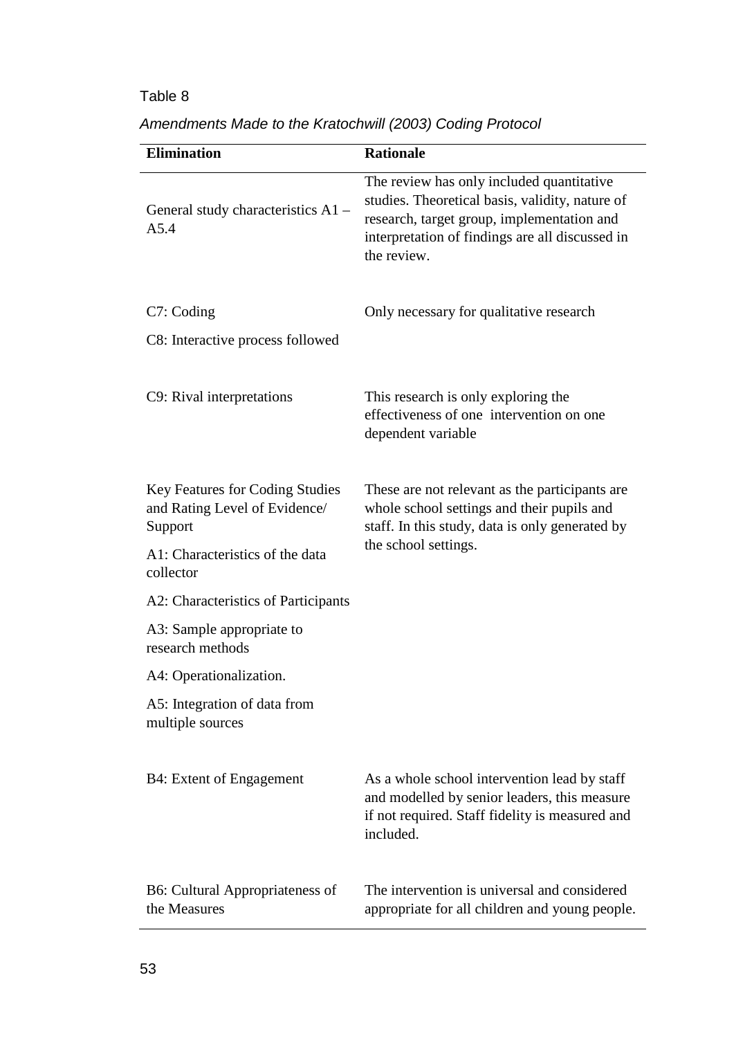Table 8

*Amendments Made to the Kratochwill (2003) Coding Protocol*

| Elimination | Rationale |
|---|---|
| General study characteristics A1 – A5.4 | The review has only included quantitative studies. Theoretical basis, validity, nature of research, target group, implementation and interpretation of findings are all discussed in the review. |
| C7: Coding<br>C8: Interactive process followed | Only necessary for qualitative research |
| C9: Rival interpretations | This research is only exploring the effectiveness of one intervention on one dependent variable |
| Key Features for Coding Studies and Rating Level of Evidence/ Support<br>A1: Characteristics of the data collector<br>A2: Characteristics of Participants<br>A3: Sample appropriate to research methods<br>A4: Operationalization.<br>A5: Integration of data from multiple sources | These are not relevant as the participants are whole school settings and their pupils and staff. In this study, data is only generated by the school settings. |
| B4: Extent of Engagement | As a whole school intervention lead by staff and modelled by senior leaders, this measure if not required. Staff fidelity is measured and included. |
| B6: Cultural Appropriateness of the Measures | The intervention is universal and considered appropriate for all children and young people. |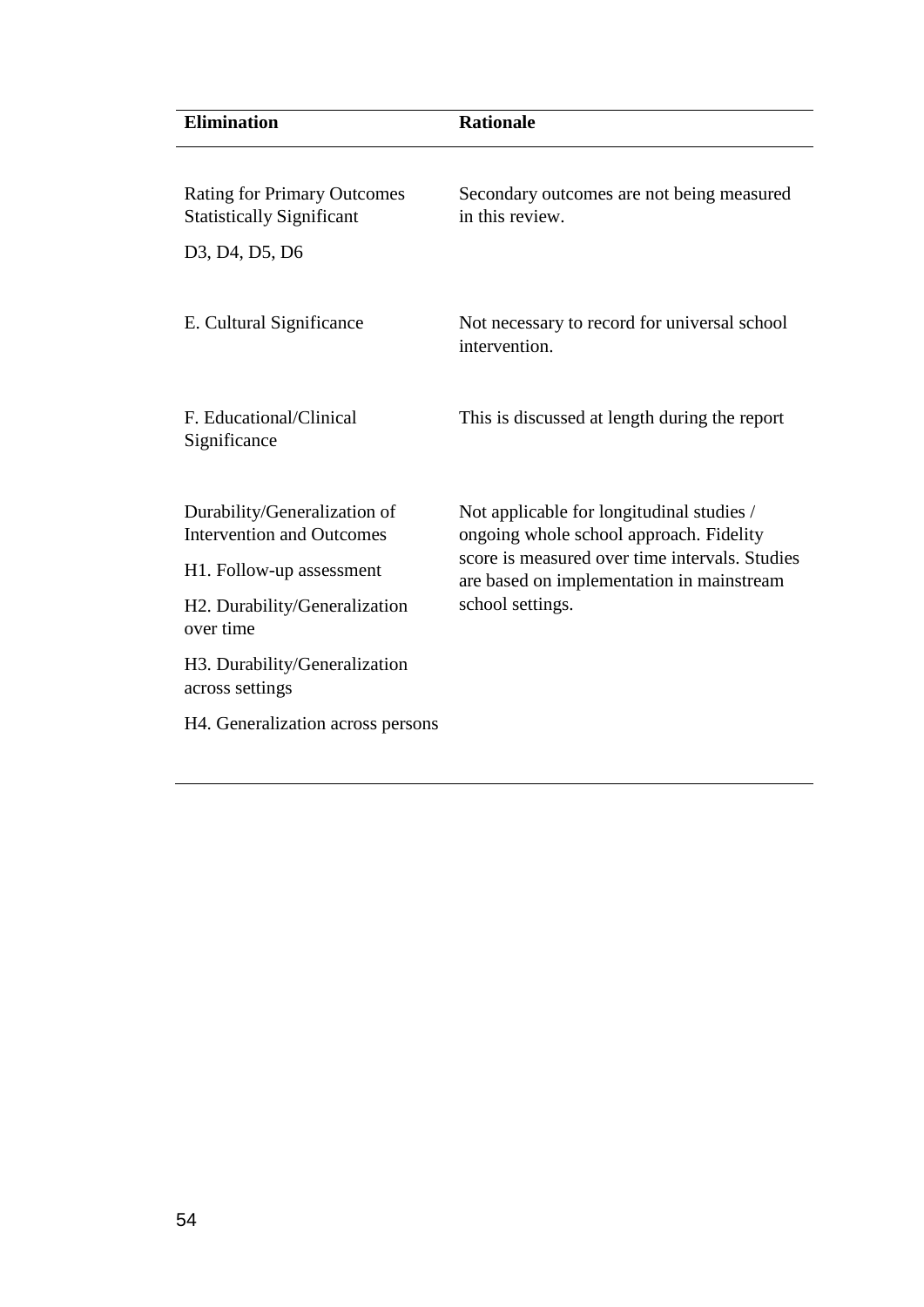| Elimination | Rationale |
|---|---|
| Rating for Primary Outcomes Statistically Significant<br><br>D3, D4, D5, D6 | Secondary outcomes are not being measured in this review. |
| E. Cultural Significance | Not necessary to record for universal school intervention. |
| F. Educational/Clinical Significance | This is discussed at length during the report |
| Durability/Generalization of Intervention and Outcomes<br><br>H1. Follow-up assessment<br><br>H2. Durability/Generalization over time<br><br>H3. Durability/Generalization across settings<br><br>H4. Generalization across persons | Not applicable for longitudinal studies / ongoing whole school approach. Fidelity score is measured over time intervals. Studies are based on implementation in mainstream school settings. |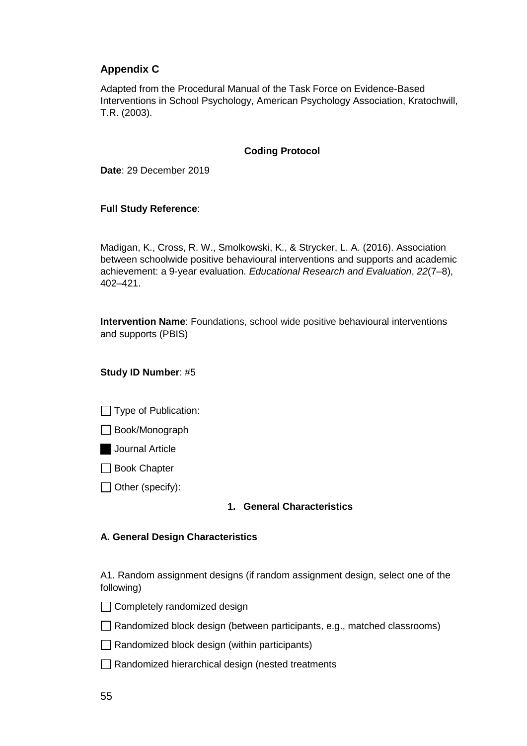## Appendix C

Adapted from the Procedural Manual of the Task Force on Evidence-Based Interventions in School Psychology, American Psychology Association, Kratochwill, T.R. (2003).

**Coding Protocol**

**Date**: 29 December 2019

**Full Study Reference**:

Madigan, K., Cross, R. W., Smolkowski, K., & Strycker, L. A. (2016). Association between schoolwide positive behavioural interventions and supports and academic achievement: a 9-year evaluation. *Educational Research and Evaluation*, *22*(7–8), 402–421.

**Intervention Name**: Foundations, school wide positive behavioural interventions and supports (PBIS)

**Study ID Number**: #5

- ☐ Type of Publication:
- ☐ Book/Monograph
- ■ Journal Article
- ☐ Book Chapter
- ☐ Other (specify):

**1. General Characteristics**

**A. General Design Characteristics**

A1. Random assignment designs (if random assignment design, select one of the following)

- ☐ Completely randomized design
- ☐ Randomized block design (between participants, e.g., matched classrooms)
- ☐ Randomized block design (within participants)
- ☐ Randomized hierarchical design (nested treatments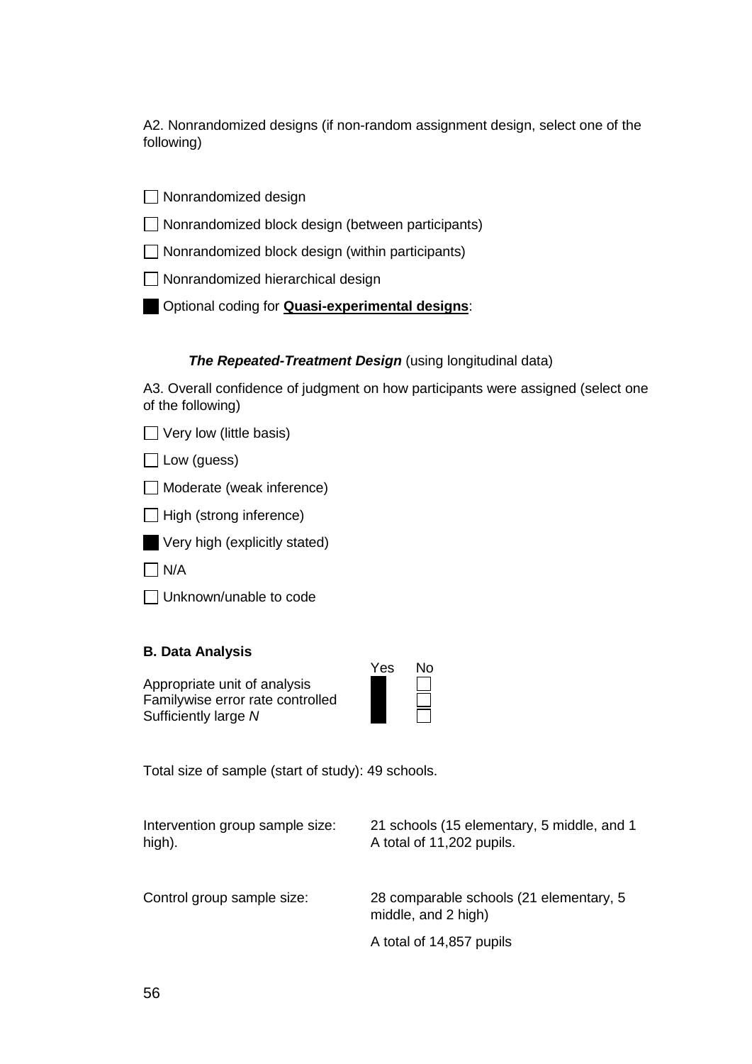A2. Nonrandomized designs (if non-random assignment design, select one of the following)

- [ ] Nonrandomized design
- [ ] Nonrandomized block design (between participants)
- [ ] Nonrandomized block design (within participants)
- [ ] Nonrandomized hierarchical design
- [x] Optional coding for **Quasi-experimental designs**:

***The Repeated-Treatment Design*** (using longitudinal data)

A3. Overall confidence of judgment on how participants were assigned (select one of the following)

- [ ] Very low (little basis)
- [ ] Low (guess)
- [ ] Moderate (weak inference)
- [ ] High (strong inference)
- [x] Very high (explicitly stated)
- [ ] N/A
- [ ] Unknown/unable to code

**B. Data Analysis**

| | Yes | No |
|---|---|---|
| Appropriate unit of analysis | [x] | [ ] |
| Familywise error rate controlled | [x] | [ ] |
| Sufficiently large *N* | [x] | [ ] |

Total size of sample (start of study): 49 schools.

Intervention group sample size: 21 schools (15 elementary, 5 middle, and 1 high). A total of 11,202 pupils.

Control group sample size: 28 comparable schools (21 elementary, 5 middle, and 2 high)

A total of 14,857 pupils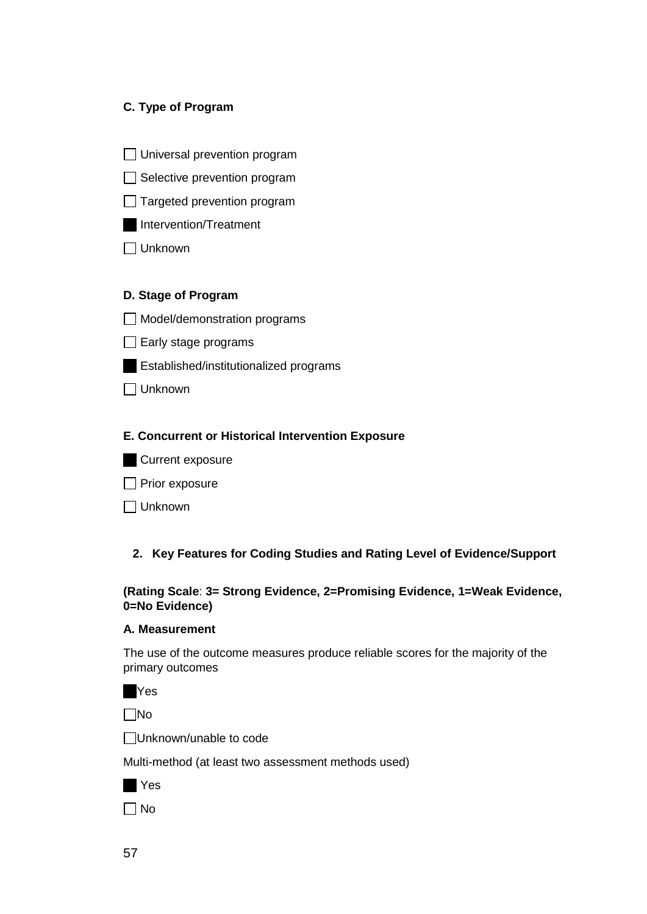**C. Type of Program**

- [ ] Universal prevention program
- [ ] Selective prevention program
- [ ] Targeted prevention program
- [x] Intervention/Treatment
- [ ] Unknown

**D. Stage of Program**

- [ ] Model/demonstration programs
- [ ] Early stage programs
- [x] Established/institutionalized programs
- [ ] Unknown

**E. Concurrent or Historical Intervention Exposure**

- [x] Current exposure
- [ ] Prior exposure
- [ ] Unknown

2. **Key Features for Coding Studies and Rating Level of Evidence/Support**

**(Rating Scale**: **3= Strong Evidence, 2=Promising Evidence, 1=Weak Evidence, 0=No Evidence)**

**A. Measurement**

The use of the outcome measures produce reliable scores for the majority of the primary outcomes

- [x] Yes
- [ ] No
- [ ] Unknown/unable to code

Multi-method (at least two assessment methods used)

- [x] Yes
- [ ] No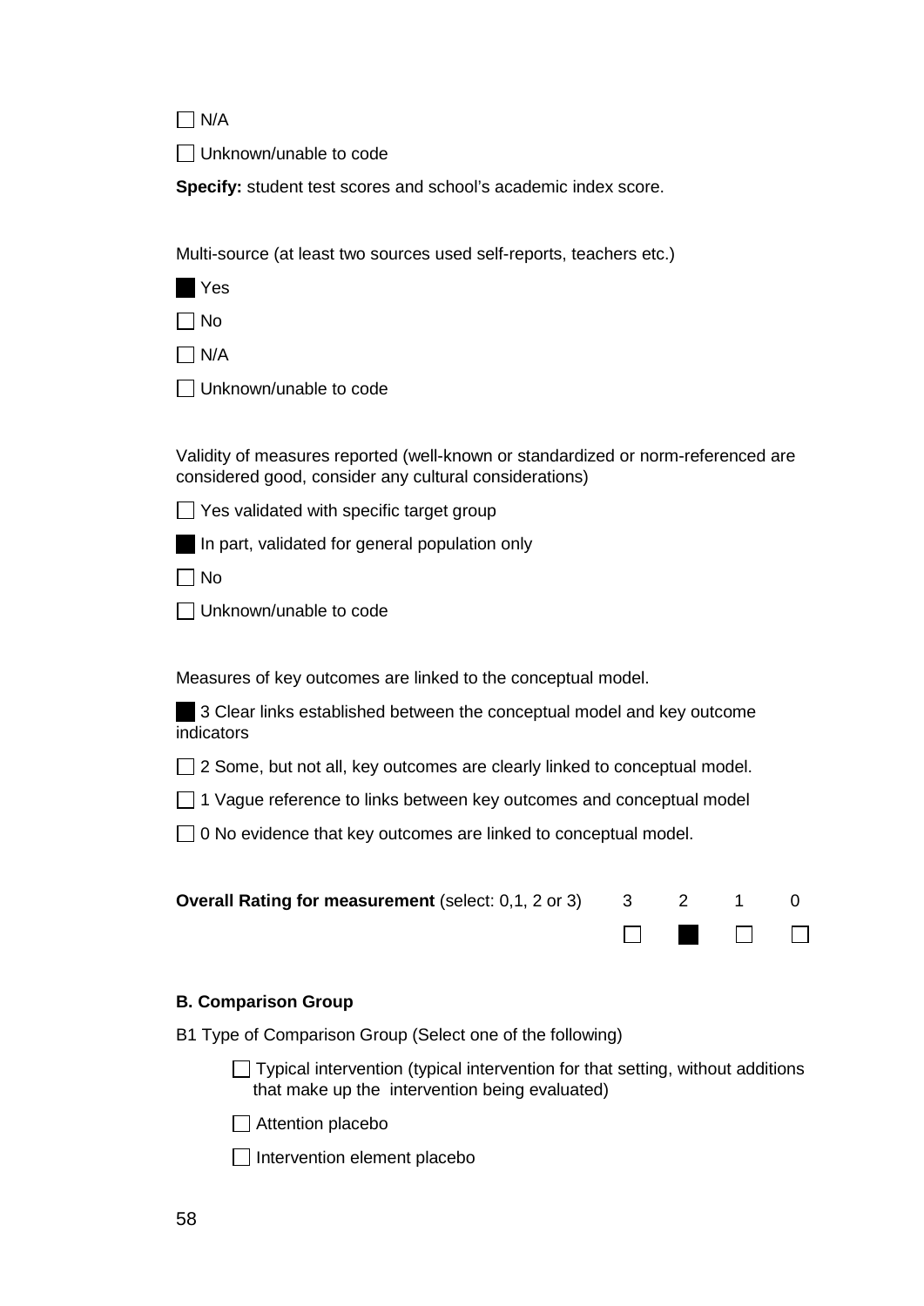☐ N/A

☐ Unknown/unable to code

**Specify:** student test scores and school's academic index score.

Multi-source (at least two sources used self-reports, teachers etc.)

■ Yes

☐ No

☐ N/A

☐ Unknown/unable to code

Validity of measures reported (well-known or standardized or norm-referenced are considered good, consider any cultural considerations)

☐ Yes validated with specific target group

■ In part, validated for general population only

☐ No

☐ Unknown/unable to code

Measures of key outcomes are linked to the conceptual model.

■ 3 Clear links established between the conceptual model and key outcome indicators

☐ 2 Some, but not all, key outcomes are clearly linked to conceptual model.

☐ 1 Vague reference to links between key outcomes and conceptual model

☐ 0 No evidence that key outcomes are linked to conceptual model.

| **Overall Rating for measurement** (select: 0,1, 2 or 3) | 3 | 2 | 1 | 0 |
|---|---|---|---|---|
| | ☐ | ■ | ☐ | ☐ |

**B. Comparison Group**

B1 Type of Comparison Group (Select one of the following)

☐ Typical intervention (typical intervention for that setting, without additions that make up the intervention being evaluated)

☐ Attention placebo

☐ Intervention element placebo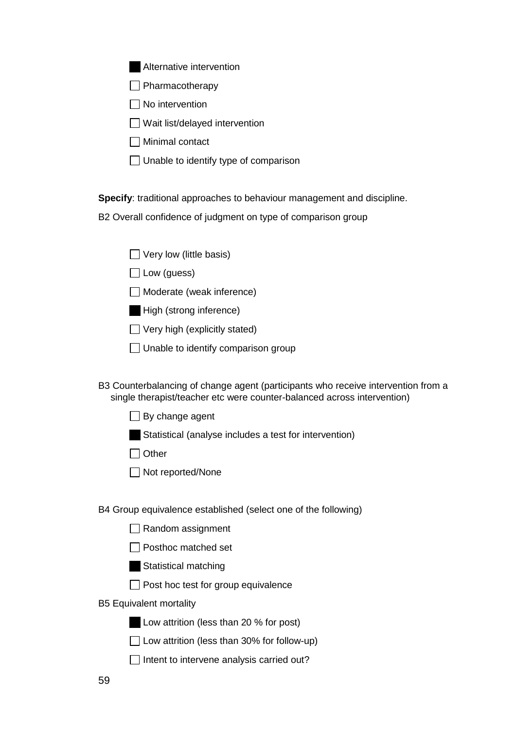- [x] Alternative intervention
- [ ] Pharmacotherapy
- [ ] No intervention
- [ ] Wait list/delayed intervention
- [ ] Minimal contact
- [ ] Unable to identify type of comparison

**Specify**: traditional approaches to behaviour management and discipline.

B2 Overall confidence of judgment on type of comparison group

- [ ] Very low (little basis)
- [ ] Low (guess)
- [ ] Moderate (weak inference)
- [x] High (strong inference)
- [ ] Very high (explicitly stated)
- [ ] Unable to identify comparison group

B3 Counterbalancing of change agent (participants who receive intervention from a single therapist/teacher etc were counter-balanced across intervention)

- [ ] By change agent
- [x] Statistical (analyse includes a test for intervention)
- [ ] Other
- [ ] Not reported/None

B4 Group equivalence established (select one of the following)

- [ ] Random assignment
- [ ] Posthoc matched set
- [x] Statistical matching
- [ ] Post hoc test for group equivalence

B5 Equivalent mortality

- [x] Low attrition (less than 20 % for post)
- [ ] Low attrition (less than 30% for follow-up)
- [ ] Intent to intervene analysis carried out?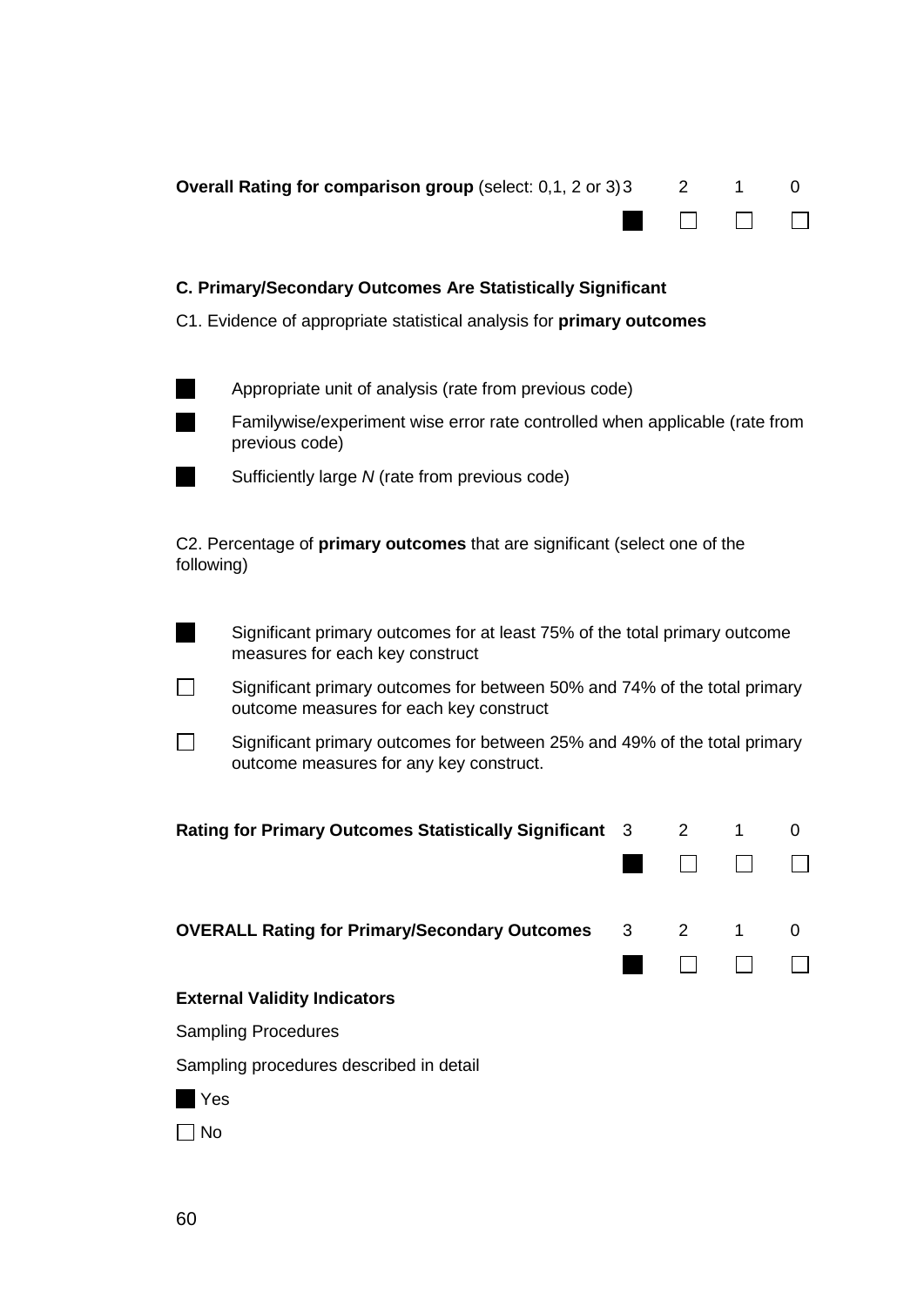**Overall Rating for comparison group** (select: 0,1, 2 or 3)

| 3 | 2 | 1 | 0 |
|---|---|---|---|
| ■ | ☐ | ☐ | ☐ |

**C. Primary/Secondary Outcomes Are Statistically Significant**

C1. Evidence of appropriate statistical analysis for **primary outcomes**

- ■ Appropriate unit of analysis (rate from previous code)
- ■ Familywise/experiment wise error rate controlled when applicable (rate from previous code)
- ■ Sufficiently large *N* (rate from previous code)

C2. Percentage of **primary outcomes** that are significant (select one of the following)

- ■ Significant primary outcomes for at least 75% of the total primary outcome measures for each key construct
- ☐ Significant primary outcomes for between 50% and 74% of the total primary outcome measures for each key construct
- ☐ Significant primary outcomes for between 25% and 49% of the total primary outcome measures for any key construct.

**Rating for Primary Outcomes Statistically Significant**

| 3 | 2 | 1 | 0 |
|---|---|---|---|
| ■ | ☐ | ☐ | ☐ |

**OVERALL Rating for Primary/Secondary Outcomes**

| 3 | 2 | 1 | 0 |
|---|---|---|---|
| ■ | ☐ | ☐ | ☐ |

**External Validity Indicators**

Sampling Procedures

Sampling procedures described in detail

- ■ Yes
- ☐ No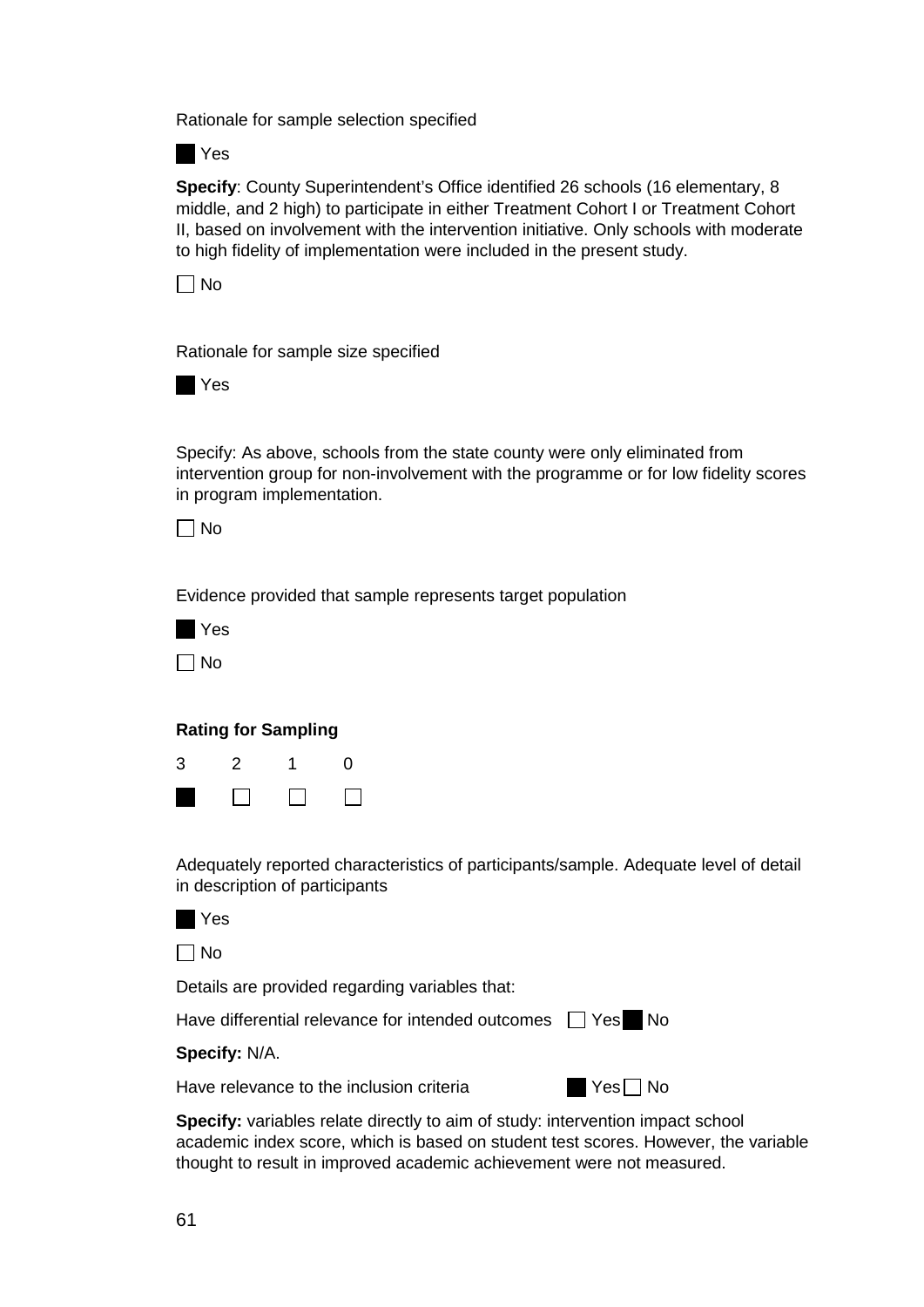Rationale for sample selection specified

■ Yes

**Specify**: County Superintendent's Office identified 26 schools (16 elementary, 8 middle, and 2 high) to participate in either Treatment Cohort I or Treatment Cohort II, based on involvement with the intervention initiative. Only schools with moderate to high fidelity of implementation were included in the present study.

☐ No

Rationale for sample size specified

■ Yes

Specify: As above, schools from the state county were only eliminated from intervention group for non-involvement with the programme or for low fidelity scores in program implementation.

☐ No

Evidence provided that sample represents target population

■ Yes

☐ No

**Rating for Sampling**

| 3 | 2 | 1 | 0 |
|---|---|---|---|
| ■ | ☐ | ☐ | ☐ |

Adequately reported characteristics of participants/sample. Adequate level of detail in description of participants

■ Yes

☐ No

Details are provided regarding variables that:

Have differential relevance for intended outcomes ☐ Yes ■ No

**Specify:** N/A.

Have relevance to the inclusion criteria ■ Yes ☐ No

**Specify:** variables relate directly to aim of study: intervention impact school academic index score, which is based on student test scores. However, the variable thought to result in improved academic achievement were not measured.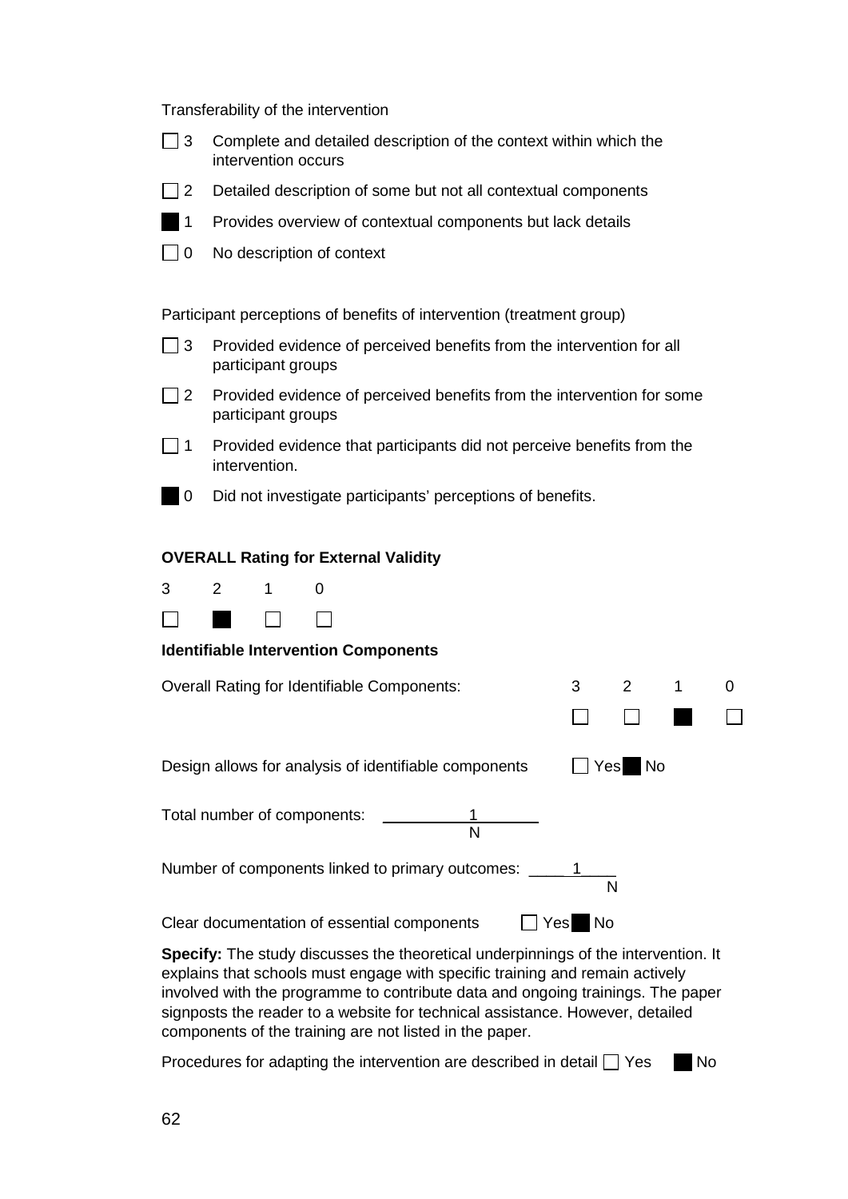Transferability of the intervention

- ☐ 3 Complete and detailed description of the context within which the intervention occurs
- ☐ 2 Detailed description of some but not all contextual components
- ■ 1 Provides overview of contextual components but lack details
- ☐ 0 No description of context

Participant perceptions of benefits of intervention (treatment group)

- ☐ 3 Provided evidence of perceived benefits from the intervention for all participant groups
- ☐ 2 Provided evidence of perceived benefits from the intervention for some participant groups
- ☐ 1 Provided evidence that participants did not perceive benefits from the intervention.
- ■ 0 Did not investigate participants' perceptions of benefits.

**OVERALL Rating for External Validity**

| 3 | 2 | 1 | 0 |
|---|---|---|---|
| ☐ | ■ | ☐ | ☐ |

**Identifiable Intervention Components**

| Overall Rating for Identifiable Components: | 3 | 2 | 1 | 0 |
|---|---|---|---|---|
| | ☐ | ☐ | ■ | ☐ |

Design allows for analysis of identifiable components ☐ Yes ■ No

Total number of components: 1 (N)

Number of components linked to primary outcomes: 1 (N)

Clear documentation of essential components ☐ Yes ■ No

**Specify:** The study discusses the theoretical underpinnings of the intervention. It explains that schools must engage with specific training and remain actively involved with the programme to contribute data and ongoing trainings. The paper signposts the reader to a website for technical assistance. However, detailed components of the training are not listed in the paper.

Procedures for adapting the intervention are described in detail ☐ Yes ■ No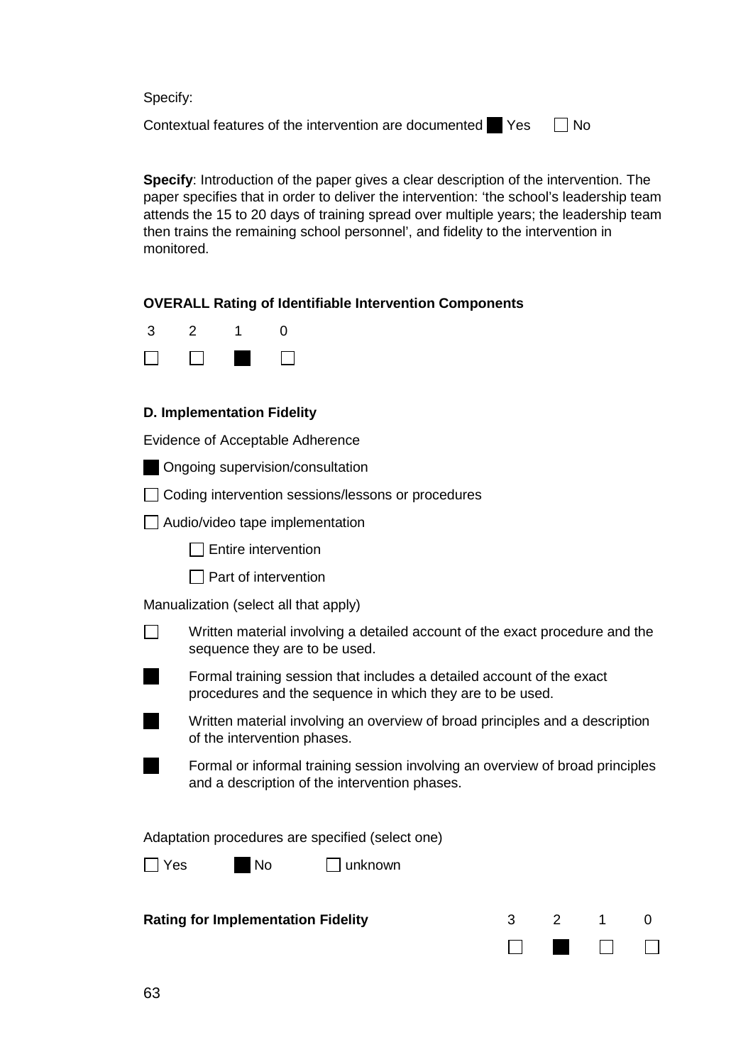Specify:

Contextual features of the intervention are documented ■ Yes ☐ No

**Specify**: Introduction of the paper gives a clear description of the intervention. The paper specifies that in order to deliver the intervention: 'the school's leadership team attends the 15 to 20 days of training spread over multiple years; the leadership team then trains the remaining school personnel', and fidelity to the intervention in monitored.

**OVERALL Rating of Identifiable Intervention Components**

| 3 | 2 | 1 | 0 |
|---|---|---|---|
| ☐ | ☐ | ■ | ☐ |

**D. Implementation Fidelity**

Evidence of Acceptable Adherence

■ Ongoing supervision/consultation

☐ Coding intervention sessions/lessons or procedures

☐ Audio/video tape implementation

- ☐ Entire intervention
- ☐ Part of intervention

Manualization (select all that apply)

☐ Written material involving a detailed account of the exact procedure and the sequence they are to be used.

■ Formal training session that includes a detailed account of the exact procedures and the sequence in which they are to be used.

■ Written material involving an overview of broad principles and a description of the intervention phases.

■ Formal or informal training session involving an overview of broad principles and a description of the intervention phases.

Adaptation procedures are specified (select one)

☐ Yes ■ No ☐ unknown

**Rating for Implementation Fidelity**

| 3 | 2 | 1 | 0 |
|---|---|---|---|
| ☐ | ■ | ☐ | ☐ |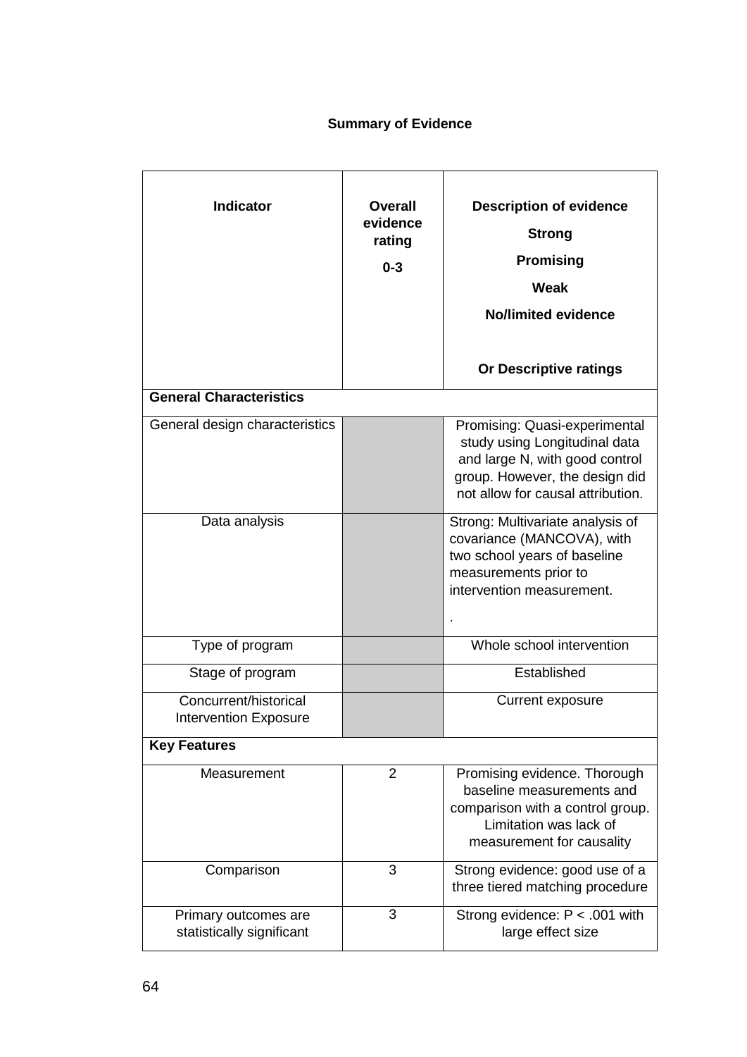**Summary of Evidence**

| Indicator | Overall evidence rating 0-3 | Description of evidence Strong Promising Weak No/limited evidence Or Descriptive ratings |
|---|---|---|
| **General Characteristics** | | |
| General design characteristics | | Promising: Quasi-experimental study using Longitudinal data and large N, with good control group. However, the design did not allow for causal attribution. |
| Data analysis | | Strong: Multivariate analysis of covariance (MANCOVA), with two school years of baseline measurements prior to intervention measurement. . |
| Type of program | | Whole school intervention |
| Stage of program | | Established |
| Concurrent/historical Intervention Exposure | | Current exposure |
| **Key Features** | | |
| Measurement | 2 | Promising evidence. Thorough baseline measurements and comparison with a control group. Limitation was lack of measurement for causality |
| Comparison | 3 | Strong evidence: good use of a three tiered matching procedure |
| Primary outcomes are statistically significant | 3 | Strong evidence: $P < .001$ with large effect size |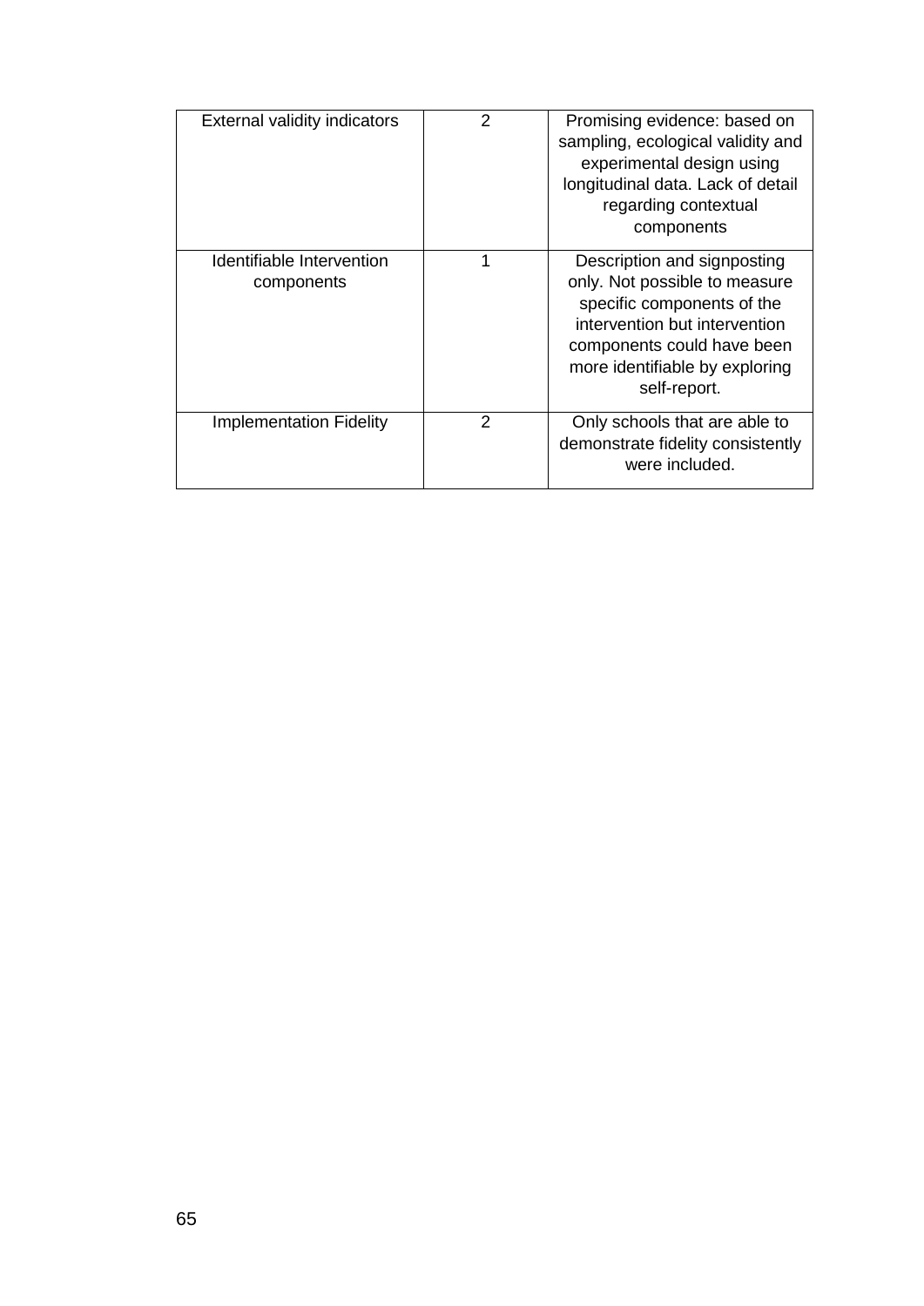| | | |
|---|---|---|
| External validity indicators | 2 | Promising evidence: based on sampling, ecological validity and experimental design using longitudinal data. Lack of detail regarding contextual components |
| Identifiable Intervention components | 1 | Description and signposting only. Not possible to measure specific components of the intervention but intervention components could have been more identifiable by exploring self-report. |
| Implementation Fidelity | 2 | Only schools that are able to demonstrate fidelity consistently were included. |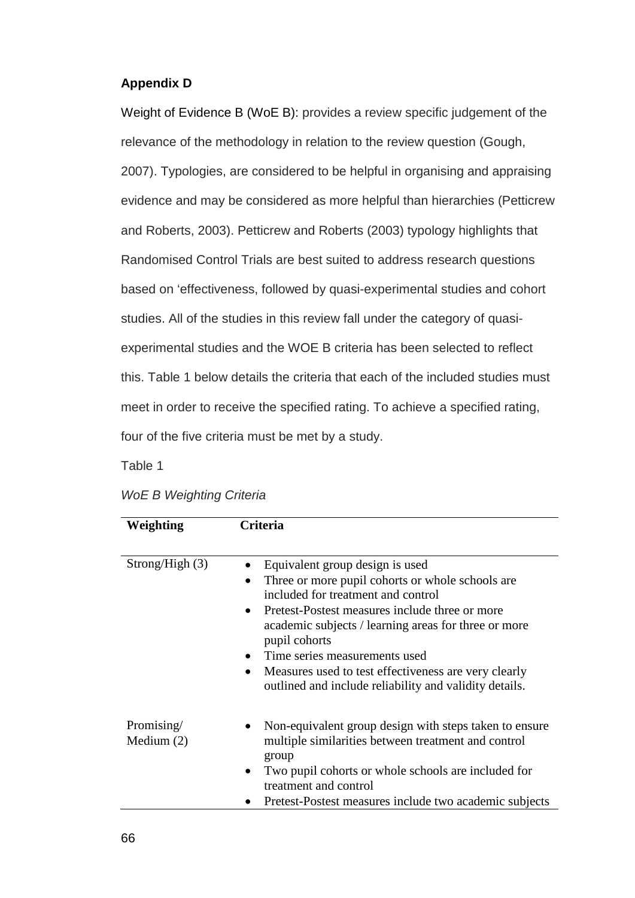**Appendix D**

Weight of Evidence B (WoE B): provides a review specific judgement of the relevance of the methodology in relation to the review question (Gough, 2007). Typologies, are considered to be helpful in organising and appraising evidence and may be considered as more helpful than hierarchies (Petticrew and Roberts, 2003). Petticrew and Roberts (2003) typology highlights that Randomised Control Trials are best suited to address research questions based on 'effectiveness, followed by quasi-experimental studies and cohort studies. All of the studies in this review fall under the category of quasi-experimental studies and the WOE B criteria has been selected to reflect this. Table 1 below details the criteria that each of the included studies must meet in order to receive the specified rating. To achieve a specified rating, four of the five criteria must be met by a study.

Table 1

*WoE B Weighting Criteria*

| Weighting | Criteria |
|---|---|
| Strong/High (3) | • Equivalent group design is used<br>• Three or more pupil cohorts or whole schools are included for treatment and control<br>• Pretest-Postest measures include three or more academic subjects / learning areas for three or more pupil cohorts<br>• Time series measurements used<br>• Measures used to test effectiveness are very clearly outlined and include reliability and validity details. |
| Promising/ Medium (2) | • Non-equivalent group design with steps taken to ensure multiple similarities between treatment and control group<br>• Two pupil cohorts or whole schools are included for treatment and control<br>• Pretest-Postest measures include two academic subjects |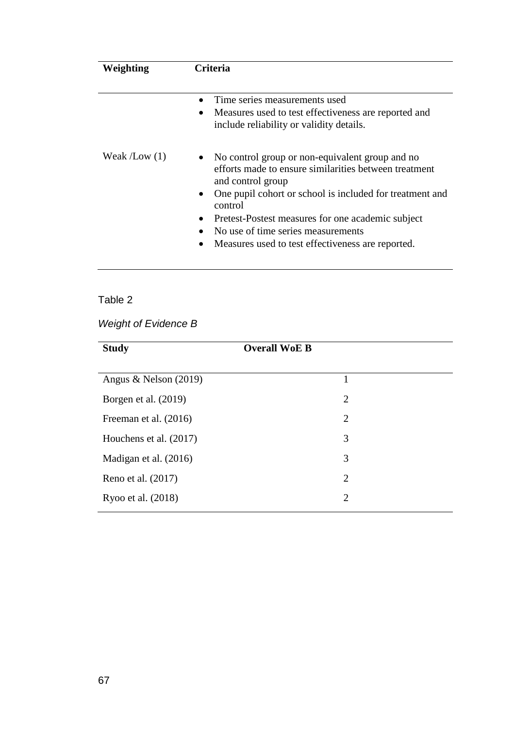| Weighting | Criteria |
|---|---|
| | • Time series measurements used<br>• Measures used to test effectiveness are reported and include reliability or validity details. |
| Weak /Low (1) | • No control group or non-equivalent group and no efforts made to ensure similarities between treatment and control group<br>• One pupil cohort or school is included for treatment and control<br>• Pretest-Postest measures for one academic subject<br>• No use of time series measurements<br>• Measures used to test effectiveness are reported. |

Table 2

*Weight of Evidence B*

| Study | Overall WoE B |
|---|---|
| Angus & Nelson (2019) | 1 |
| Borgen et al. (2019) | 2 |
| Freeman et al. (2016) | 2 |
| Houchens et al. (2017) | 3 |
| Madigan et al. (2016) | 3 |
| Reno et al. (2017) | 2 |
| Ryoo et al. (2018) | 2 |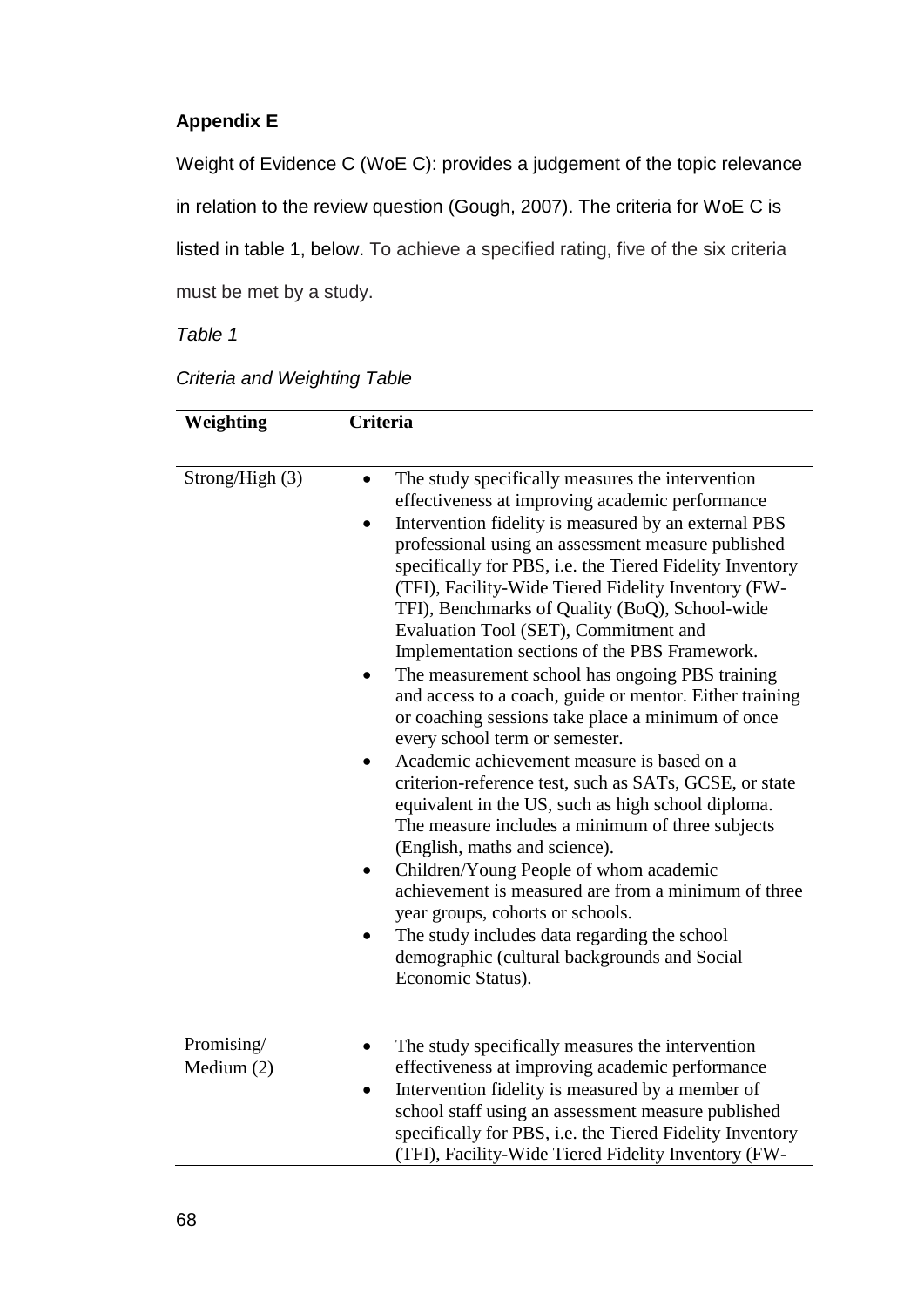## Appendix E

Weight of Evidence C (WoE C): provides a judgement of the topic relevance in relation to the review question (Gough, 2007). The criteria for WoE C is listed in table 1, below. To achieve a specified rating, five of the six criteria must be met by a study.

*Table 1*

*Criteria and Weighting Table*

| Weighting | Criteria |
|---|---|
| Strong/High (3) | • The study specifically measures the intervention effectiveness at improving academic performance<br>• Intervention fidelity is measured by an external PBS professional using an assessment measure published specifically for PBS, i.e. the Tiered Fidelity Inventory (TFI), Facility-Wide Tiered Fidelity Inventory (FW-TFI), Benchmarks of Quality (BoQ), School-wide Evaluation Tool (SET), Commitment and Implementation sections of the PBS Framework.<br>• The measurement school has ongoing PBS training and access to a coach, guide or mentor. Either training or coaching sessions take place a minimum of once every school term or semester.<br>• Academic achievement measure is based on a criterion-reference test, such as SATs, GCSE, or state equivalent in the US, such as high school diploma. The measure includes a minimum of three subjects (English, maths and science).<br>• Children/Young People of whom academic achievement is measured are from a minimum of three year groups, cohorts or schools.<br>• The study includes data regarding the school demographic (cultural backgrounds and Social Economic Status). |
| Promising/ Medium (2) | • The study specifically measures the intervention effectiveness at improving academic performance<br>• Intervention fidelity is measured by a member of school staff using an assessment measure published specifically for PBS, i.e. the Tiered Fidelity Inventory (TFI), Facility-Wide Tiered Fidelity Inventory (FW- |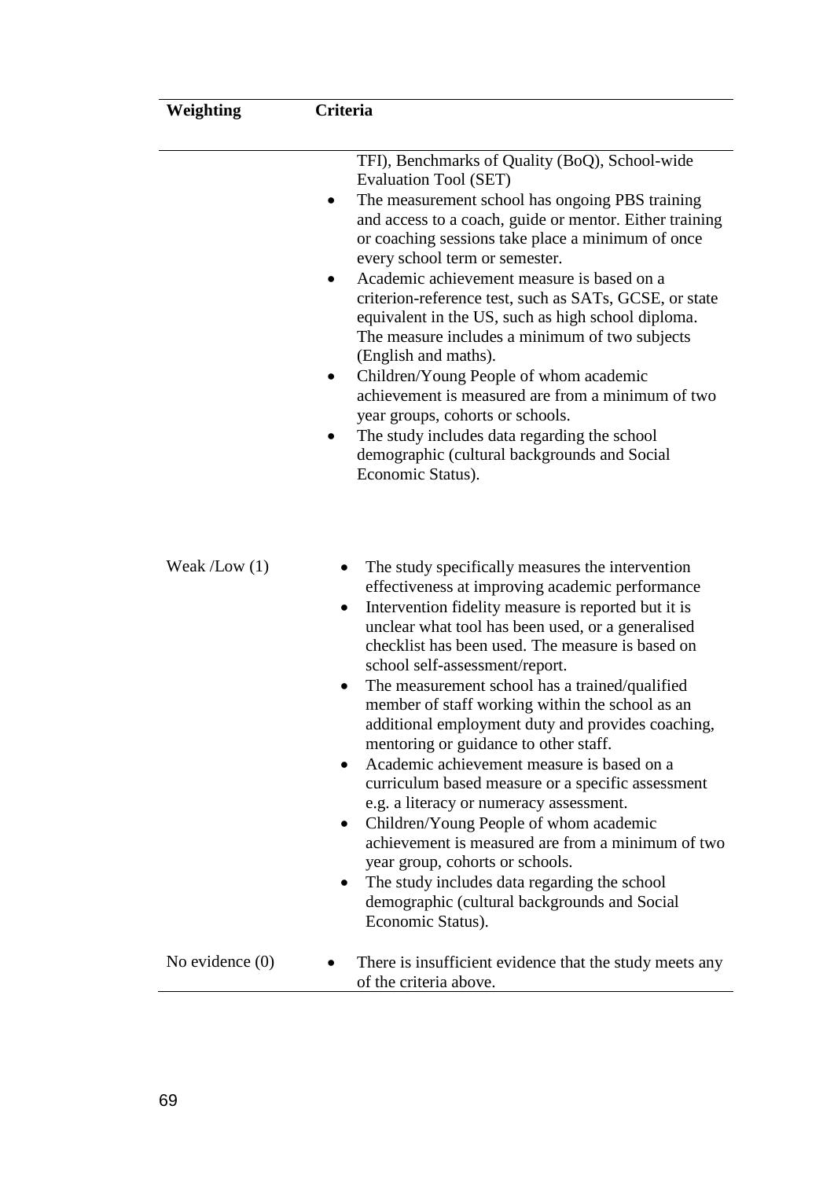| Weighting | Criteria |
|---|---|
| | TFI), Benchmarks of Quality (BoQ), School-wide Evaluation Tool (SET) <br>• The measurement school has ongoing PBS training and access to a coach, guide or mentor. Either training or coaching sessions take place a minimum of once every school term or semester. <br>• Academic achievement measure is based on a criterion-reference test, such as SATs, GCSE, or state equivalent in the US, such as high school diploma. The measure includes a minimum of two subjects (English and maths). <br>• Children/Young People of whom academic achievement is measured are from a minimum of two year groups, cohorts or schools. <br>• The study includes data regarding the school demographic (cultural backgrounds and Social Economic Status). |
| Weak /Low (1) | • The study specifically measures the intervention effectiveness at improving academic performance <br>• Intervention fidelity measure is reported but it is unclear what tool has been used, or a generalised checklist has been used. The measure is based on school self-assessment/report. <br>• The measurement school has a trained/qualified member of staff working within the school as an additional employment duty and provides coaching, mentoring or guidance to other staff. <br>• Academic achievement measure is based on a curriculum based measure or a specific assessment e.g. a literacy or numeracy assessment. <br>• Children/Young People of whom academic achievement is measured are from a minimum of two year group, cohorts or schools. <br>• The study includes data regarding the school demographic (cultural backgrounds and Social Economic Status). |
| No evidence (0) | • There is insufficient evidence that the study meets any of the criteria above. |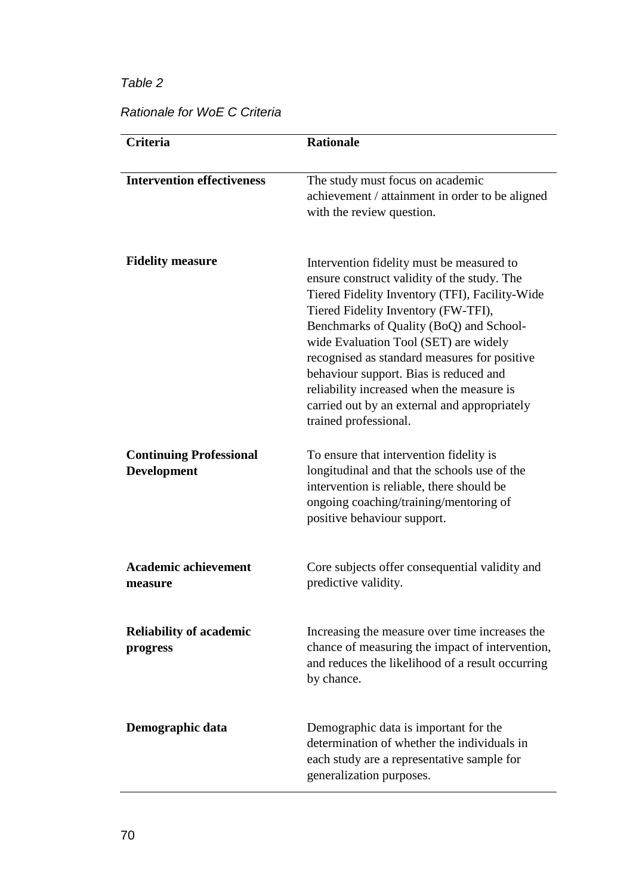*Table 2*

*Rationale for WoE C Criteria*

| Criteria | Rationale |
|---|---|
| **Intervention effectiveness** | The study must focus on academic achievement / attainment in order to be aligned with the review question. |
| **Fidelity measure** | Intervention fidelity must be measured to ensure construct validity of the study. The Tiered Fidelity Inventory (TFI), Facility-Wide Tiered Fidelity Inventory (FW-TFI), Benchmarks of Quality (BoQ) and School-wide Evaluation Tool (SET) are widely recognised as standard measures for positive behaviour support. Bias is reduced and reliability increased when the measure is carried out by an external and appropriately trained professional. |
| **Continuing Professional Development** | To ensure that intervention fidelity is longitudinal and that the schools use of the intervention is reliable, there should be ongoing coaching/training/mentoring of positive behaviour support. |
| **Academic achievement measure** | Core subjects offer consequential validity and predictive validity. |
| **Reliability of academic progress** | Increasing the measure over time increases the chance of measuring the impact of intervention, and reduces the likelihood of a result occurring by chance. |
| **Demographic data** | Demographic data is important for the determination of whether the individuals in each study are a representative sample for generalization purposes. |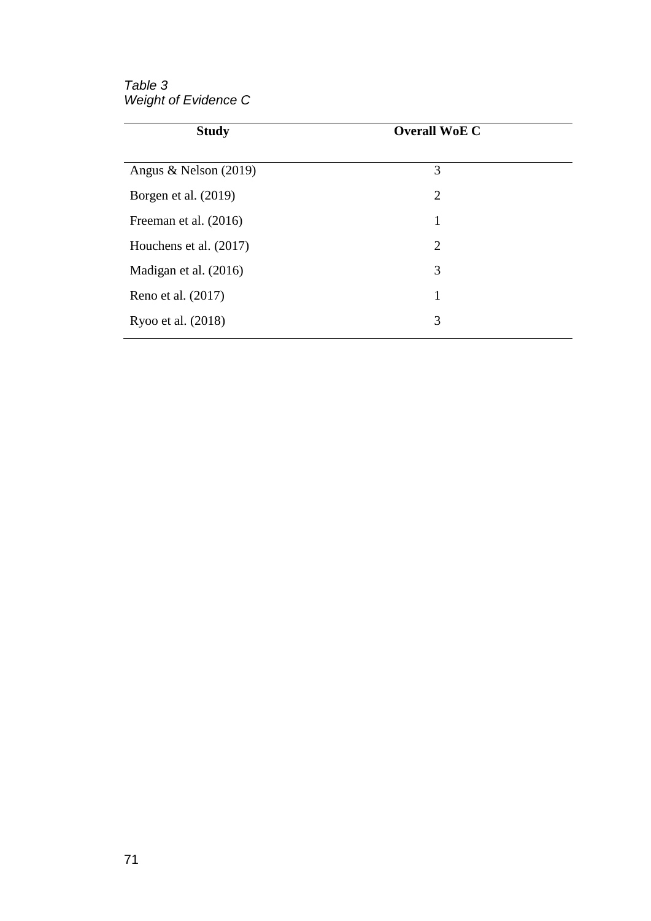*Table 3*
*Weight of Evidence C*

| Study | Overall WoE C |
|---|---|
| Angus & Nelson (2019) | 3 |
| Borgen et al. (2019) | 2 |
| Freeman et al. (2016) | 1 |
| Houchens et al. (2017) | 2 |
| Madigan et al. (2016) | 3 |
| Reno et al. (2017) | 1 |
| Ryoo et al. (2018) | 3 |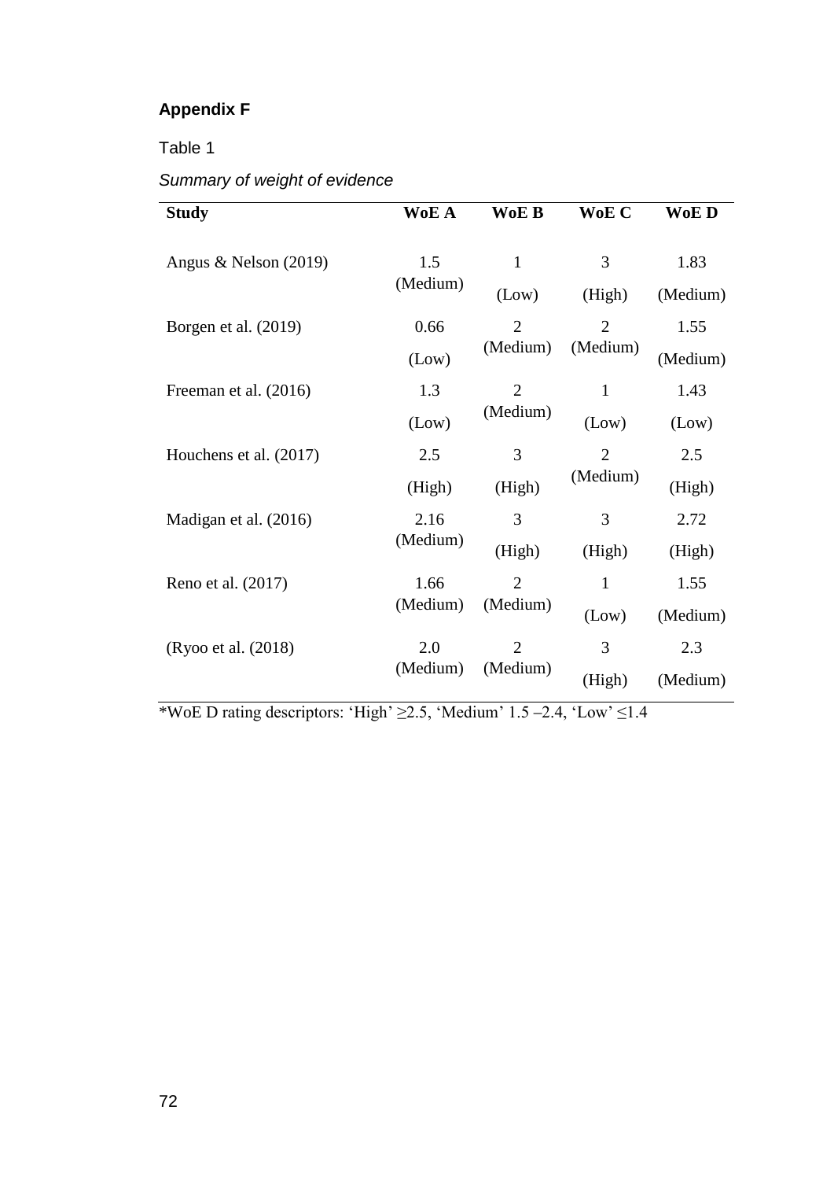**Appendix F**

Table 1

*Summary of weight of evidence*

| Study | WoE A | WoE B | WoE C | WoE D |
|---|---|---|---|---|
| Angus & Nelson (2019) | 1.5 (Medium) | 1 (Low) | 3 (High) | 1.83 (Medium) |
| Borgen et al. (2019) | 0.66 (Low) | 2 (Medium) | 2 (Medium) | 1.55 (Medium) |
| Freeman et al. (2016) | 1.3 (Low) | 2 (Medium) | 1 (Low) | 1.43 (Low) |
| Houchens et al. (2017) | 2.5 (High) | 3 (High) | 2 (Medium) | 2.5 (High) |
| Madigan et al. (2016) | 2.16 (Medium) | 3 (High) | 3 (High) | 2.72 (High) |
| Reno et al. (2017) | 1.66 (Medium) | 2 (Medium) | 1 (Low) | 1.55 (Medium) |
| (Ryoo et al. (2018) | 2.0 (Medium) | 2 (Medium) | 3 (High) | 2.3 (Medium) |

*WoE D rating descriptors: 'High' ≥2.5, 'Medium' 1.5 –2.4, 'Low' ≤1.4